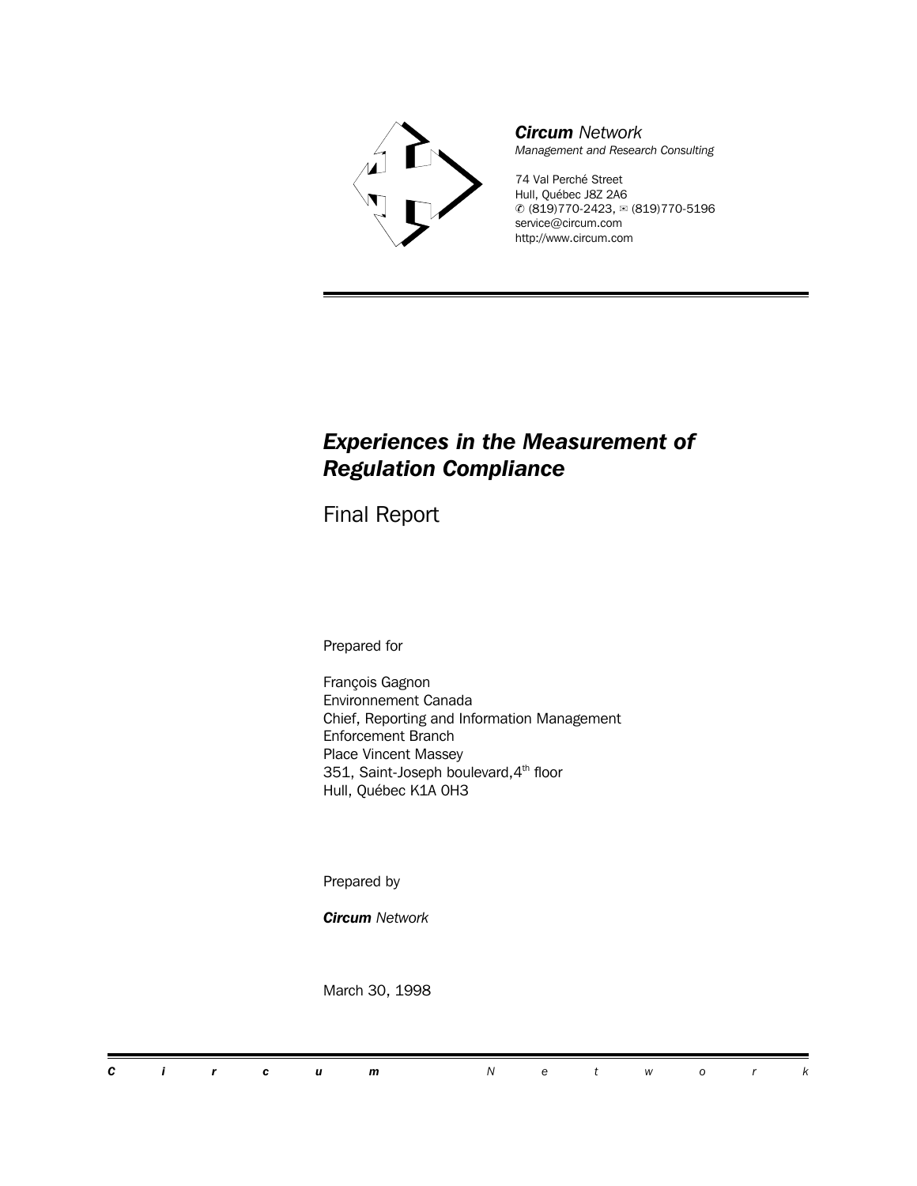***Circum** Network*
*Management and Research Consulting*

74 Val Perché Street
Hull, Québec J8Z 2A6
✆ (819)770-2423, ✉ (819)770-5196
service@circum.com
http://www.circum.com

# *Experiences in the Measurement of Regulation Compliance*

## Final Report

Prepared for

François Gagnon
Environnement Canada
Chief, Reporting and Information Management
Enforcement Branch
Place Vincent Massey
351, Saint-Joseph boulevard, 4th floor
Hull, Québec K1A 0H3

Prepared by

***Circum** Network*

March 30, 1998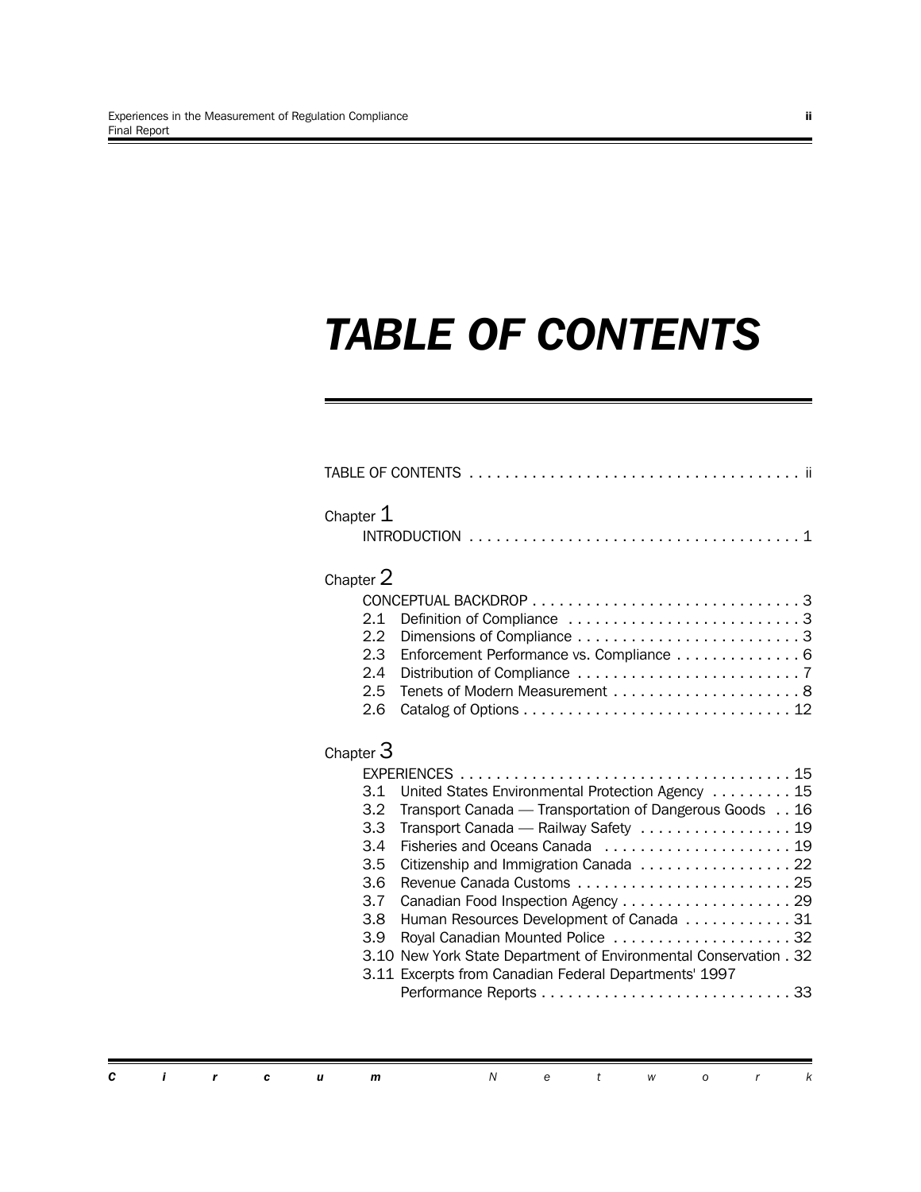# TABLE OF CONTENTS

TABLE OF CONTENTS . . . . . . . . . . . . . . . . . . . . . . . . . . . . . . . . . . . . . ii

Chapter 1

INTRODUCTION . . . . . . . . . . . . . . . . . . . . . . . . . . . . . . . . . . . . . 1

Chapter 2

CONCEPTUAL BACKDROP . . . . . . . . . . . . . . . . . . . . . . . . . . . . . . 3

2.1 Definition of Compliance . . . . . . . . . . . . . . . . . . . . . . . . . . 3

2.2 Dimensions of Compliance . . . . . . . . . . . . . . . . . . . . . . . . . 3

2.3 Enforcement Performance vs. Compliance . . . . . . . . . . . . . . 6

2.4 Distribution of Compliance . . . . . . . . . . . . . . . . . . . . . . . . . 7

2.5 Tenets of Modern Measurement . . . . . . . . . . . . . . . . . . . . . 8

2.6 Catalog of Options . . . . . . . . . . . . . . . . . . . . . . . . . . . . . . 12

Chapter 3

EXPERIENCES . . . . . . . . . . . . . . . . . . . . . . . . . . . . . . . . . . . . . 15

3.1 United States Environmental Protection Agency . . . . . . . . . 15

3.2 Transport Canada — Transportation of Dangerous Goods . . 16

3.3 Transport Canada — Railway Safety . . . . . . . . . . . . . . . . . 19

3.4 Fisheries and Oceans Canada . . . . . . . . . . . . . . . . . . . . . 19

3.5 Citizenship and Immigration Canada . . . . . . . . . . . . . . . . . 22

3.6 Revenue Canada Customs . . . . . . . . . . . . . . . . . . . . . . . . 25

3.7 Canadian Food Inspection Agency . . . . . . . . . . . . . . . . . . . 29

3.8 Human Resources Development of Canada . . . . . . . . . . . . 31

3.9 Royal Canadian Mounted Police . . . . . . . . . . . . . . . . . . . . 32

3.10 New York State Department of Environmental Conservation . 32

3.11 Excerpts from Canadian Federal Departments' 1997 Performance Reports . . . . . . . . . . . . . . . . . . . . . . . . . . . . 33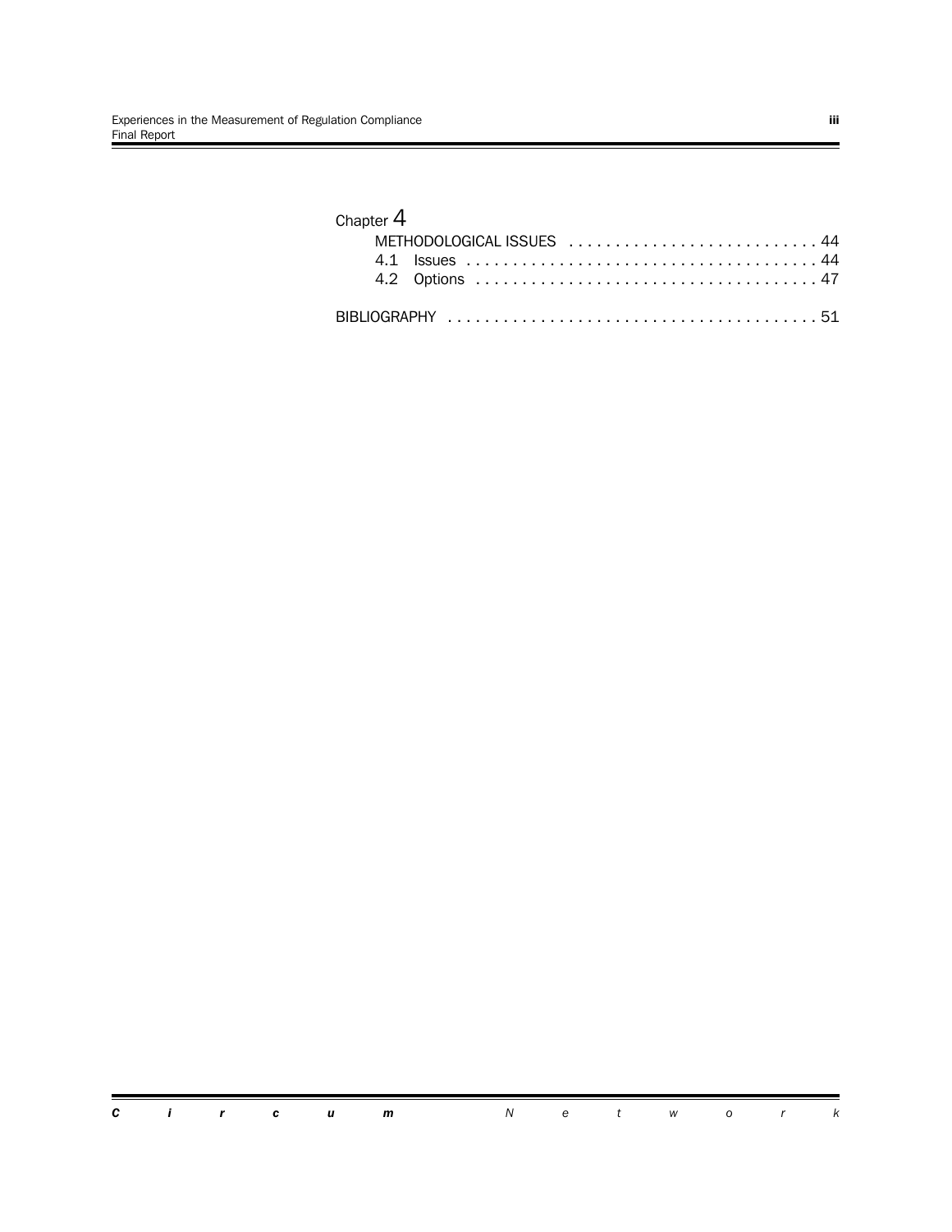Chapter 4

METHODOLOGICAL ISSUES . . . . . . . . . . . . . . . . . . . . . . . . . . . 44

4.1 Issues . . . . . . . . . . . . . . . . . . . . . . . . . . . . . . . . . . . . . . 44

4.2 Options . . . . . . . . . . . . . . . . . . . . . . . . . . . . . . . . . . . . . 47

BIBLIOGRAPHY . . . . . . . . . . . . . . . . . . . . . . . . . . . . . . . . . . . . . . . . 51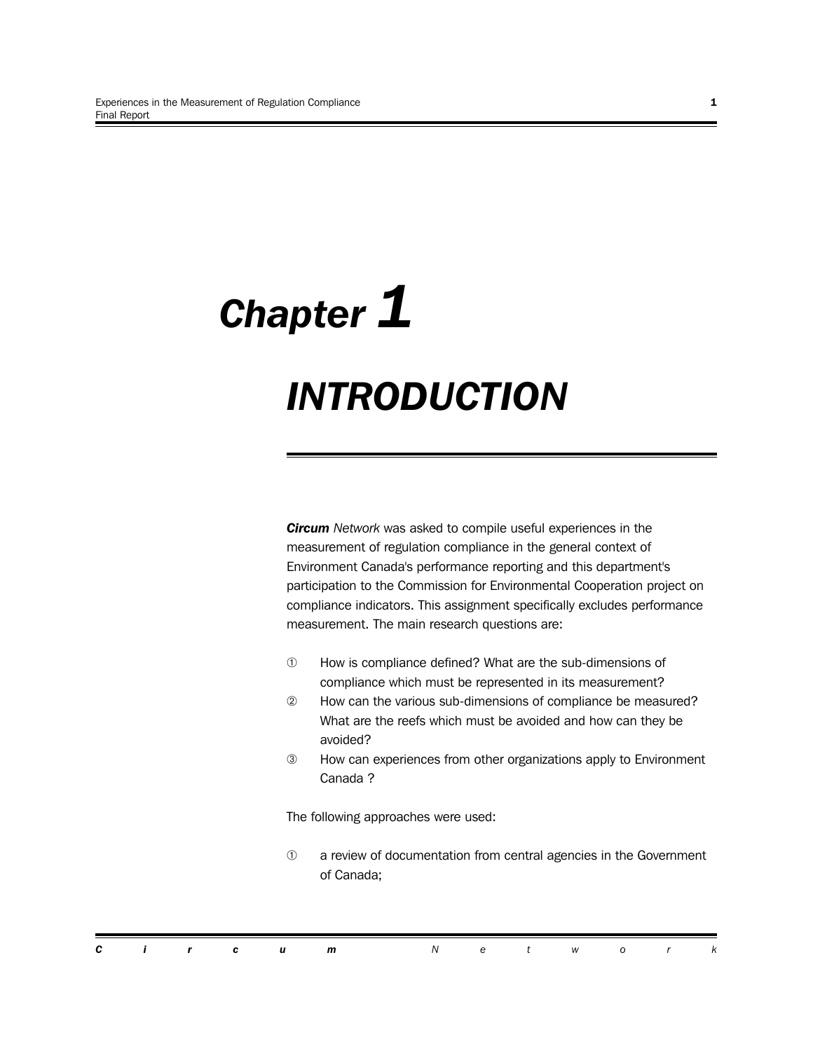# Chapter 1

# INTRODUCTION

***Circum*** *Network* was asked to compile useful experiences in the measurement of regulation compliance in the general context of Environment Canada's performance reporting and this department's participation to the Commission for Environmental Cooperation project on compliance indicators. This assignment specifically excludes performance measurement. The main research questions are:

① How is compliance defined? What are the sub-dimensions of compliance which must be represented in its measurement?

② How can the various sub-dimensions of compliance be measured? What are the reefs which must be avoided and how can they be avoided?

③ How can experiences from other organizations apply to Environment Canada ?

The following approaches were used:

① a review of documentation from central agencies in the Government of Canada;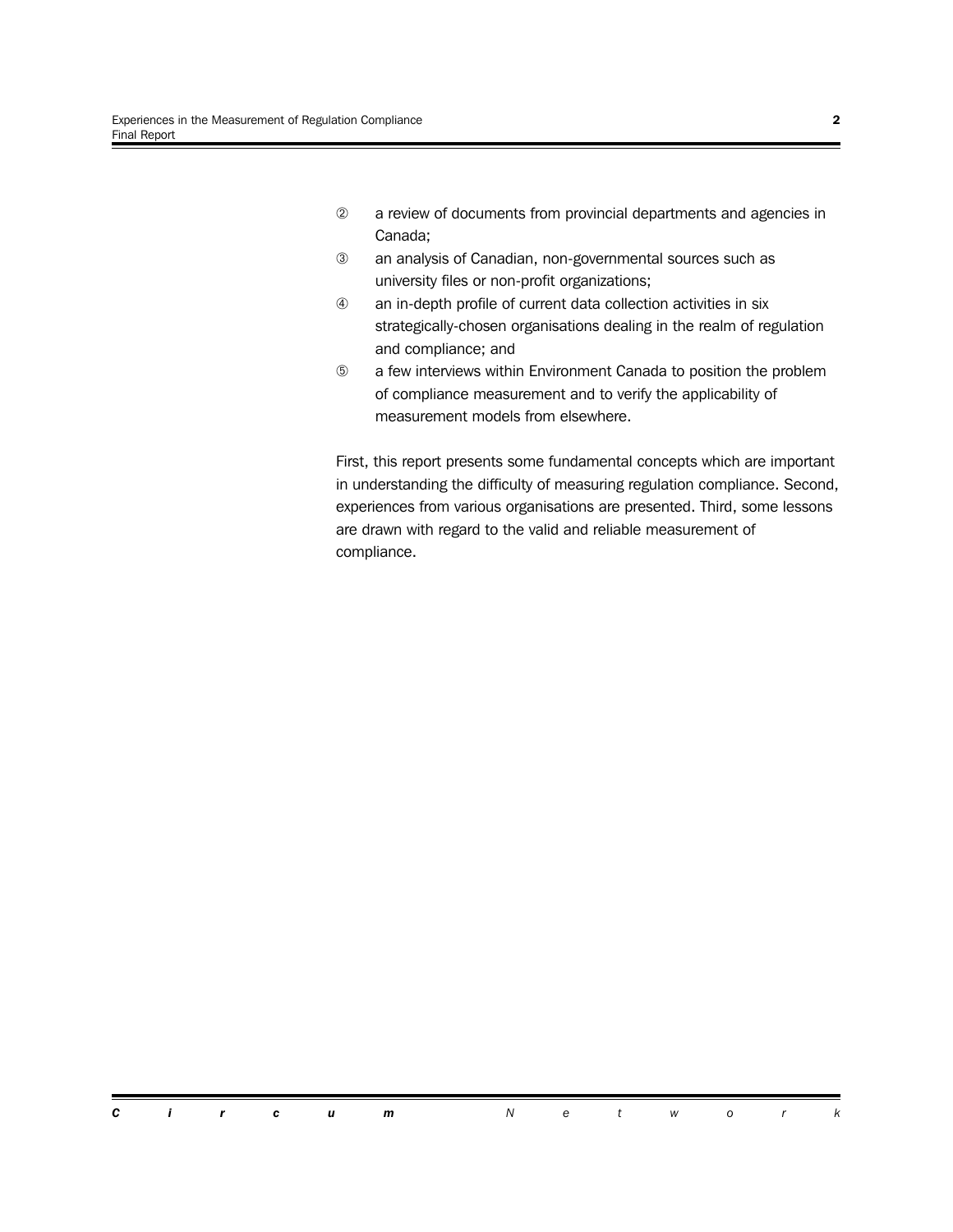② a review of documents from provincial departments and agencies in Canada;

③ an analysis of Canadian, non-governmental sources such as university files or non-profit organizations;

④ an in-depth profile of current data collection activities in six strategically-chosen organisations dealing in the realm of regulation and compliance; and

⑤ a few interviews within Environment Canada to position the problem of compliance measurement and to verify the applicability of measurement models from elsewhere.

First, this report presents some fundamental concepts which are important in understanding the difficulty of measuring regulation compliance. Second, experiences from various organisations are presented. Third, some lessons are drawn with regard to the valid and reliable measurement of compliance.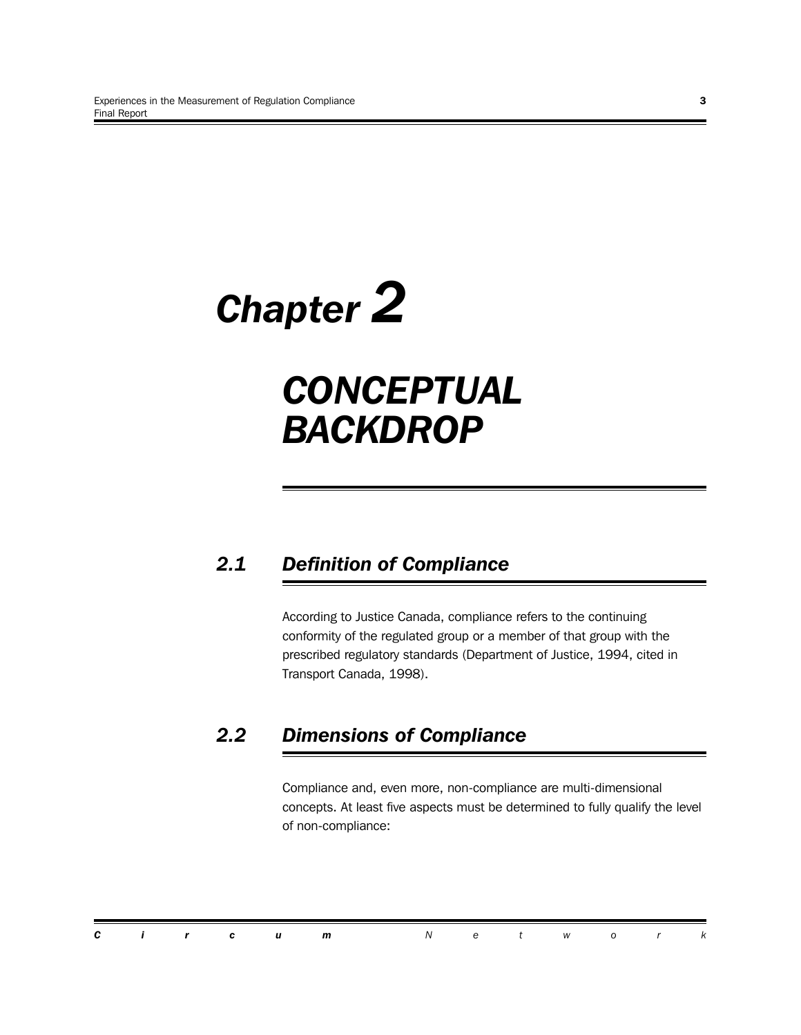# Chapter 2

# CONCEPTUAL BACKDROP

## 2.1 Definition of Compliance

According to Justice Canada, compliance refers to the continuing conformity of the regulated group or a member of that group with the prescribed regulatory standards (Department of Justice, 1994, cited in Transport Canada, 1998).

## 2.2 Dimensions of Compliance

Compliance and, even more, non-compliance are multi-dimensional concepts. At least five aspects must be determined to fully qualify the level of non-compliance: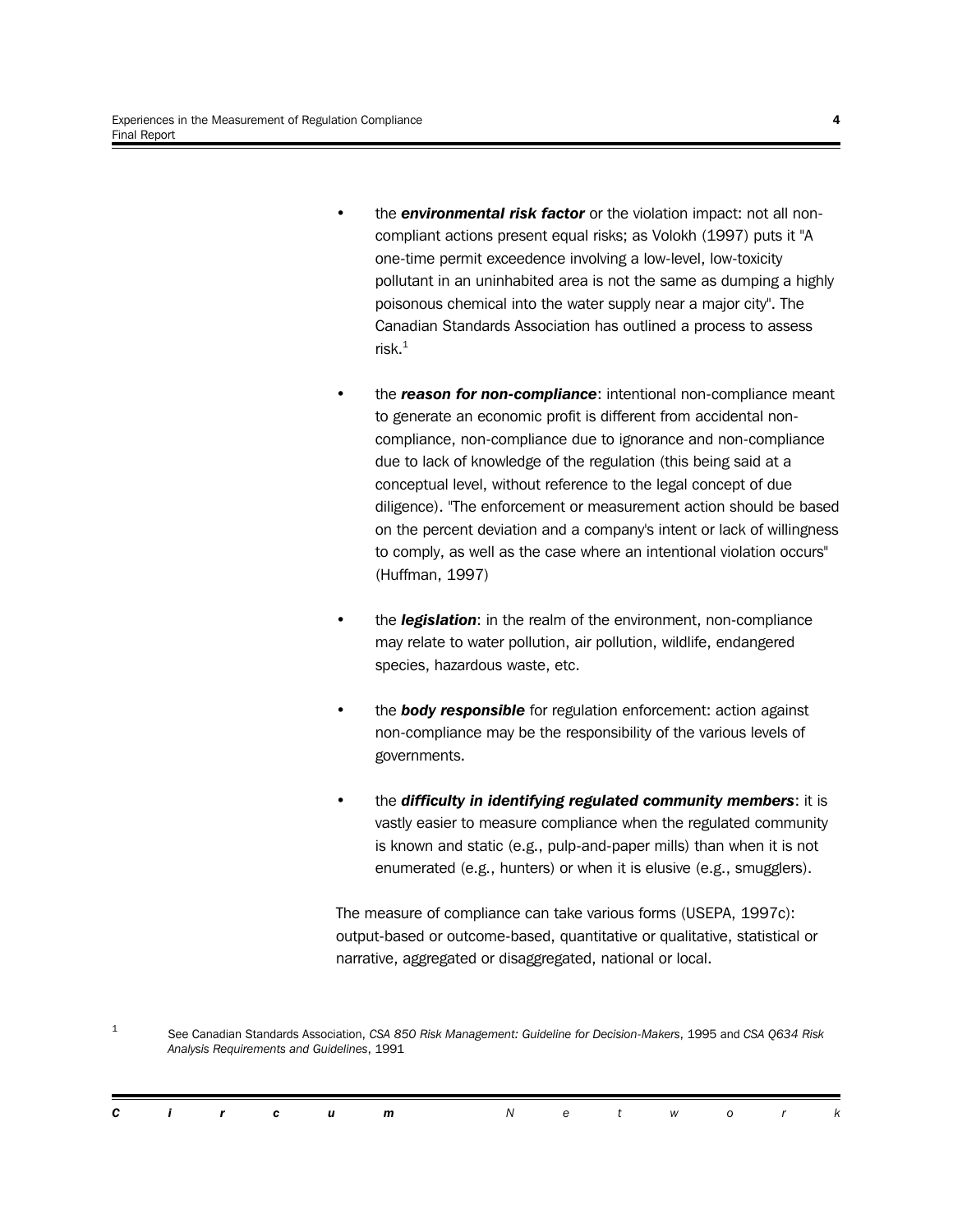- the ***environmental risk factor*** or the violation impact: not all non-compliant actions present equal risks; as Volokh (1997) puts it "A one-time permit exceedence involving a low-level, low-toxicity pollutant in an uninhabited area is not the same as dumping a highly poisonous chemical into the water supply near a major city". The Canadian Standards Association has outlined a process to assess risk.[1]

- the ***reason for non-compliance***: intentional non-compliance meant to generate an economic profit is different from accidental non-compliance, non-compliance due to ignorance and non-compliance due to lack of knowledge of the regulation (this being said at a conceptual level, without reference to the legal concept of due diligence). "The enforcement or measurement action should be based on the percent deviation and a company's intent or lack of willingness to comply, as well as the case where an intentional violation occurs" (Huffman, 1997)

- the ***legislation***: in the realm of the environment, non-compliance may relate to water pollution, air pollution, wildlife, endangered species, hazardous waste, etc.

- the ***body responsible*** for regulation enforcement: action against non-compliance may be the responsibility of the various levels of governments.

- the ***difficulty in identifying regulated community members***: it is vastly easier to measure compliance when the regulated community is known and static (e.g., pulp-and-paper mills) than when it is not enumerated (e.g., hunters) or when it is elusive (e.g., smugglers).

The measure of compliance can take various forms (USEPA, 1997c): output-based or outcome-based, quantitative or qualitative, statistical or narrative, aggregated or disaggregated, national or local.

[1] See Canadian Standards Association, *CSA 850 Risk Management: Guideline for Decision-Makers*, 1995 and *CSA Q634 Risk Analysis Requirements and Guidelines*, 1991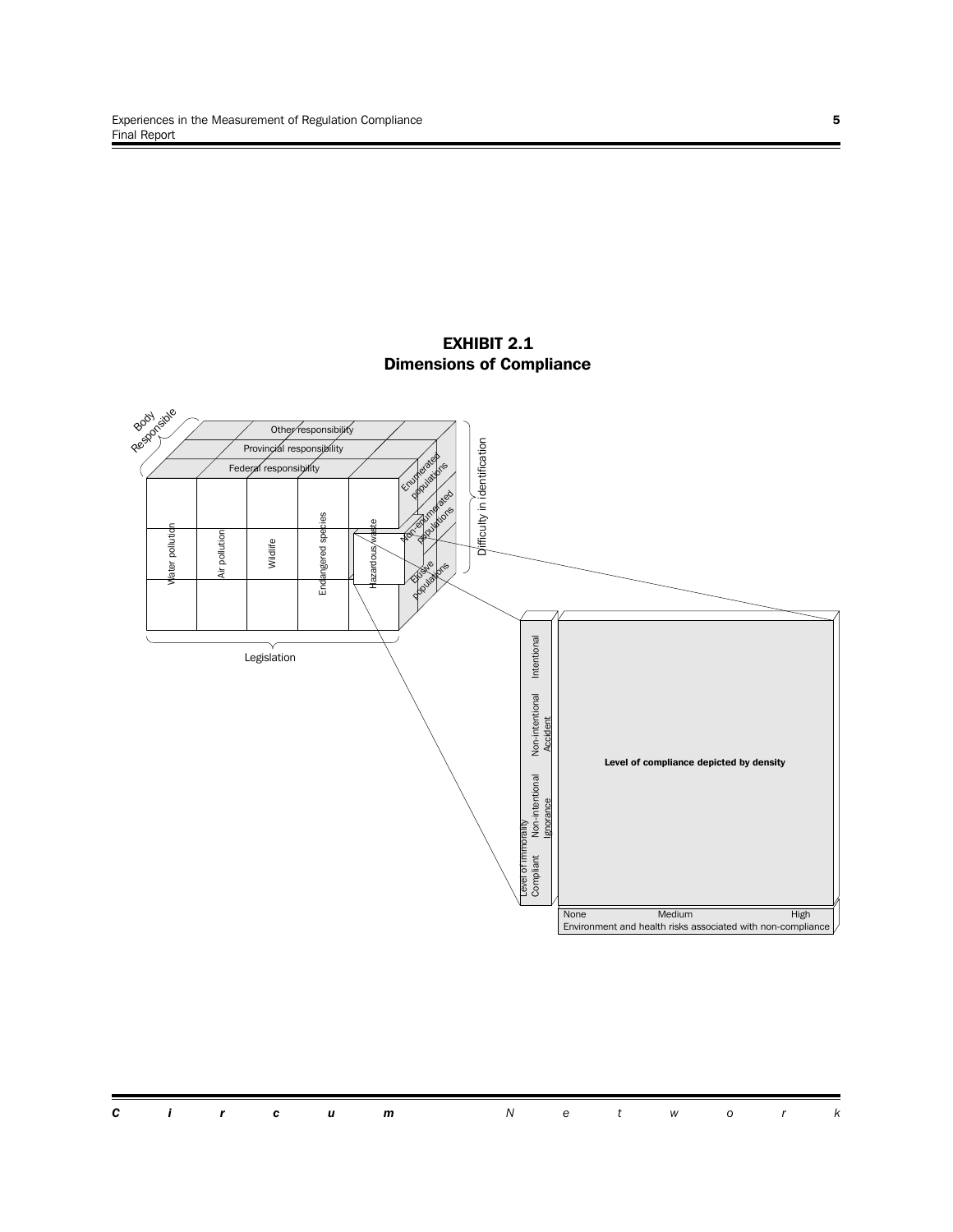## EXHIBIT 2.1
## Dimensions of Compliance

Body Responsible

Other responsibility

Provincial responsibility

Federal responsibility

Water pollution | Air pollution | Wildlife | Endangered species | Hazardous waste

Legislation

Enumerated populations

Non-enumerated populations

Elusive populations

Difficulty in identification

Level of immorality: Compliant | Non-intentional Ignorance | Non-intentional Accident | Intentional

**Level of compliance depicted by density**

None | Medium | High

Environment and health risks associated with non-compliance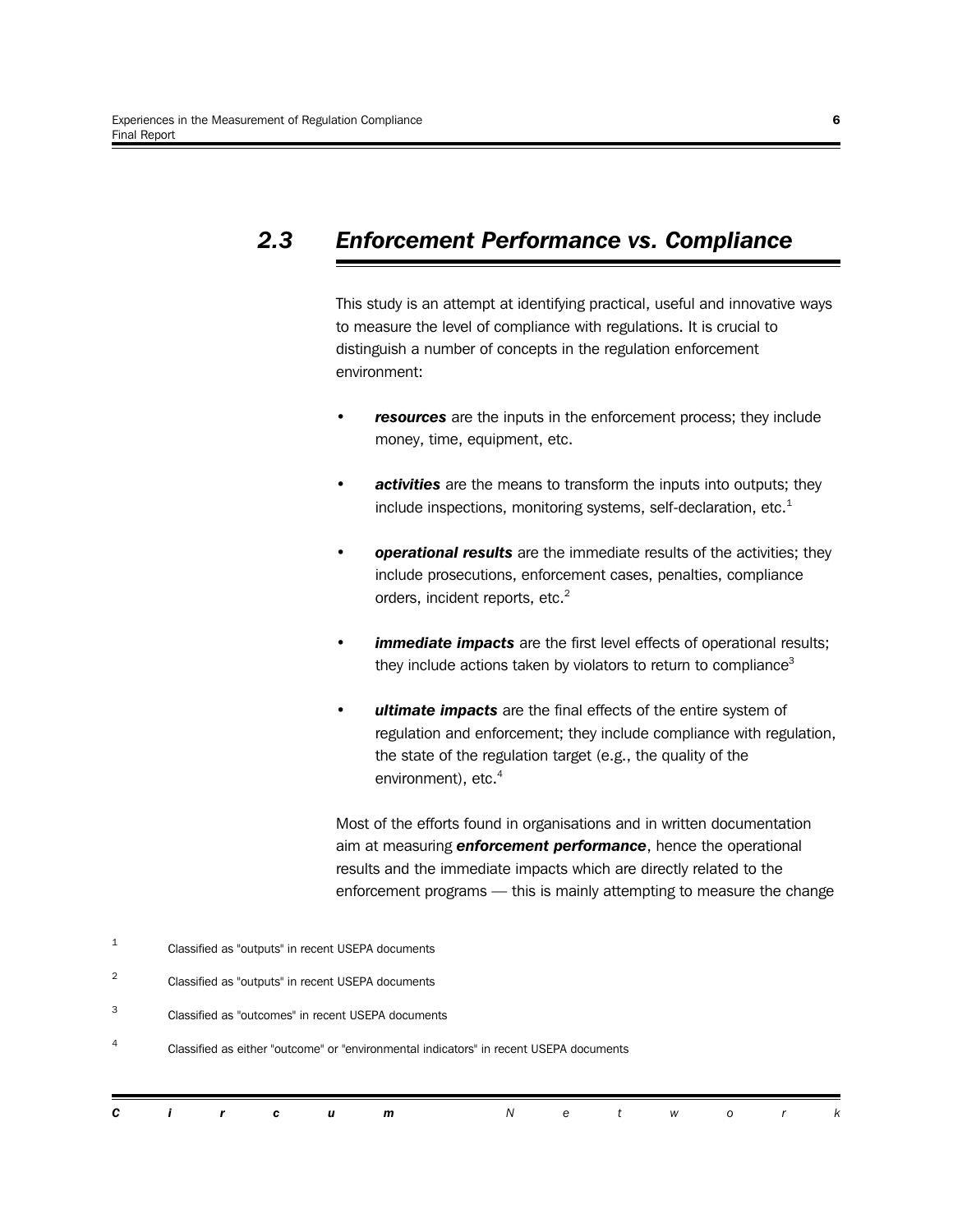## 2.3 *Enforcement Performance vs. Compliance*

This study is an attempt at identifying practical, useful and innovative ways to measure the level of compliance with regulations. It is crucial to distinguish a number of concepts in the regulation enforcement environment:

- ***resources*** are the inputs in the enforcement process; they include money, time, equipment, etc.
- ***activities*** are the means to transform the inputs into outputs; they include inspections, monitoring systems, self-declaration, etc.[1]
- ***operational results*** are the immediate results of the activities; they include prosecutions, enforcement cases, penalties, compliance orders, incident reports, etc.[2]
- ***immediate impacts*** are the first level effects of operational results; they include actions taken by violators to return to compliance[3]
- ***ultimate impacts*** are the final effects of the entire system of regulation and enforcement; they include compliance with regulation, the state of the regulation target (e.g., the quality of the environment), etc.[4]

Most of the efforts found in organisations and in written documentation aim at measuring ***enforcement performance***, hence the operational results and the immediate impacts which are directly related to the enforcement programs — this is mainly attempting to measure the change

[1] Classified as "outputs" in recent USEPA documents

[2] Classified as "outputs" in recent USEPA documents

[3] Classified as "outcomes" in recent USEPA documents

[4] Classified as either "outcome" or "environmental indicators" in recent USEPA documents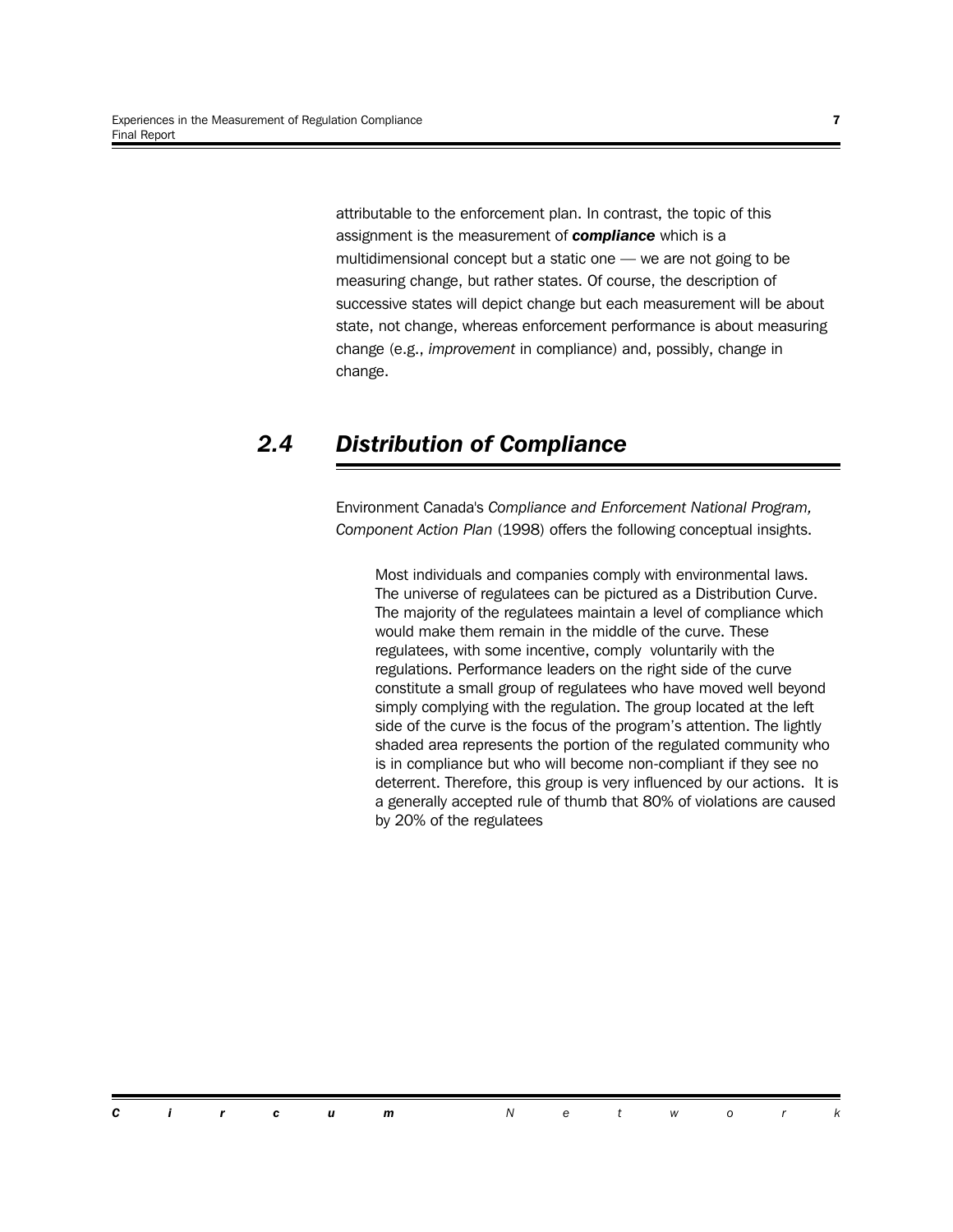attributable to the enforcement plan. In contrast, the topic of this assignment is the measurement of ***compliance*** which is a multidimensional concept but a static one — we are not going to be measuring change, but rather states. Of course, the description of successive states will depict change but each measurement will be about state, not change, whereas enforcement performance is about measuring change (e.g., *improvement* in compliance) and, possibly, change in change.

## *2.4 Distribution of Compliance*

Environment Canada's *Compliance and Enforcement National Program, Component Action Plan* (1998) offers the following conceptual insights.

> Most individuals and companies comply with environmental laws. The universe of regulatees can be pictured as a Distribution Curve. The majority of the regulatees maintain a level of compliance which would make them remain in the middle of the curve. These regulatees, with some incentive, comply voluntarily with the regulations. Performance leaders on the right side of the curve constitute a small group of regulatees who have moved well beyond simply complying with the regulation. The group located at the left side of the curve is the focus of the program's attention. The lightly shaded area represents the portion of the regulated community who is in compliance but who will become non-compliant if they see no deterrent. Therefore, this group is very influenced by our actions. It is a generally accepted rule of thumb that 80% of violations are caused by 20% of the regulatees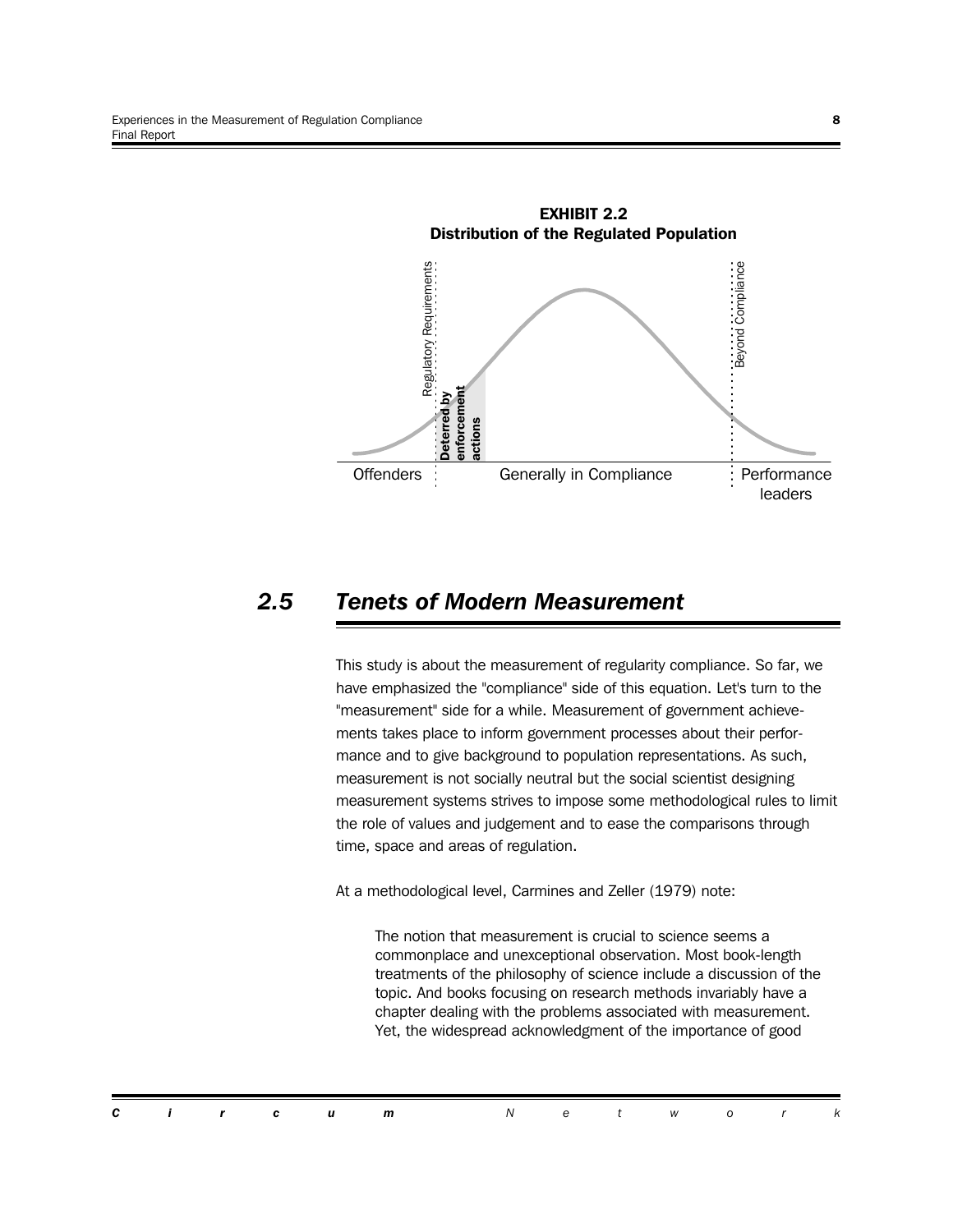**EXHIBIT 2.2**
**Distribution of the Regulated Population**

Regulatory Requirements | Beyond Compliance

**Deterred by enforcement actions**

Offenders | Generally in Compliance | Performance leaders

## 2.5 *Tenets of Modern Measurement*

This study is about the measurement of regularity compliance. So far, we have emphasized the "compliance" side of this equation. Let's turn to the "measurement" side for a while. Measurement of government achievements takes place to inform government processes about their performance and to give background to population representations. As such, measurement is not socially neutral but the social scientist designing measurement systems strives to impose some methodological rules to limit the role of values and judgement and to ease the comparisons through time, space and areas of regulation.

At a methodological level, Carmines and Zeller (1979) note:

> The notion that measurement is crucial to science seems a commonplace and unexceptional observation. Most book-length treatments of the philosophy of science include a discussion of the topic. And books focusing on research methods invariably have a chapter dealing with the problems associated with measurement. Yet, the widespread acknowledgment of the importance of good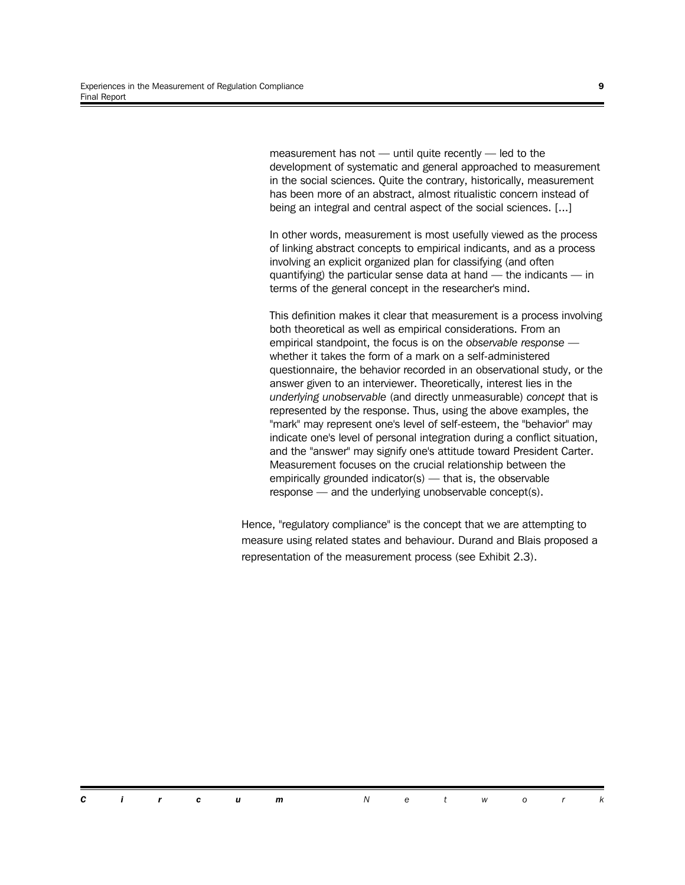> measurement has not — until quite recently — led to the development of systematic and general approached to measurement in the social sciences. Quite the contrary, historically, measurement has been more of an abstract, almost ritualistic concern instead of being an integral and central aspect of the social sciences. [...]
>
> In other words, measurement is most usefully viewed as the process of linking abstract concepts to empirical indicants, and as a process involving an explicit organized plan for classifying (and often quantifying) the particular sense data at hand — the indicants — in terms of the general concept in the researcher's mind.
>
> This definition makes it clear that measurement is a process involving both theoretical as well as empirical considerations. From an empirical standpoint, the focus is on the *observable response* — whether it takes the form of a mark on a self-administered questionnaire, the behavior recorded in an observational study, or the answer given to an interviewer. Theoretically, interest lies in the *underlying unobservable* (and directly unmeasurable) *concept* that is represented by the response. Thus, using the above examples, the "mark" may represent one's level of self-esteem, the "behavior" may indicate one's level of personal integration during a conflict situation, and the "answer" may signify one's attitude toward President Carter. Measurement focuses on the crucial relationship between the empirically grounded indicator(s) — that is, the observable response — and the underlying unobservable concept(s).

Hence, "regulatory compliance" is the concept that we are attempting to measure using related states and behaviour. Durand and Blais proposed a representation of the measurement process (see Exhibit 2.3).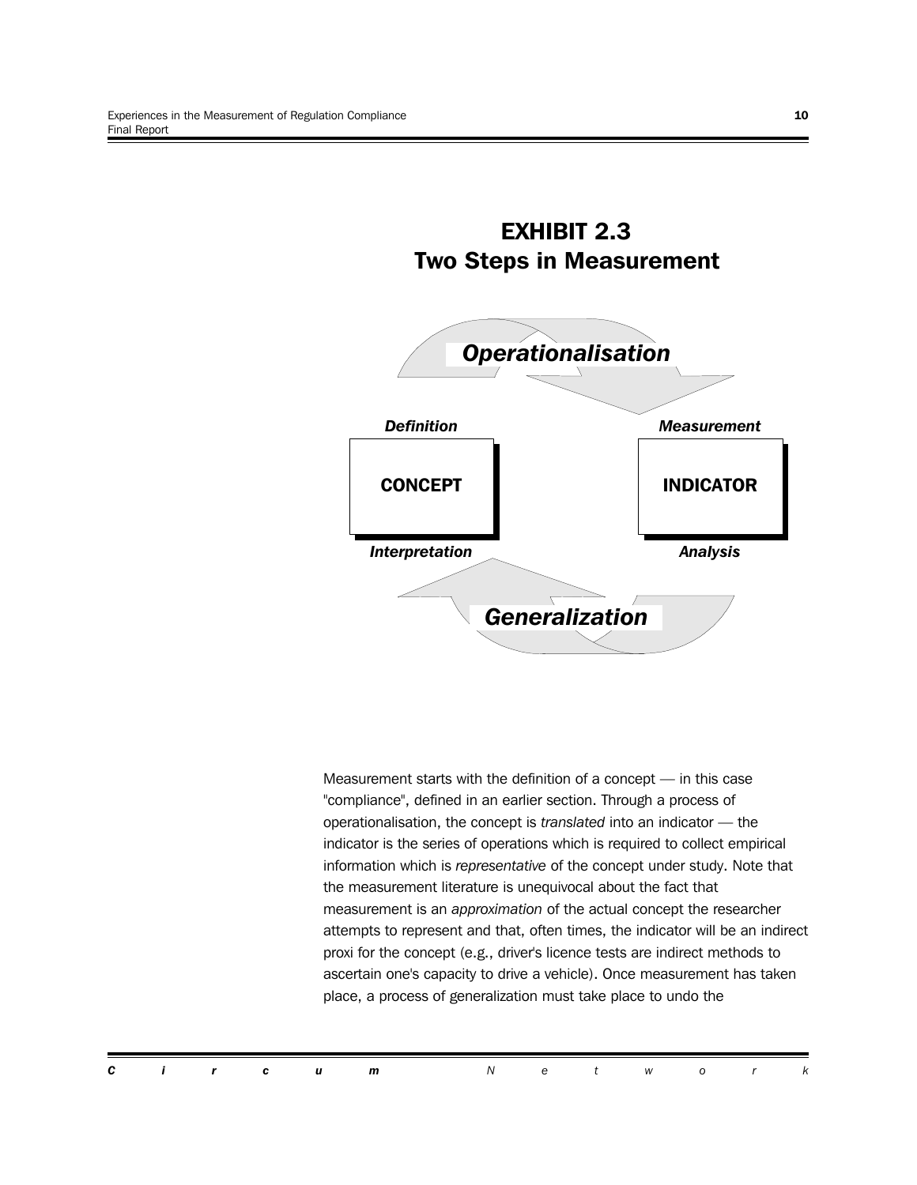## EXHIBIT 2.3
## Two Steps in Measurement

*Operationalisation*

*Definition* — **CONCEPT** — *Interpretation*

*Measurement* — **INDICATOR** — *Analysis*

*Generalization*

Measurement starts with the definition of a concept — in this case "compliance", defined in an earlier section. Through a process of operationalisation, the concept is *translated* into an indicator — the indicator is the series of operations which is required to collect empirical information which is *representative* of the concept under study. Note that the measurement literature is unequivocal about the fact that measurement is an *approximation* of the actual concept the researcher attempts to represent and that, often times, the indicator will be an indirect proxi for the concept (e.g., driver's licence tests are indirect methods to ascertain one's capacity to drive a vehicle). Once measurement has taken place, a process of generalization must take place to undo the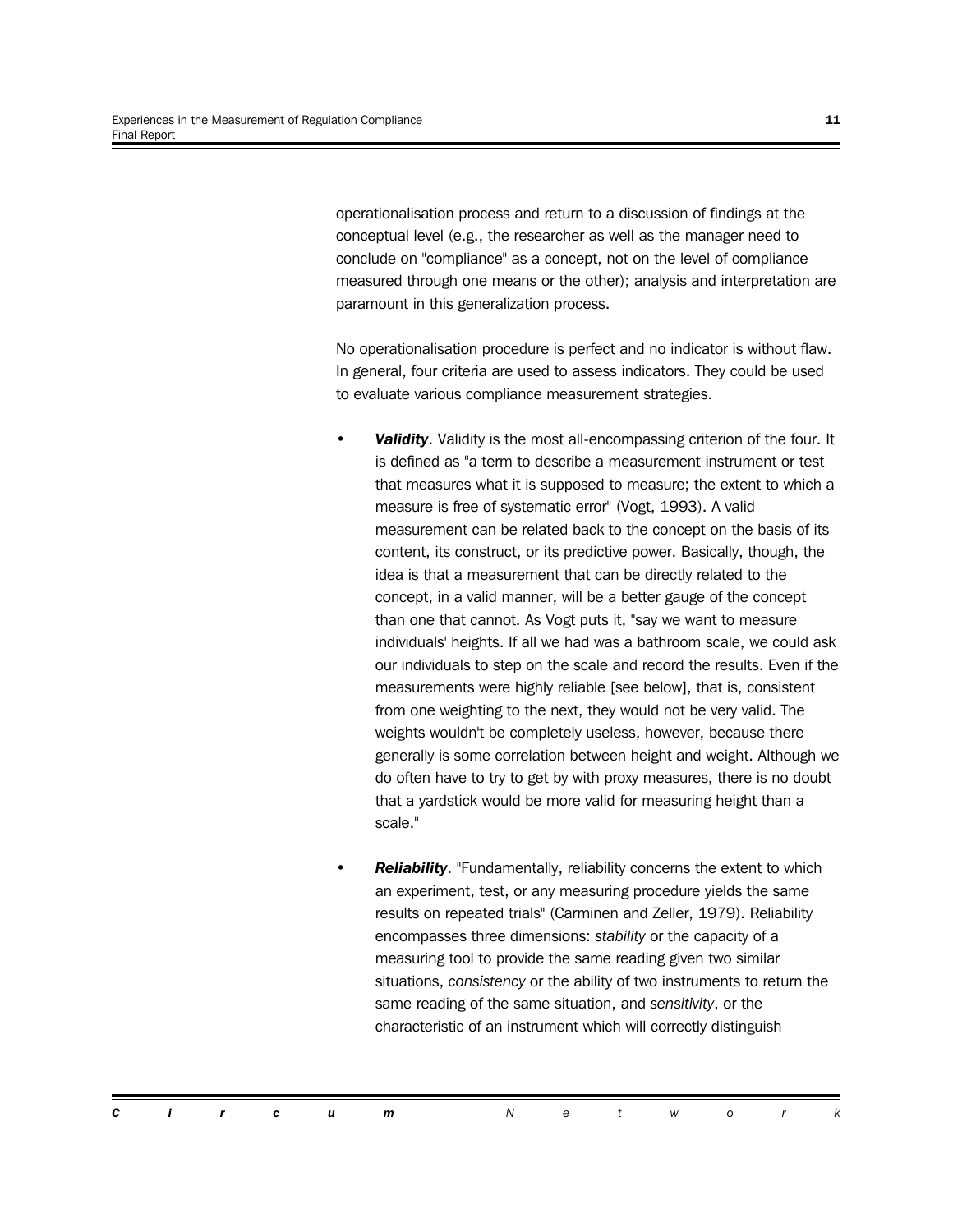operationalisation process and return to a discussion of findings at the conceptual level (e.g., the researcher as well as the manager need to conclude on "compliance" as a concept, not on the level of compliance measured through one means or the other); analysis and interpretation are paramount in this generalization process.

No operationalisation procedure is perfect and no indicator is without flaw. In general, four criteria are used to assess indicators. They could be used to evaluate various compliance measurement strategies.

- ***Validity***. Validity is the most all-encompassing criterion of the four. It is defined as "a term to describe a measurement instrument or test that measures what it is supposed to measure; the extent to which a measure is free of systematic error" (Vogt, 1993). A valid measurement can be related back to the concept on the basis of its content, its construct, or its predictive power. Basically, though, the idea is that a measurement that can be directly related to the concept, in a valid manner, will be a better gauge of the concept than one that cannot. As Vogt puts it, "say we want to measure individuals' heights. If all we had was a bathroom scale, we could ask our individuals to step on the scale and record the results. Even if the measurements were highly reliable [see below], that is, consistent from one weighting to the next, they would not be very valid. The weights wouldn't be completely useless, however, because there generally is some correlation between height and weight. Although we do often have to try to get by with proxy measures, there is no doubt that a yardstick would be more valid for measuring height than a scale."

- ***Reliability***. "Fundamentally, reliability concerns the extent to which an experiment, test, or any measuring procedure yields the same results on repeated trials" (Carminen and Zeller, 1979). Reliability encompasses three dimensions: *stability* or the capacity of a measuring tool to provide the same reading given two similar situations, *consistency* or the ability of two instruments to return the same reading of the same situation, and *sensitivity*, or the characteristic of an instrument which will correctly distinguish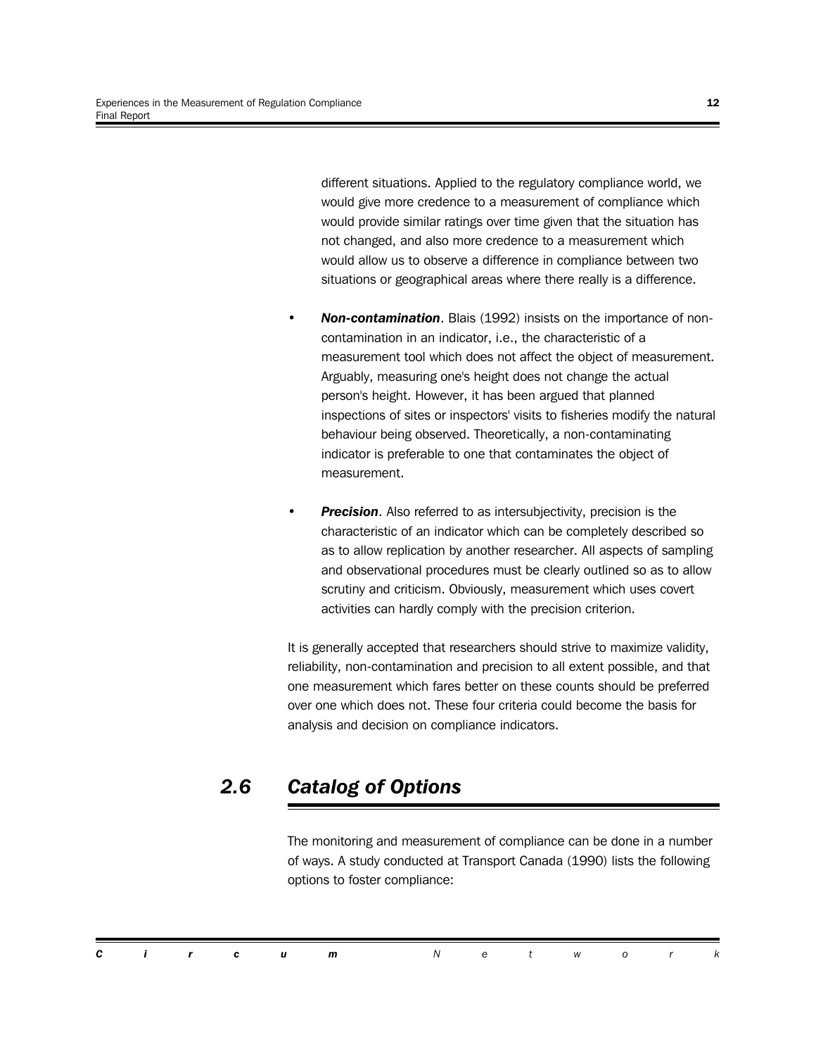different situations. Applied to the regulatory compliance world, we would give more credence to a measurement of compliance which would provide similar ratings over time given that the situation has not changed, and also more credence to a measurement which would allow us to observe a difference in compliance between two situations or geographical areas where there really is a difference.

- ***Non-contamination***. Blais (1992) insists on the importance of non-contamination in an indicator, i.e., the characteristic of a measurement tool which does not affect the object of measurement. Arguably, measuring one's height does not change the actual person's height. However, it has been argued that planned inspections of sites or inspectors' visits to fisheries modify the natural behaviour being observed. Theoretically, a non-contaminating indicator is preferable to one that contaminates the object of measurement.

- ***Precision***. Also referred to as intersubjectivity, precision is the characteristic of an indicator which can be completely described so as to allow replication by another researcher. All aspects of sampling and observational procedures must be clearly outlined so as to allow scrutiny and criticism. Obviously, measurement which uses covert activities can hardly comply with the precision criterion.

It is generally accepted that researchers should strive to maximize validity, reliability, non-contamination and precision to all extent possible, and that one measurement which fares better on these counts should be preferred over one which does not. These four criteria could become the basis for analysis and decision on compliance indicators.

## *2.6 Catalog of Options*

The monitoring and measurement of compliance can be done in a number of ways. A study conducted at Transport Canada (1990) lists the following options to foster compliance: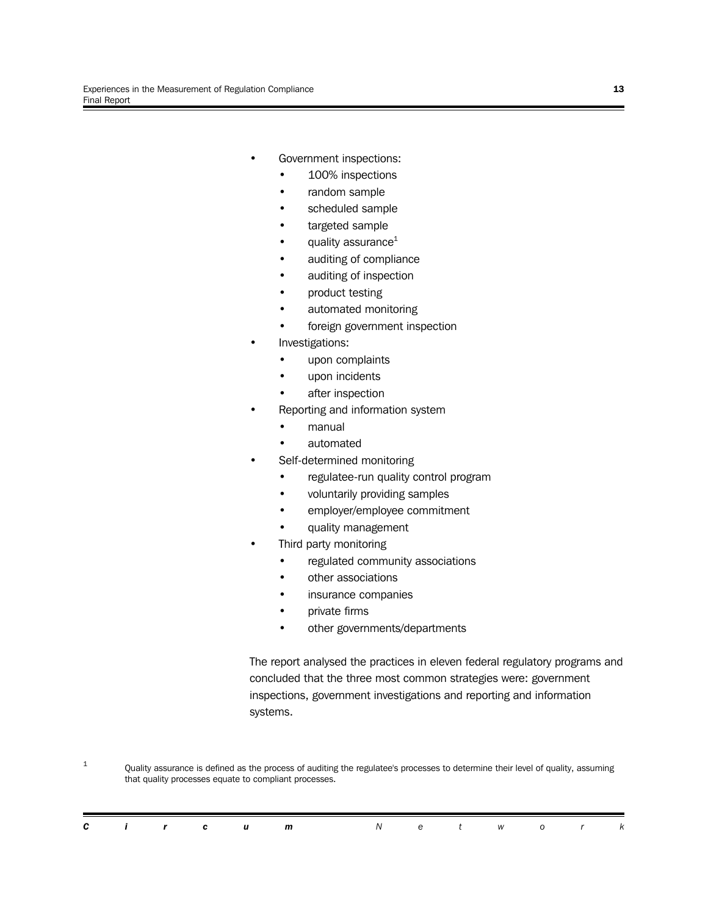- Government inspections:
  - 100% inspections
  - random sample
  - scheduled sample
  - targeted sample
  - quality assurance[1]
  - auditing of compliance
  - auditing of inspection
  - product testing
  - automated monitoring
  - foreign government inspection
- Investigations:
  - upon complaints
  - upon incidents
  - after inspection
- Reporting and information system
  - manual
  - automated
- Self-determined monitoring
  - regulatee-run quality control program
  - voluntarily providing samples
  - employer/employee commitment
  - quality management
- Third party monitoring
  - regulated community associations
  - other associations
  - insurance companies
  - private firms
  - other governments/departments

The report analysed the practices in eleven federal regulatory programs and concluded that the three most common strategies were: government inspections, government investigations and reporting and information systems.

[1] Quality assurance is defined as the process of auditing the regulatee's processes to determine their level of quality, assuming that quality processes equate to compliant processes.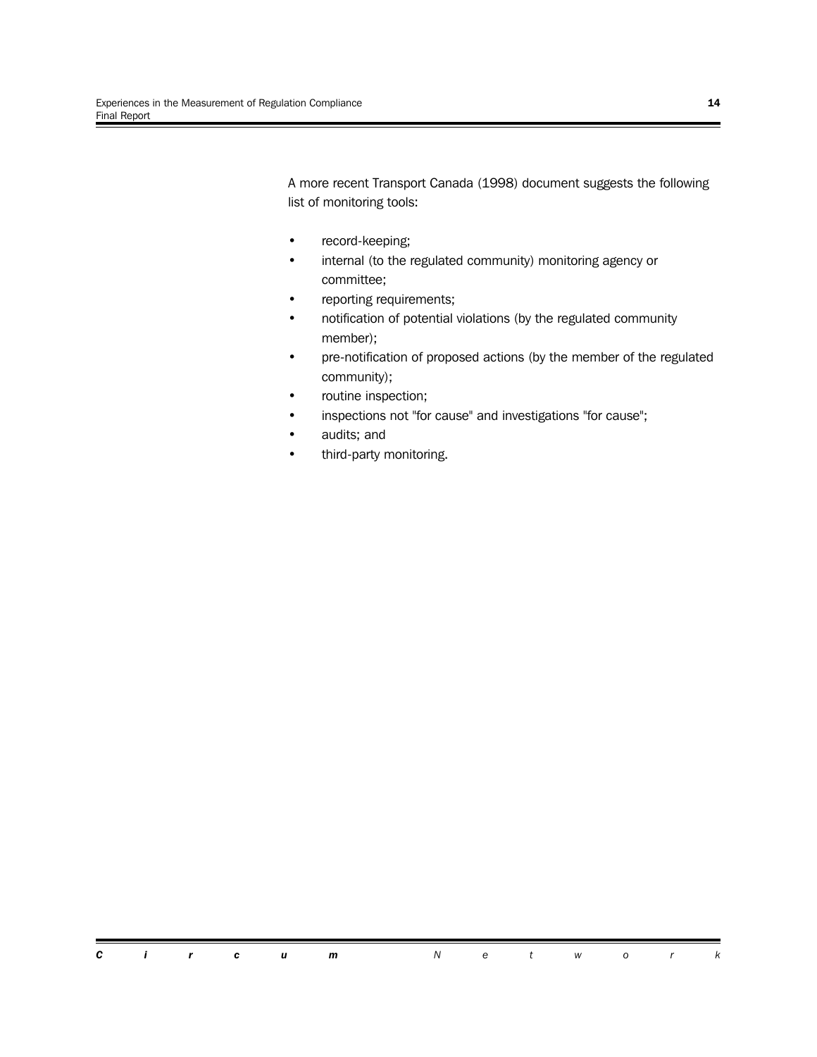A more recent Transport Canada (1998) document suggests the following list of monitoring tools:

- record-keeping;
- internal (to the regulated community) monitoring agency or committee;
- reporting requirements;
- notification of potential violations (by the regulated community member);
- pre-notification of proposed actions (by the member of the regulated community);
- routine inspection;
- inspections not "for cause" and investigations "for cause";
- audits; and
- third-party monitoring.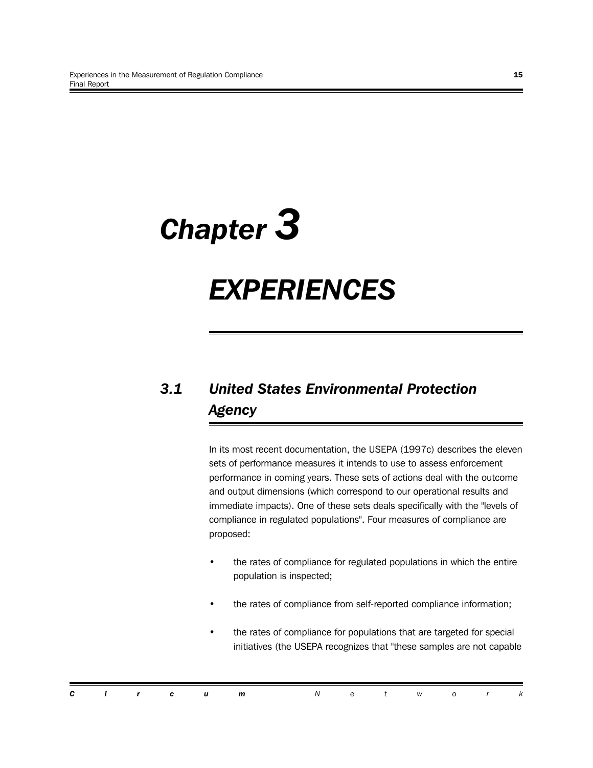# Chapter 3

# EXPERIENCES

## 3.1 United States Environmental Protection Agency

In its most recent documentation, the USEPA (1997c) describes the eleven sets of performance measures it intends to use to assess enforcement performance in coming years. These sets of actions deal with the outcome and output dimensions (which correspond to our operational results and immediate impacts). One of these sets deals specifically with the "levels of compliance in regulated populations". Four measures of compliance are proposed:

- the rates of compliance for regulated populations in which the entire population is inspected;
- the rates of compliance from self-reported compliance information;
- the rates of compliance for populations that are targeted for special initiatives (the USEPA recognizes that "these samples are not capable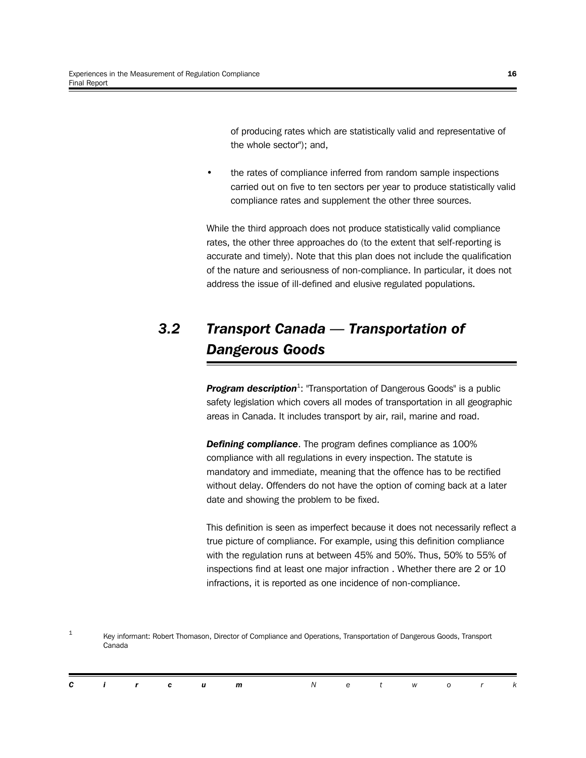of producing rates which are statistically valid and representative of the whole sector"); and,

- the rates of compliance inferred from random sample inspections carried out on five to ten sectors per year to produce statistically valid compliance rates and supplement the other three sources.

While the third approach does not produce statistically valid compliance rates, the other three approaches do (to the extent that self-reporting is accurate and timely). Note that this plan does not include the qualification of the nature and seriousness of non-compliance. In particular, it does not address the issue of ill-defined and elusive regulated populations.

## *3.2 Transport Canada — Transportation of Dangerous Goods*

***Program description***[1]: "Transportation of Dangerous Goods" is a public safety legislation which covers all modes of transportation in all geographic areas in Canada. It includes transport by air, rail, marine and road.

***Defining compliance***. The program defines compliance as 100% compliance with all regulations in every inspection. The statute is mandatory and immediate, meaning that the offence has to be rectified without delay. Offenders do not have the option of coming back at a later date and showing the problem to be fixed.

This definition is seen as imperfect because it does not necessarily reflect a true picture of compliance. For example, using this definition compliance with the regulation runs at between 45% and 50%. Thus, 50% to 55% of inspections find at least one major infraction . Whether there are 2 or 10 infractions, it is reported as one incidence of non-compliance.

[1] Key informant: Robert Thomason, Director of Compliance and Operations, Transportation of Dangerous Goods, Transport Canada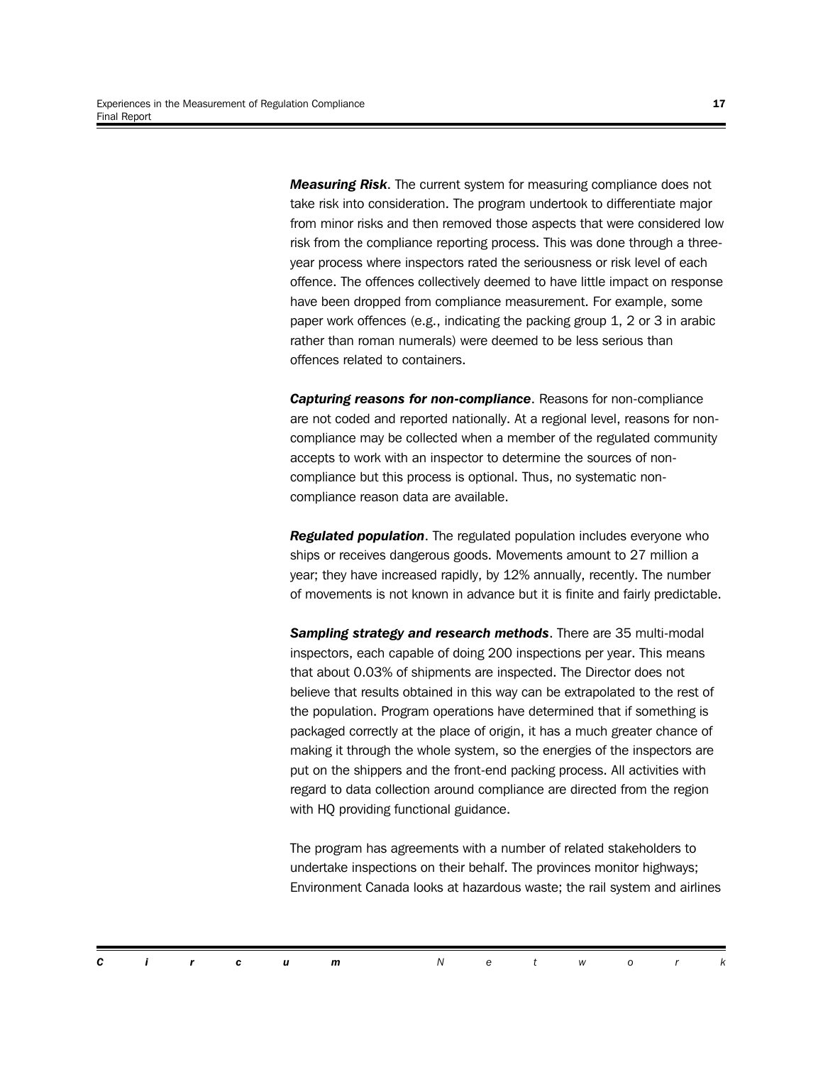***Measuring Risk***. The current system for measuring compliance does not take risk into consideration. The program undertook to differentiate major from minor risks and then removed those aspects that were considered low risk from the compliance reporting process. This was done through a three-year process where inspectors rated the seriousness or risk level of each offence. The offences collectively deemed to have little impact on response have been dropped from compliance measurement. For example, some paper work offences (e.g., indicating the packing group 1, 2 or 3 in arabic rather than roman numerals) were deemed to be less serious than offences related to containers.

***Capturing reasons for non-compliance***. Reasons for non-compliance are not coded and reported nationally. At a regional level, reasons for non-compliance may be collected when a member of the regulated community accepts to work with an inspector to determine the sources of non-compliance but this process is optional. Thus, no systematic non-compliance reason data are available.

***Regulated population***. The regulated population includes everyone who ships or receives dangerous goods. Movements amount to 27 million a year; they have increased rapidly, by 12% annually, recently. The number of movements is not known in advance but it is finite and fairly predictable.

***Sampling strategy and research methods***. There are 35 multi-modal inspectors, each capable of doing 200 inspections per year. This means that about 0.03% of shipments are inspected. The Director does not believe that results obtained in this way can be extrapolated to the rest of the population. Program operations have determined that if something is packaged correctly at the place of origin, it has a much greater chance of making it through the whole system, so the energies of the inspectors are put on the shippers and the front-end packing process. All activities with regard to data collection around compliance are directed from the region with HQ providing functional guidance.

The program has agreements with a number of related stakeholders to undertake inspections on their behalf. The provinces monitor highways; Environment Canada looks at hazardous waste; the rail system and airlines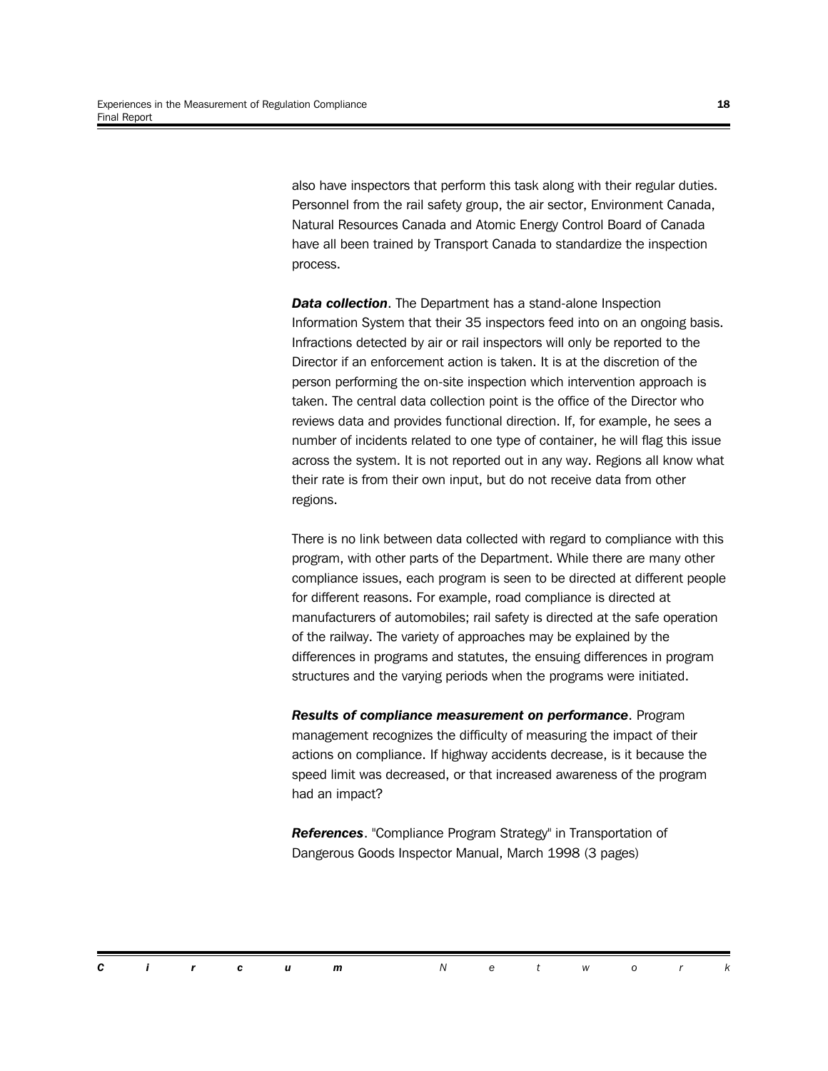also have inspectors that perform this task along with their regular duties. Personnel from the rail safety group, the air sector, Environment Canada, Natural Resources Canada and Atomic Energy Control Board of Canada have all been trained by Transport Canada to standardize the inspection process.

***Data collection***. The Department has a stand-alone Inspection Information System that their 35 inspectors feed into on an ongoing basis. Infractions detected by air or rail inspectors will only be reported to the Director if an enforcement action is taken. It is at the discretion of the person performing the on-site inspection which intervention approach is taken. The central data collection point is the office of the Director who reviews data and provides functional direction. If, for example, he sees a number of incidents related to one type of container, he will flag this issue across the system. It is not reported out in any way. Regions all know what their rate is from their own input, but do not receive data from other regions.

There is no link between data collected with regard to compliance with this program, with other parts of the Department. While there are many other compliance issues, each program is seen to be directed at different people for different reasons. For example, road compliance is directed at manufacturers of automobiles; rail safety is directed at the safe operation of the railway. The variety of approaches may be explained by the differences in programs and statutes, the ensuing differences in program structures and the varying periods when the programs were initiated.

***Results of compliance measurement on performance***. Program management recognizes the difficulty of measuring the impact of their actions on compliance. If highway accidents decrease, is it because the speed limit was decreased, or that increased awareness of the program had an impact?

***References***. "Compliance Program Strategy" in Transportation of Dangerous Goods Inspector Manual, March 1998 (3 pages)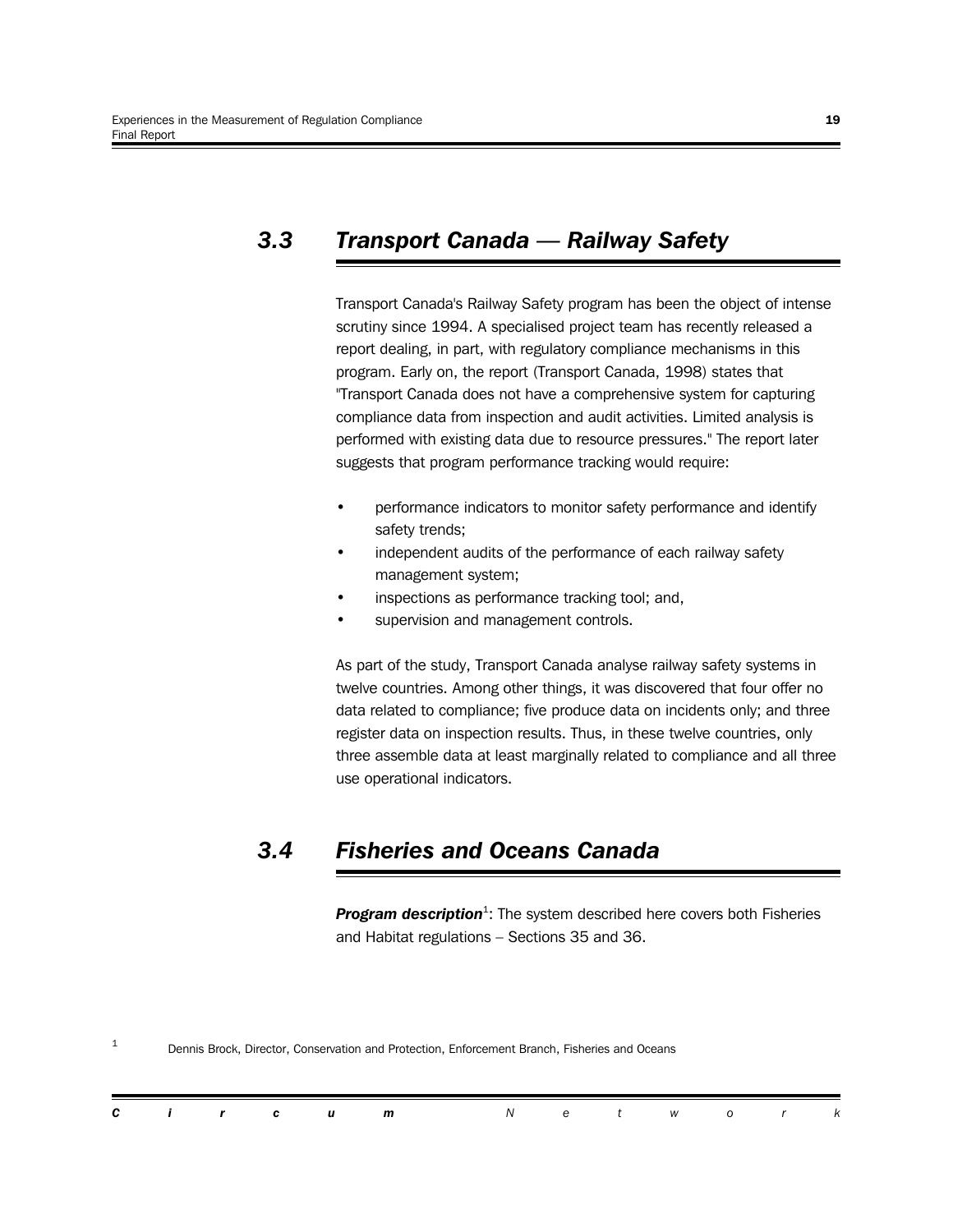## 3.3 Transport Canada — Railway Safety

Transport Canada's Railway Safety program has been the object of intense scrutiny since 1994. A specialised project team has recently released a report dealing, in part, with regulatory compliance mechanisms in this program. Early on, the report (Transport Canada, 1998) states that "Transport Canada does not have a comprehensive system for capturing compliance data from inspection and audit activities. Limited analysis is performed with existing data due to resource pressures." The report later suggests that program performance tracking would require:

- performance indicators to monitor safety performance and identify safety trends;
- independent audits of the performance of each railway safety management system;
- inspections as performance tracking tool; and,
- supervision and management controls.

As part of the study, Transport Canada analyse railway safety systems in twelve countries. Among other things, it was discovered that four offer no data related to compliance; five produce data on incidents only; and three register data on inspection results. Thus, in these twelve countries, only three assemble data at least marginally related to compliance and all three use operational indicators.

## 3.4 Fisheries and Oceans Canada

***Program description***[1]: The system described here covers both Fisheries and Habitat regulations – Sections 35 and 36.

[1] Dennis Brock, Director, Conservation and Protection, Enforcement Branch, Fisheries and Oceans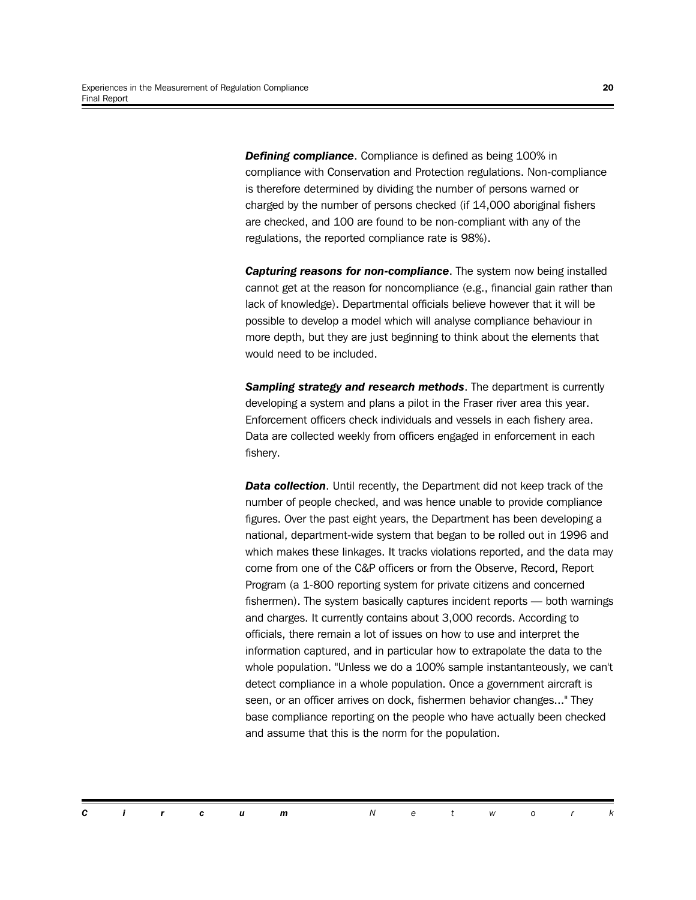***Defining compliance***. Compliance is defined as being 100% in compliance with Conservation and Protection regulations. Non-compliance is therefore determined by dividing the number of persons warned or charged by the number of persons checked (if 14,000 aboriginal fishers are checked, and 100 are found to be non-compliant with any of the regulations, the reported compliance rate is 98%).

***Capturing reasons for non-compliance***. The system now being installed cannot get at the reason for noncompliance (e.g., financial gain rather than lack of knowledge). Departmental officials believe however that it will be possible to develop a model which will analyse compliance behaviour in more depth, but they are just beginning to think about the elements that would need to be included.

***Sampling strategy and research methods***. The department is currently developing a system and plans a pilot in the Fraser river area this year. Enforcement officers check individuals and vessels in each fishery area. Data are collected weekly from officers engaged in enforcement in each fishery.

***Data collection***. Until recently, the Department did not keep track of the number of people checked, and was hence unable to provide compliance figures. Over the past eight years, the Department has been developing a national, department-wide system that began to be rolled out in 1996 and which makes these linkages. It tracks violations reported, and the data may come from one of the C&P officers or from the Observe, Record, Report Program (a 1-800 reporting system for private citizens and concerned fishermen). The system basically captures incident reports — both warnings and charges. It currently contains about 3,000 records. According to officials, there remain a lot of issues on how to use and interpret the information captured, and in particular how to extrapolate the data to the whole population. "Unless we do a 100% sample instantanteously, we can't detect compliance in a whole population. Once a government aircraft is seen, or an officer arrives on dock, fishermen behavior changes..." They base compliance reporting on the people who have actually been checked and assume that this is the norm for the population.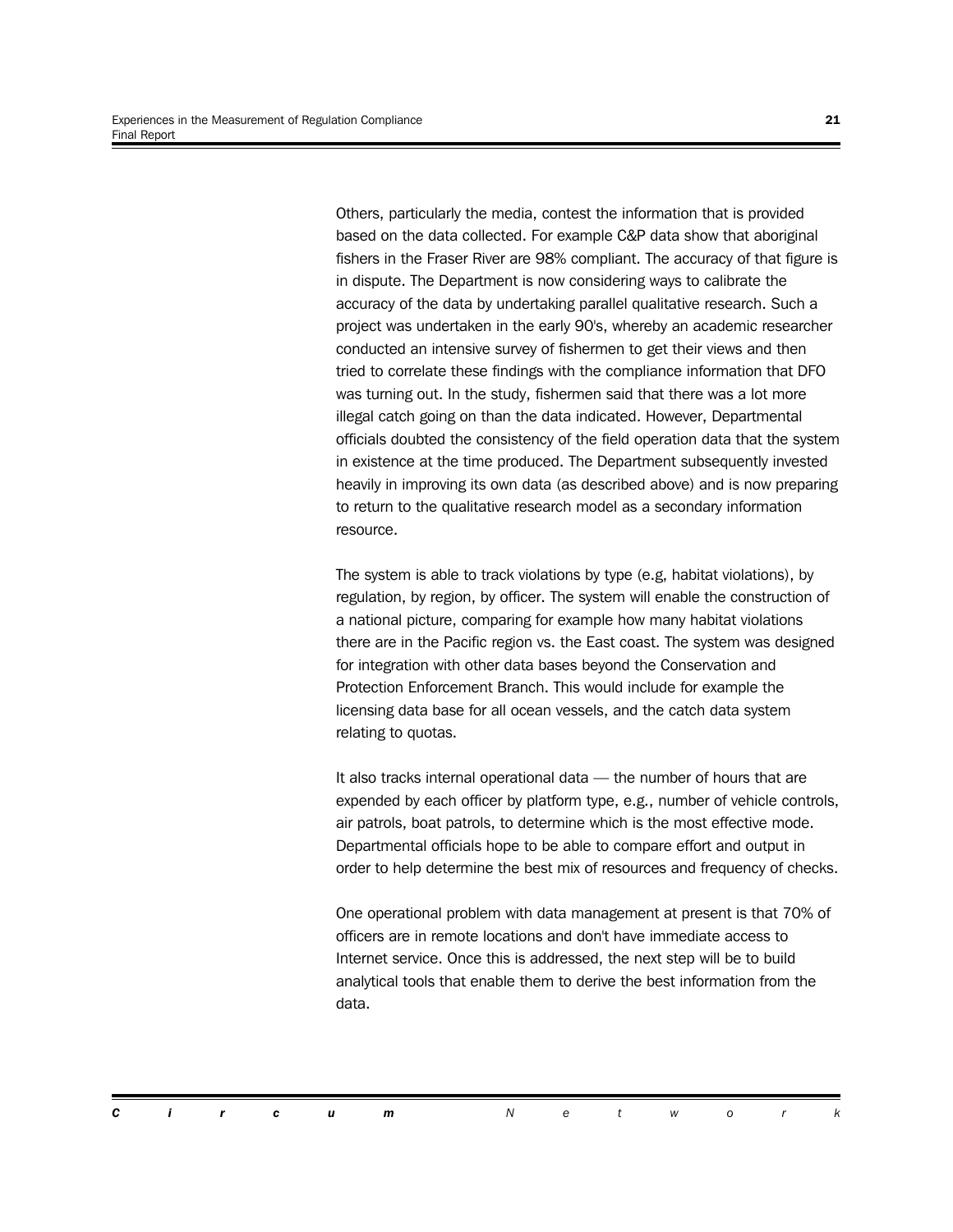Others, particularly the media, contest the information that is provided based on the data collected. For example C&P data show that aboriginal fishers in the Fraser River are 98% compliant. The accuracy of that figure is in dispute. The Department is now considering ways to calibrate the accuracy of the data by undertaking parallel qualitative research. Such a project was undertaken in the early 90's, whereby an academic researcher conducted an intensive survey of fishermen to get their views and then tried to correlate these findings with the compliance information that DFO was turning out. In the study, fishermen said that there was a lot more illegal catch going on than the data indicated. However, Departmental officials doubted the consistency of the field operation data that the system in existence at the time produced. The Department subsequently invested heavily in improving its own data (as described above) and is now preparing to return to the qualitative research model as a secondary information resource.

The system is able to track violations by type (e.g, habitat violations), by regulation, by region, by officer. The system will enable the construction of a national picture, comparing for example how many habitat violations there are in the Pacific region vs. the East coast. The system was designed for integration with other data bases beyond the Conservation and Protection Enforcement Branch. This would include for example the licensing data base for all ocean vessels, and the catch data system relating to quotas.

It also tracks internal operational data — the number of hours that are expended by each officer by platform type, e.g., number of vehicle controls, air patrols, boat patrols, to determine which is the most effective mode. Departmental officials hope to be able to compare effort and output in order to help determine the best mix of resources and frequency of checks.

One operational problem with data management at present is that 70% of officers are in remote locations and don't have immediate access to Internet service. Once this is addressed, the next step will be to build analytical tools that enable them to derive the best information from the data.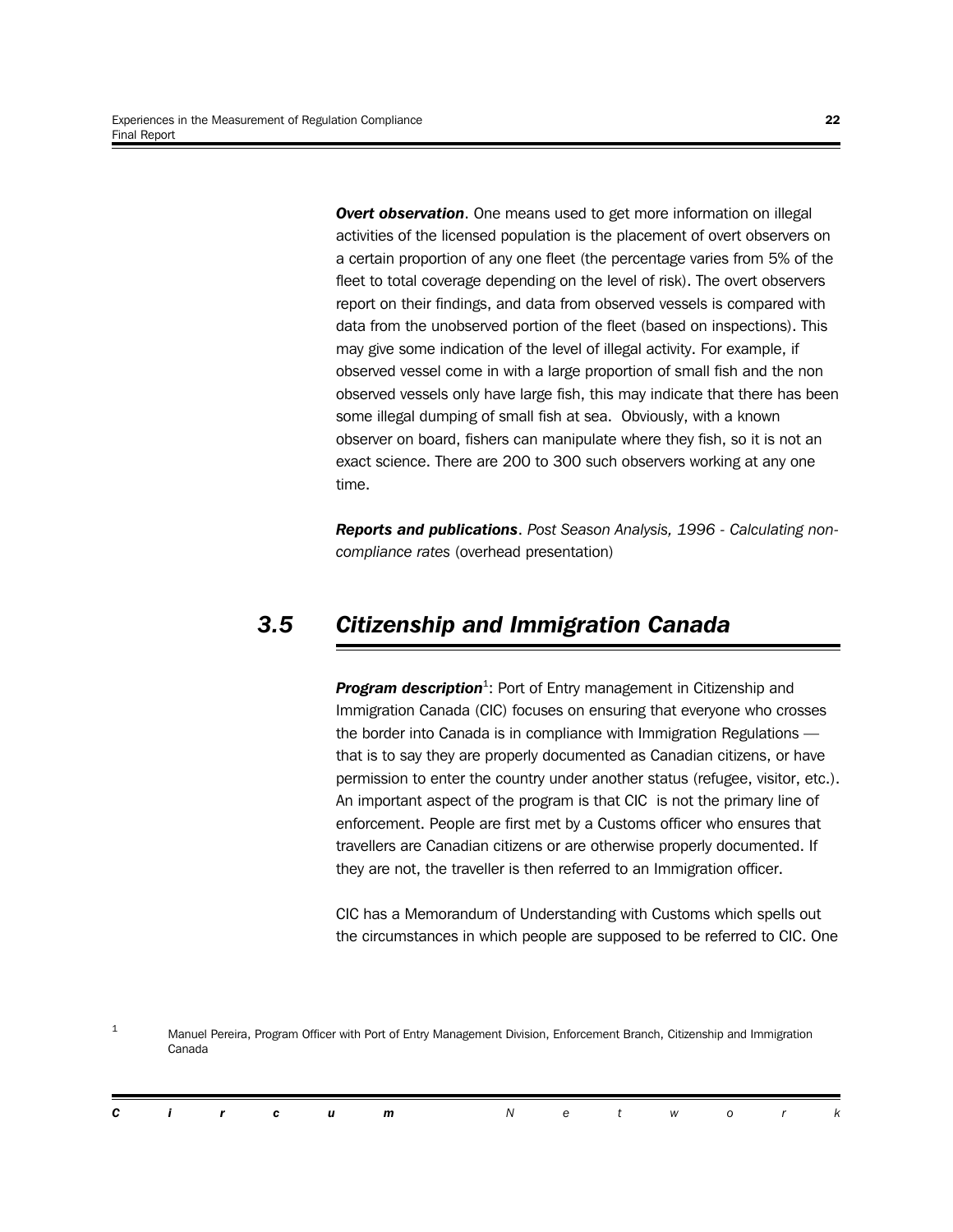***Overt observation***. One means used to get more information on illegal activities of the licensed population is the placement of overt observers on a certain proportion of any one fleet (the percentage varies from 5% of the fleet to total coverage depending on the level of risk). The overt observers report on their findings, and data from observed vessels is compared with data from the unobserved portion of the fleet (based on inspections). This may give some indication of the level of illegal activity. For example, if observed vessel come in with a large proportion of small fish and the non observed vessels only have large fish, this may indicate that there has been some illegal dumping of small fish at sea. Obviously, with a known observer on board, fishers can manipulate where they fish, so it is not an exact science. There are 200 to 300 such observers working at any one time.

***Reports and publications***. *Post Season Analysis, 1996 - Calculating non-compliance rates* (overhead presentation)

## *3.5 Citizenship and Immigration Canada*

***Program description***[1]: Port of Entry management in Citizenship and Immigration Canada (CIC) focuses on ensuring that everyone who crosses the border into Canada is in compliance with Immigration Regulations — that is to say they are properly documented as Canadian citizens, or have permission to enter the country under another status (refugee, visitor, etc.). An important aspect of the program is that CIC is not the primary line of enforcement. People are first met by a Customs officer who ensures that travellers are Canadian citizens or are otherwise properly documented. If they are not, the traveller is then referred to an Immigration officer.

CIC has a Memorandum of Understanding with Customs which spells out the circumstances in which people are supposed to be referred to CIC. One

[1] Manuel Pereira, Program Officer with Port of Entry Management Division, Enforcement Branch, Citizenship and Immigration Canada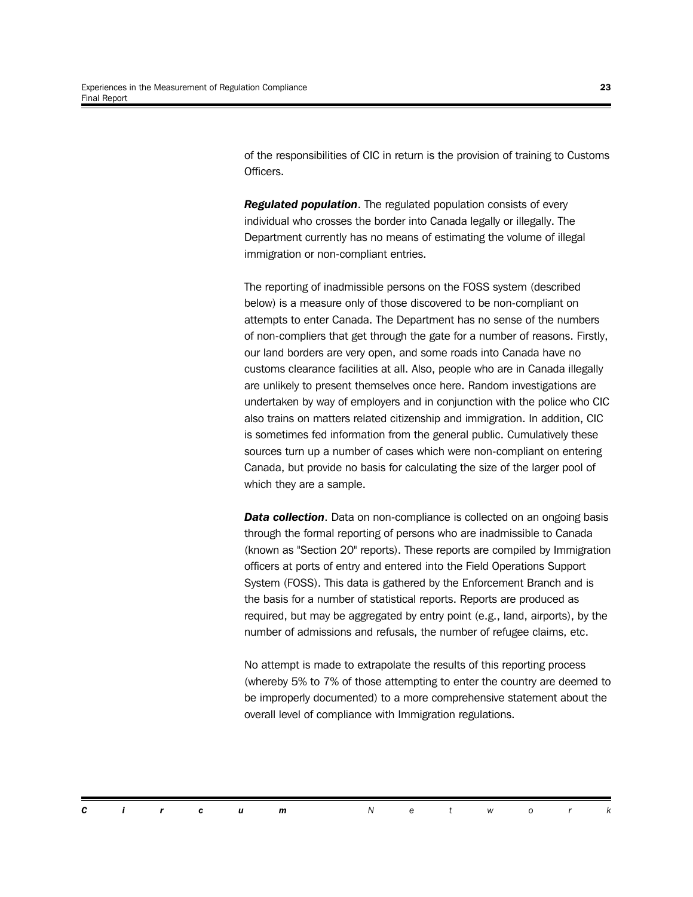of the responsibilities of CIC in return is the provision of training to Customs Officers.

***Regulated population***. The regulated population consists of every individual who crosses the border into Canada legally or illegally. The Department currently has no means of estimating the volume of illegal immigration or non-compliant entries.

The reporting of inadmissible persons on the FOSS system (described below) is a measure only of those discovered to be non-compliant on attempts to enter Canada. The Department has no sense of the numbers of non-compliers that get through the gate for a number of reasons. Firstly, our land borders are very open, and some roads into Canada have no customs clearance facilities at all. Also, people who are in Canada illegally are unlikely to present themselves once here. Random investigations are undertaken by way of employers and in conjunction with the police who CIC also trains on matters related citizenship and immigration. In addition, CIC is sometimes fed information from the general public. Cumulatively these sources turn up a number of cases which were non-compliant on entering Canada, but provide no basis for calculating the size of the larger pool of which they are a sample.

***Data collection***. Data on non-compliance is collected on an ongoing basis through the formal reporting of persons who are inadmissible to Canada (known as "Section 20" reports). These reports are compiled by Immigration officers at ports of entry and entered into the Field Operations Support System (FOSS). This data is gathered by the Enforcement Branch and is the basis for a number of statistical reports. Reports are produced as required, but may be aggregated by entry point (e.g., land, airports), by the number of admissions and refusals, the number of refugee claims, etc.

No attempt is made to extrapolate the results of this reporting process (whereby 5% to 7% of those attempting to enter the country are deemed to be improperly documented) to a more comprehensive statement about the overall level of compliance with Immigration regulations.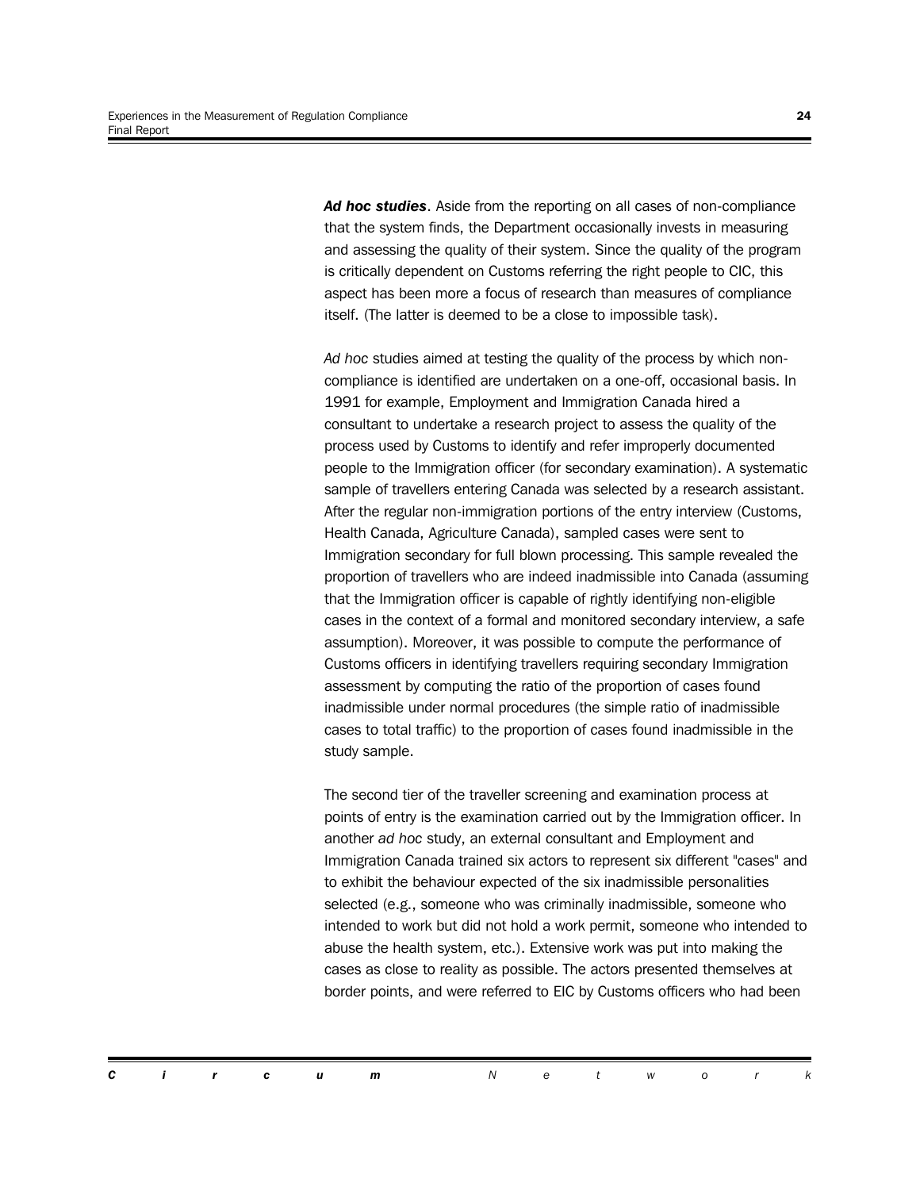***Ad hoc studies***. Aside from the reporting on all cases of non-compliance that the system finds, the Department occasionally invests in measuring and assessing the quality of their system. Since the quality of the program is critically dependent on Customs referring the right people to CIC, this aspect has been more a focus of research than measures of compliance itself. (The latter is deemed to be a close to impossible task).

*Ad hoc* studies aimed at testing the quality of the process by which non-compliance is identified are undertaken on a one-off, occasional basis. In 1991 for example, Employment and Immigration Canada hired a consultant to undertake a research project to assess the quality of the process used by Customs to identify and refer improperly documented people to the Immigration officer (for secondary examination). A systematic sample of travellers entering Canada was selected by a research assistant. After the regular non-immigration portions of the entry interview (Customs, Health Canada, Agriculture Canada), sampled cases were sent to Immigration secondary for full blown processing. This sample revealed the proportion of travellers who are indeed inadmissible into Canada (assuming that the Immigration officer is capable of rightly identifying non-eligible cases in the context of a formal and monitored secondary interview, a safe assumption). Moreover, it was possible to compute the performance of Customs officers in identifying travellers requiring secondary Immigration assessment by computing the ratio of the proportion of cases found inadmissible under normal procedures (the simple ratio of inadmissible cases to total traffic) to the proportion of cases found inadmissible in the study sample.

The second tier of the traveller screening and examination process at points of entry is the examination carried out by the Immigration officer. In another *ad hoc* study, an external consultant and Employment and Immigration Canada trained six actors to represent six different "cases" and to exhibit the behaviour expected of the six inadmissible personalities selected (e.g., someone who was criminally inadmissible, someone who intended to work but did not hold a work permit, someone who intended to abuse the health system, etc.). Extensive work was put into making the cases as close to reality as possible. The actors presented themselves at border points, and were referred to EIC by Customs officers who had been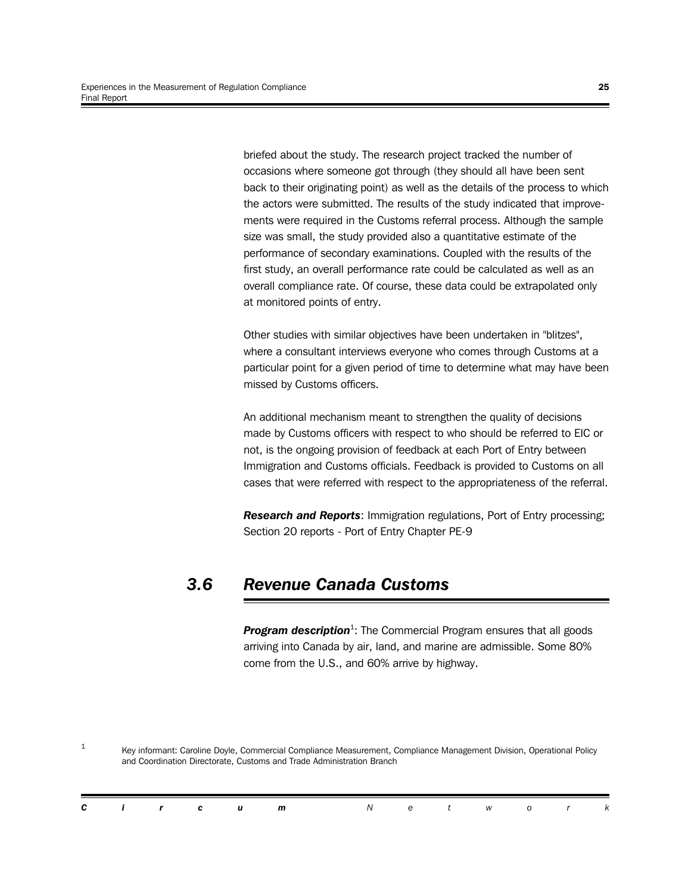briefed about the study. The research project tracked the number of occasions where someone got through (they should all have been sent back to their originating point) as well as the details of the process to which the actors were submitted. The results of the study indicated that improvements were required in the Customs referral process. Although the sample size was small, the study provided also a quantitative estimate of the performance of secondary examinations. Coupled with the results of the first study, an overall performance rate could be calculated as well as an overall compliance rate. Of course, these data could be extrapolated only at monitored points of entry.

Other studies with similar objectives have been undertaken in "blitzes", where a consultant interviews everyone who comes through Customs at a particular point for a given period of time to determine what may have been missed by Customs officers.

An additional mechanism meant to strengthen the quality of decisions made by Customs officers with respect to who should be referred to EIC or not, is the ongoing provision of feedback at each Port of Entry between Immigration and Customs officials. Feedback is provided to Customs on all cases that were referred with respect to the appropriateness of the referral.

***Research and Reports***: Immigration regulations, Port of Entry processing; Section 20 reports - Port of Entry Chapter PE-9

## *3.6 Revenue Canada Customs*

***Program description***[1]: The Commercial Program ensures that all goods arriving into Canada by air, land, and marine are admissible. Some 80% come from the U.S., and 60% arrive by highway.

[1] Key informant: Caroline Doyle, Commercial Compliance Measurement, Compliance Management Division, Operational Policy and Coordination Directorate, Customs and Trade Administration Branch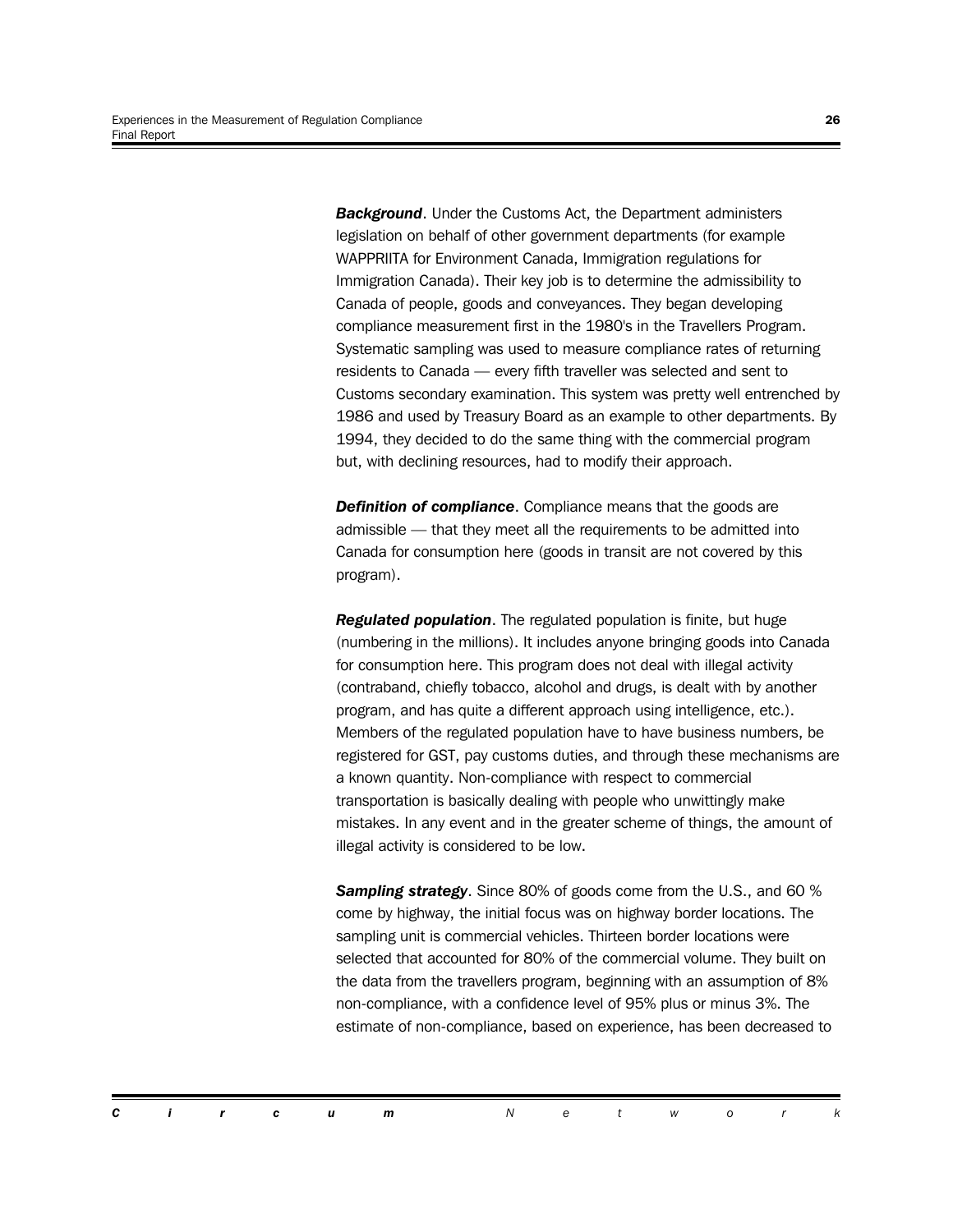***Background***. Under the Customs Act, the Department administers legislation on behalf of other government departments (for example WAPPRIITA for Environment Canada, Immigration regulations for Immigration Canada). Their key job is to determine the admissibility to Canada of people, goods and conveyances. They began developing compliance measurement first in the 1980's in the Travellers Program. Systematic sampling was used to measure compliance rates of returning residents to Canada — every fifth traveller was selected and sent to Customs secondary examination. This system was pretty well entrenched by 1986 and used by Treasury Board as an example to other departments. By 1994, they decided to do the same thing with the commercial program but, with declining resources, had to modify their approach.

***Definition of compliance***. Compliance means that the goods are admissible — that they meet all the requirements to be admitted into Canada for consumption here (goods in transit are not covered by this program).

***Regulated population***. The regulated population is finite, but huge (numbering in the millions). It includes anyone bringing goods into Canada for consumption here. This program does not deal with illegal activity (contraband, chiefly tobacco, alcohol and drugs, is dealt with by another program, and has quite a different approach using intelligence, etc.). Members of the regulated population have to have business numbers, be registered for GST, pay customs duties, and through these mechanisms are a known quantity. Non-compliance with respect to commercial transportation is basically dealing with people who unwittingly make mistakes. In any event and in the greater scheme of things, the amount of illegal activity is considered to be low.

***Sampling strategy***. Since 80% of goods come from the U.S., and 60 % come by highway, the initial focus was on highway border locations. The sampling unit is commercial vehicles. Thirteen border locations were selected that accounted for 80% of the commercial volume. They built on the data from the travellers program, beginning with an assumption of 8% non-compliance, with a confidence level of 95% plus or minus 3%. The estimate of non-compliance, based on experience, has been decreased to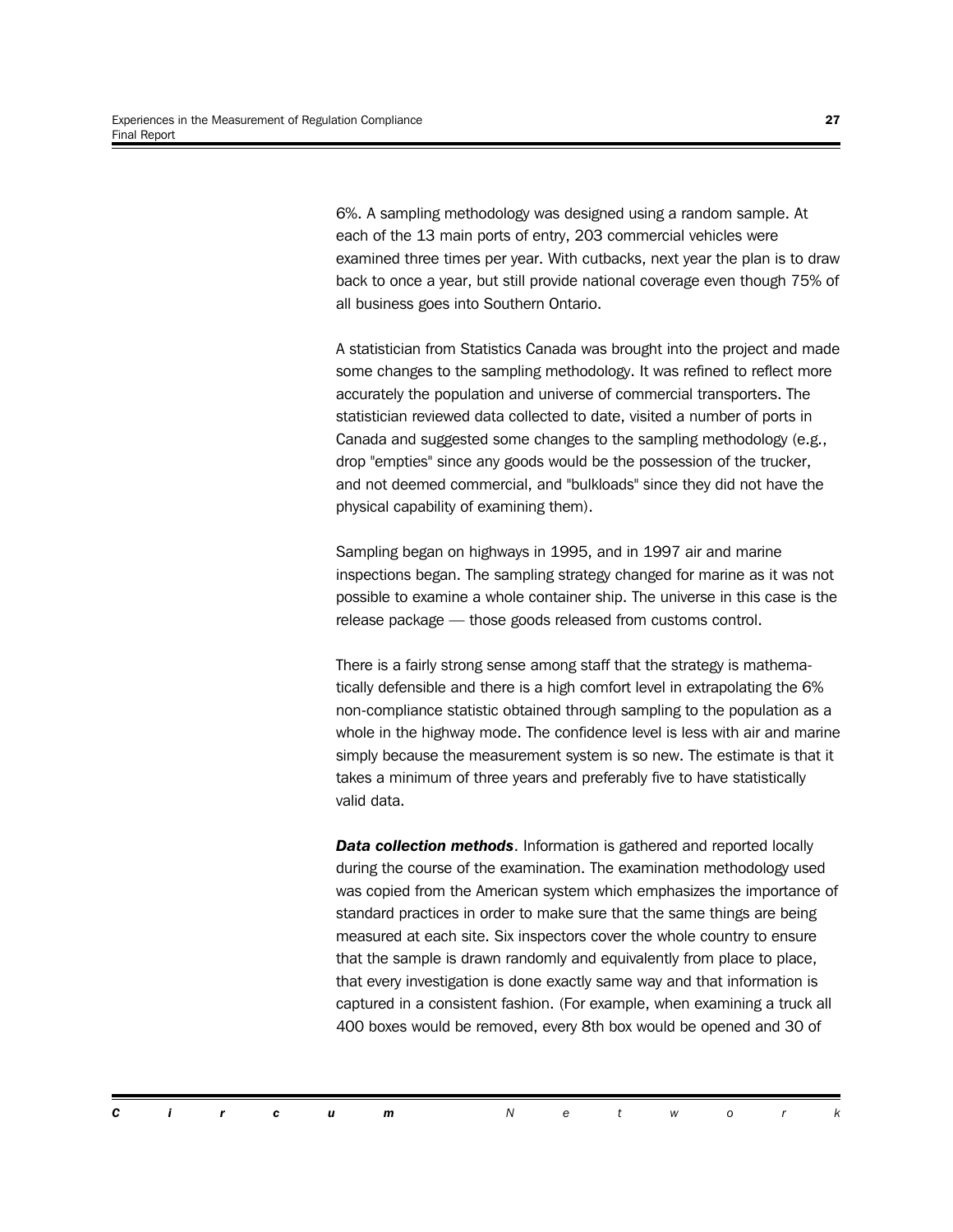6%. A sampling methodology was designed using a random sample. At each of the 13 main ports of entry, 203 commercial vehicles were examined three times per year. With cutbacks, next year the plan is to draw back to once a year, but still provide national coverage even though 75% of all business goes into Southern Ontario.

A statistician from Statistics Canada was brought into the project and made some changes to the sampling methodology. It was refined to reflect more accurately the population and universe of commercial transporters. The statistician reviewed data collected to date, visited a number of ports in Canada and suggested some changes to the sampling methodology (e.g., drop "empties" since any goods would be the possession of the trucker, and not deemed commercial, and "bulkloads" since they did not have the physical capability of examining them).

Sampling began on highways in 1995, and in 1997 air and marine inspections began. The sampling strategy changed for marine as it was not possible to examine a whole container ship. The universe in this case is the release package — those goods released from customs control.

There is a fairly strong sense among staff that the strategy is mathematically defensible and there is a high comfort level in extrapolating the 6% non-compliance statistic obtained through sampling to the population as a whole in the highway mode. The confidence level is less with air and marine simply because the measurement system is so new. The estimate is that it takes a minimum of three years and preferably five to have statistically valid data.

***Data collection methods***. Information is gathered and reported locally during the course of the examination. The examination methodology used was copied from the American system which emphasizes the importance of standard practices in order to make sure that the same things are being measured at each site. Six inspectors cover the whole country to ensure that the sample is drawn randomly and equivalently from place to place, that every investigation is done exactly same way and that information is captured in a consistent fashion. (For example, when examining a truck all 400 boxes would be removed, every 8th box would be opened and 30 of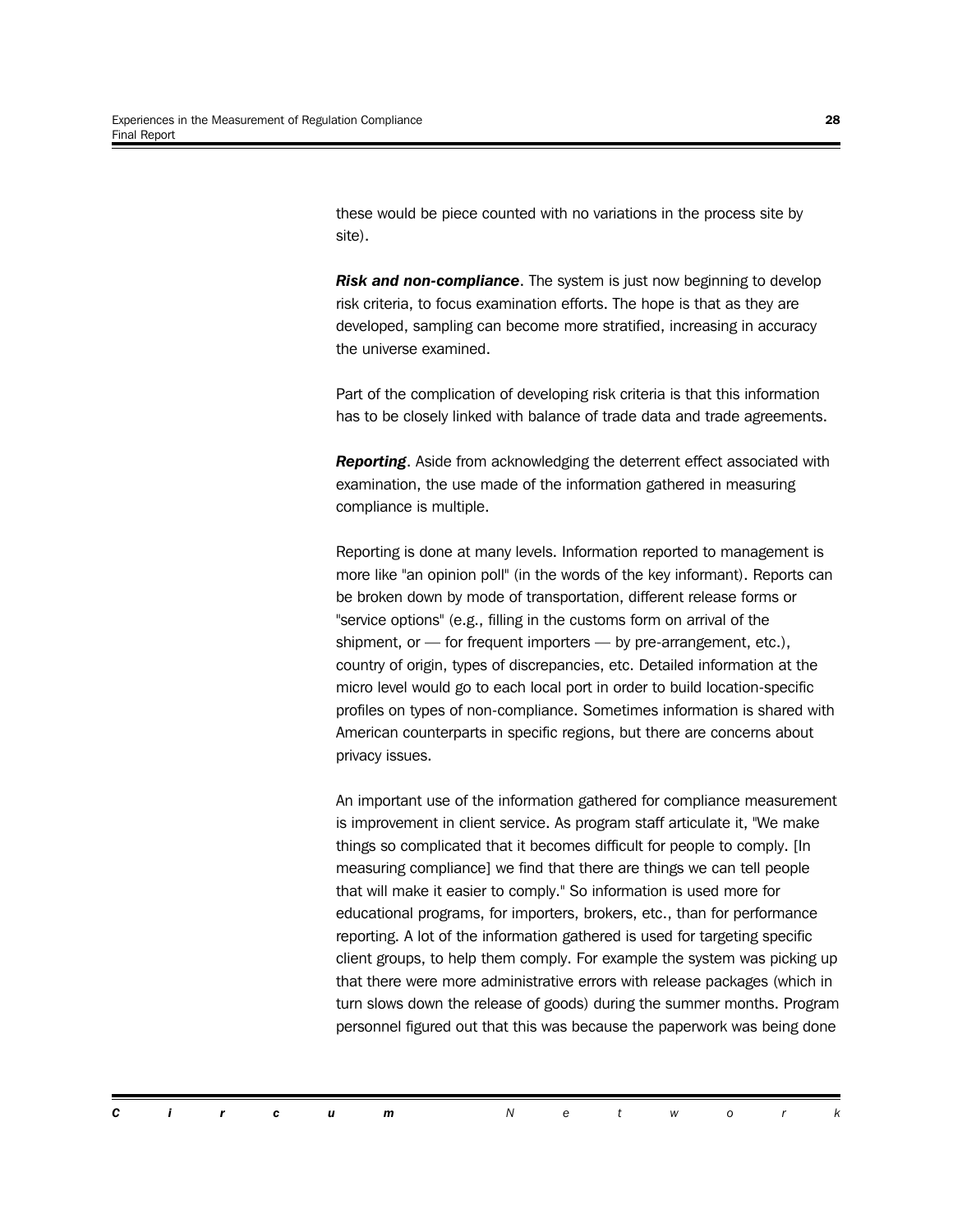these would be piece counted with no variations in the process site by site).

***Risk and non-compliance***. The system is just now beginning to develop risk criteria, to focus examination efforts. The hope is that as they are developed, sampling can become more stratified, increasing in accuracy the universe examined.

Part of the complication of developing risk criteria is that this information has to be closely linked with balance of trade data and trade agreements.

***Reporting***. Aside from acknowledging the deterrent effect associated with examination, the use made of the information gathered in measuring compliance is multiple.

Reporting is done at many levels. Information reported to management is more like "an opinion poll" (in the words of the key informant). Reports can be broken down by mode of transportation, different release forms or "service options" (e.g., filling in the customs form on arrival of the shipment, or — for frequent importers — by pre-arrangement, etc.), country of origin, types of discrepancies, etc. Detailed information at the micro level would go to each local port in order to build location-specific profiles on types of non-compliance. Sometimes information is shared with American counterparts in specific regions, but there are concerns about privacy issues.

An important use of the information gathered for compliance measurement is improvement in client service. As program staff articulate it, "We make things so complicated that it becomes difficult for people to comply. [In measuring compliance] we find that there are things we can tell people that will make it easier to comply." So information is used more for educational programs, for importers, brokers, etc., than for performance reporting. A lot of the information gathered is used for targeting specific client groups, to help them comply. For example the system was picking up that there were more administrative errors with release packages (which in turn slows down the release of goods) during the summer months. Program personnel figured out that this was because the paperwork was being done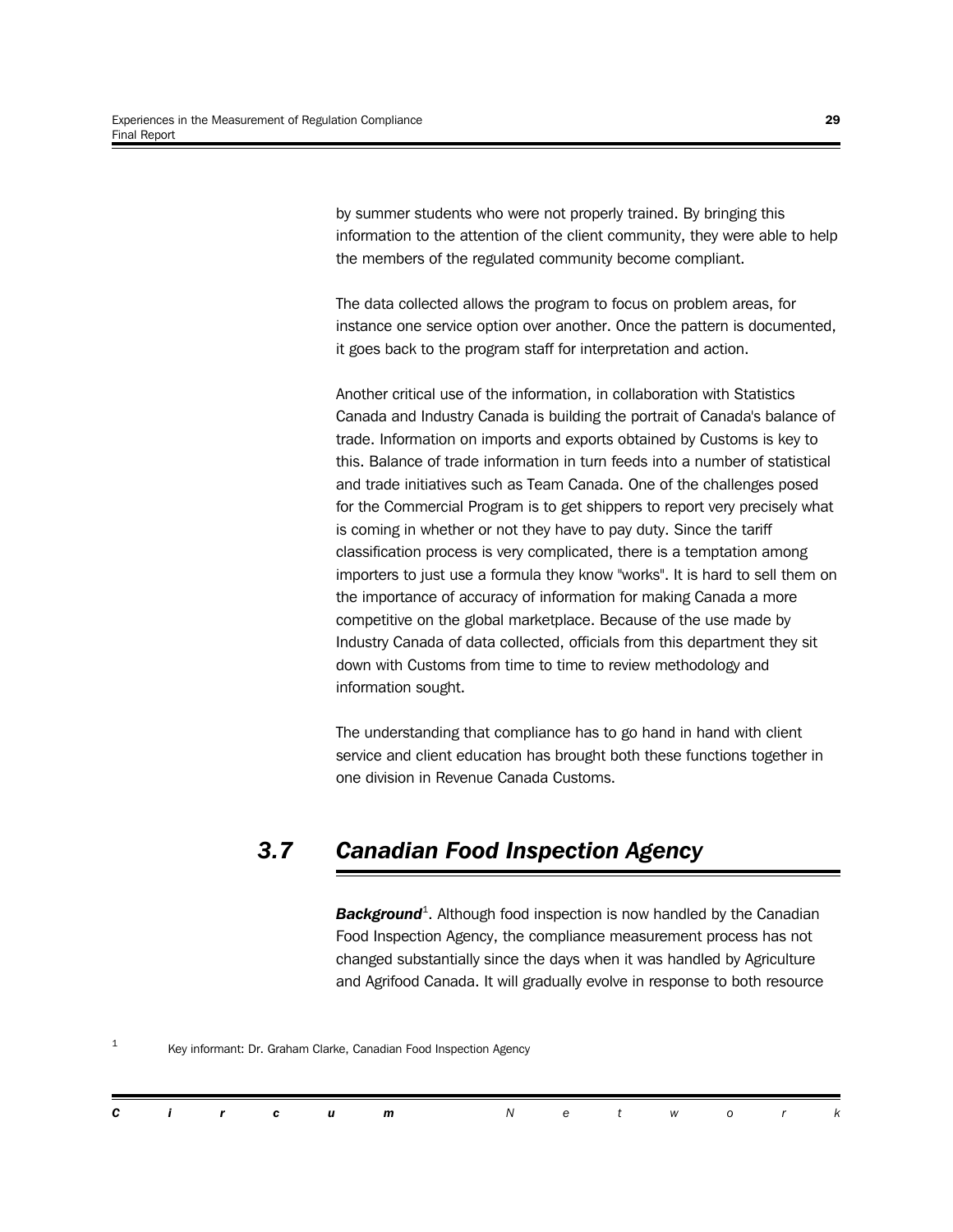by summer students who were not properly trained. By bringing this information to the attention of the client community, they were able to help the members of the regulated community become compliant.

The data collected allows the program to focus on problem areas, for instance one service option over another. Once the pattern is documented, it goes back to the program staff for interpretation and action.

Another critical use of the information, in collaboration with Statistics Canada and Industry Canada is building the portrait of Canada's balance of trade. Information on imports and exports obtained by Customs is key to this. Balance of trade information in turn feeds into a number of statistical and trade initiatives such as Team Canada. One of the challenges posed for the Commercial Program is to get shippers to report very precisely what is coming in whether or not they have to pay duty. Since the tariff classification process is very complicated, there is a temptation among importers to just use a formula they know "works". It is hard to sell them on the importance of accuracy of information for making Canada a more competitive on the global marketplace. Because of the use made by Industry Canada of data collected, officials from this department they sit down with Customs from time to time to review methodology and information sought.

The understanding that compliance has to go hand in hand with client service and client education has brought both these functions together in one division in Revenue Canada Customs.

## 3.7 Canadian Food Inspection Agency

***Background***[1]. Although food inspection is now handled by the Canadian Food Inspection Agency, the compliance measurement process has not changed substantially since the days when it was handled by Agriculture and Agrifood Canada. It will gradually evolve in response to both resource

[1] Key informant: Dr. Graham Clarke, Canadian Food Inspection Agency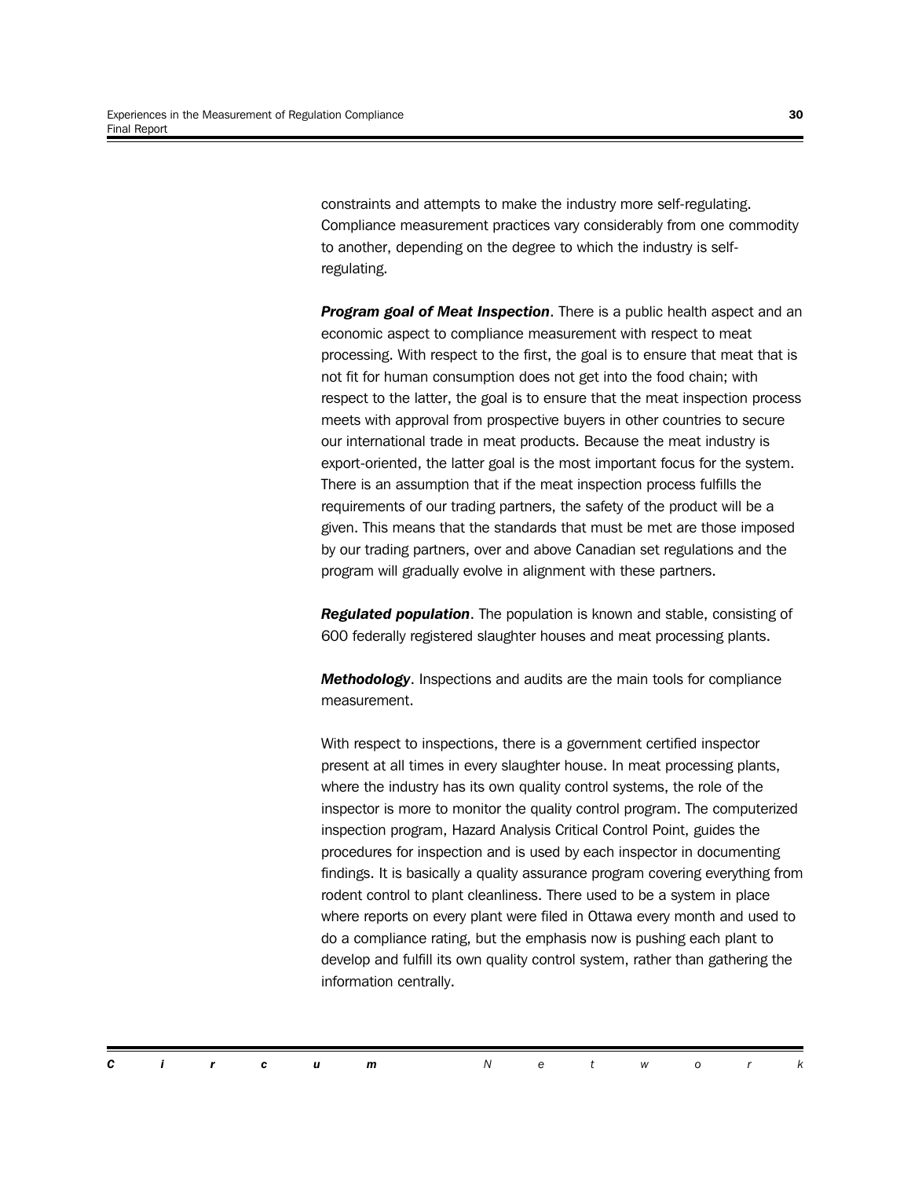constraints and attempts to make the industry more self-regulating. Compliance measurement practices vary considerably from one commodity to another, depending on the degree to which the industry is self-regulating.

***Program goal of Meat Inspection***. There is a public health aspect and an economic aspect to compliance measurement with respect to meat processing. With respect to the first, the goal is to ensure that meat that is not fit for human consumption does not get into the food chain; with respect to the latter, the goal is to ensure that the meat inspection process meets with approval from prospective buyers in other countries to secure our international trade in meat products. Because the meat industry is export-oriented, the latter goal is the most important focus for the system. There is an assumption that if the meat inspection process fulfills the requirements of our trading partners, the safety of the product will be a given. This means that the standards that must be met are those imposed by our trading partners, over and above Canadian set regulations and the program will gradually evolve in alignment with these partners.

***Regulated population***. The population is known and stable, consisting of 600 federally registered slaughter houses and meat processing plants.

***Methodology***. Inspections and audits are the main tools for compliance measurement.

With respect to inspections, there is a government certified inspector present at all times in every slaughter house. In meat processing plants, where the industry has its own quality control systems, the role of the inspector is more to monitor the quality control program. The computerized inspection program, Hazard Analysis Critical Control Point, guides the procedures for inspection and is used by each inspector in documenting findings. It is basically a quality assurance program covering everything from rodent control to plant cleanliness. There used to be a system in place where reports on every plant were filed in Ottawa every month and used to do a compliance rating, but the emphasis now is pushing each plant to develop and fulfill its own quality control system, rather than gathering the information centrally.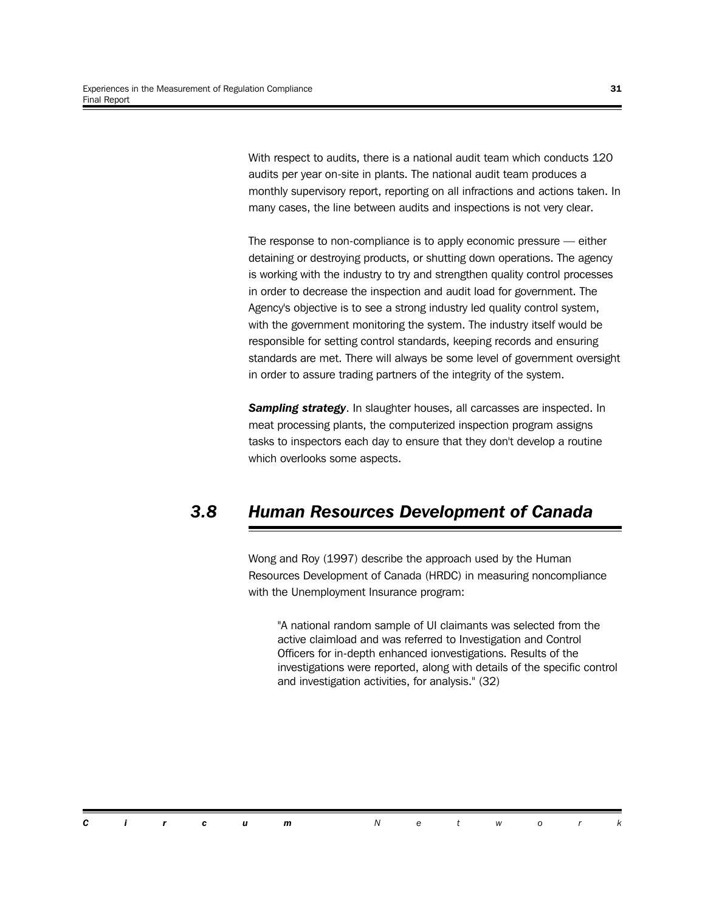With respect to audits, there is a national audit team which conducts 120 audits per year on-site in plants. The national audit team produces a monthly supervisory report, reporting on all infractions and actions taken. In many cases, the line between audits and inspections is not very clear.

The response to non-compliance is to apply economic pressure — either detaining or destroying products, or shutting down operations. The agency is working with the industry to try and strengthen quality control processes in order to decrease the inspection and audit load for government. The Agency's objective is to see a strong industry led quality control system, with the government monitoring the system. The industry itself would be responsible for setting control standards, keeping records and ensuring standards are met. There will always be some level of government oversight in order to assure trading partners of the integrity of the system.

***Sampling strategy***. In slaughter houses, all carcasses are inspected. In meat processing plants, the computerized inspection program assigns tasks to inspectors each day to ensure that they don't develop a routine which overlooks some aspects.

## *3.8 Human Resources Development of Canada*

Wong and Roy (1997) describe the approach used by the Human Resources Development of Canada (HRDC) in measuring noncompliance with the Unemployment Insurance program:

> "A national random sample of UI claimants was selected from the active claimload and was referred to Investigation and Control Officers for in-depth enhanced ionvestigations. Results of the investigations were reported, along with details of the specific control and investigation activities, for analysis." (32)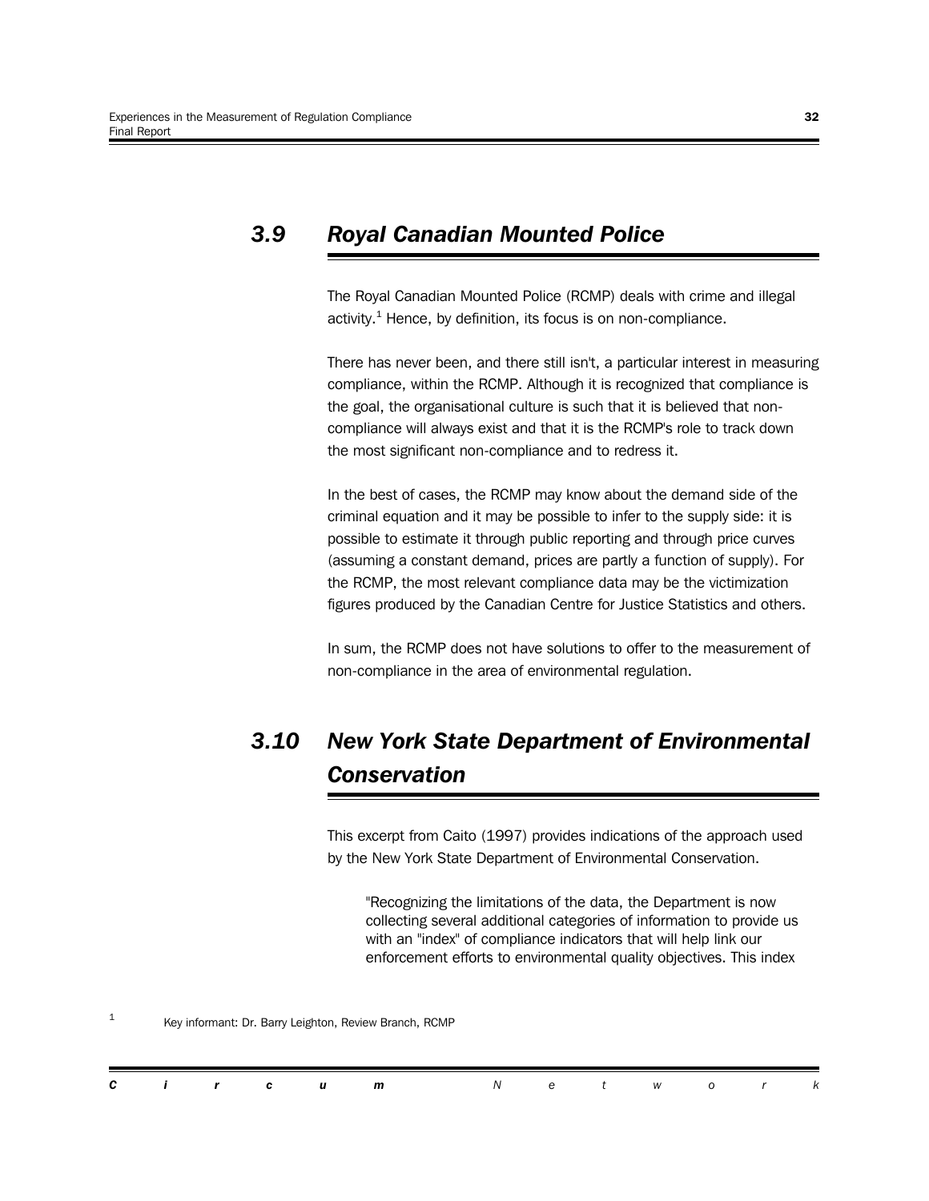## 3.9 Royal Canadian Mounted Police

The Royal Canadian Mounted Police (RCMP) deals with crime and illegal activity.[1] Hence, by definition, its focus is on non-compliance.

There has never been, and there still isn't, a particular interest in measuring compliance, within the RCMP. Although it is recognized that compliance is the goal, the organisational culture is such that it is believed that non-compliance will always exist and that it is the RCMP's role to track down the most significant non-compliance and to redress it.

In the best of cases, the RCMP may know about the demand side of the criminal equation and it may be possible to infer to the supply side: it is possible to estimate it through public reporting and through price curves (assuming a constant demand, prices are partly a function of supply). For the RCMP, the most relevant compliance data may be the victimization figures produced by the Canadian Centre for Justice Statistics and others.

In sum, the RCMP does not have solutions to offer to the measurement of non-compliance in the area of environmental regulation.

## 3.10 New York State Department of Environmental Conservation

This excerpt from Caito (1997) provides indications of the approach used by the New York State Department of Environmental Conservation.

> "Recognizing the limitations of the data, the Department is now collecting several additional categories of information to provide us with an "index" of compliance indicators that will help link our enforcement efforts to environmental quality objectives. This index

[1] Key informant: Dr. Barry Leighton, Review Branch, RCMP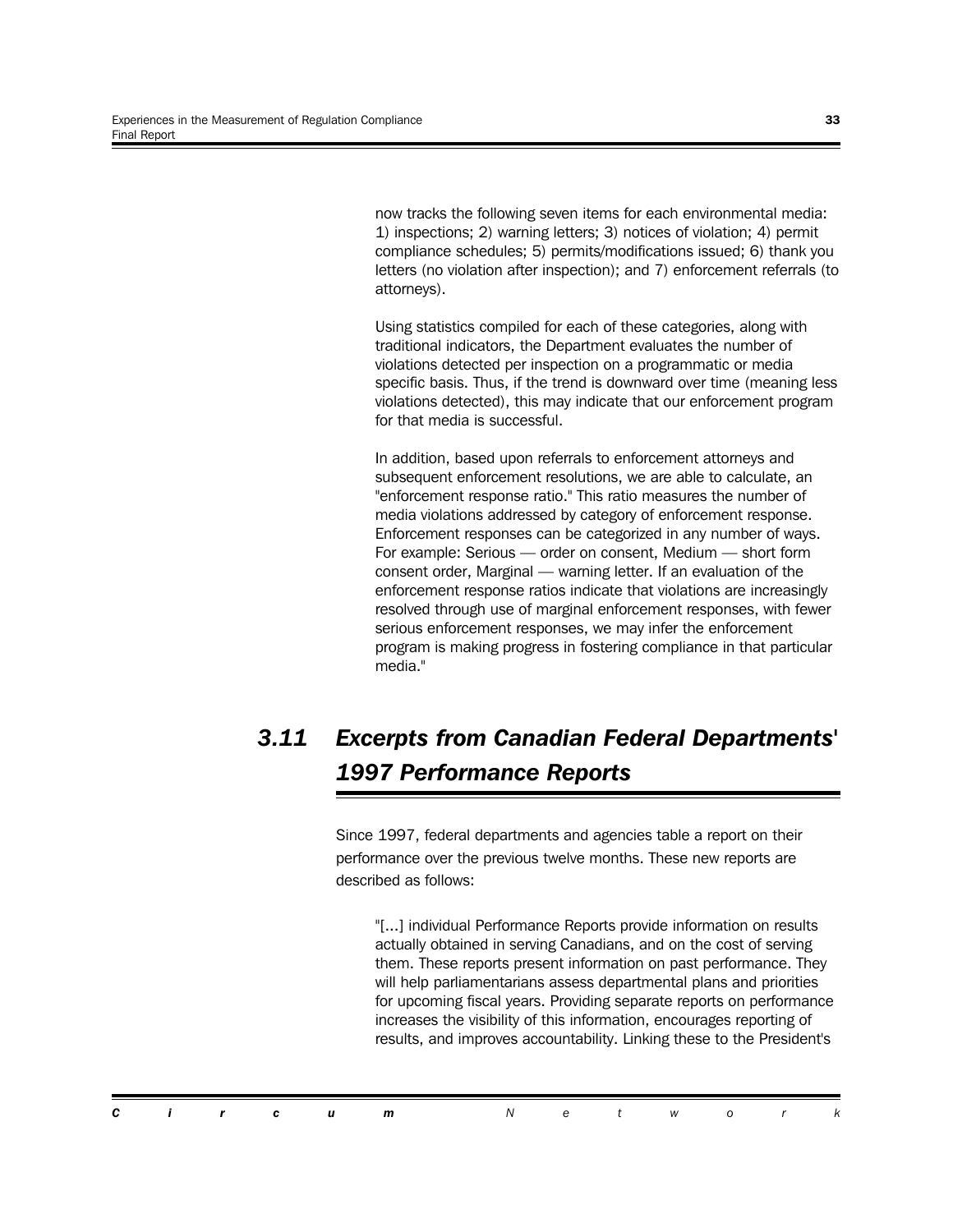now tracks the following seven items for each environmental media: 1) inspections; 2) warning letters; 3) notices of violation; 4) permit compliance schedules; 5) permits/modifications issued; 6) thank you letters (no violation after inspection); and 7) enforcement referrals (to attorneys).

Using statistics compiled for each of these categories, along with traditional indicators, the Department evaluates the number of violations detected per inspection on a programmatic or media specific basis. Thus, if the trend is downward over time (meaning less violations detected), this may indicate that our enforcement program for that media is successful.

In addition, based upon referrals to enforcement attorneys and subsequent enforcement resolutions, we are able to calculate, an "enforcement response ratio." This ratio measures the number of media violations addressed by category of enforcement response. Enforcement responses can be categorized in any number of ways. For example: Serious — order on consent, Medium — short form consent order, Marginal — warning letter. If an evaluation of the enforcement response ratios indicate that violations are increasingly resolved through use of marginal enforcement responses, with fewer serious enforcement responses, we may infer the enforcement program is making progress in fostering compliance in that particular media."

## *3.11 Excerpts from Canadian Federal Departments' 1997 Performance Reports*

Since 1997, federal departments and agencies table a report on their performance over the previous twelve months. These new reports are described as follows:

> "[...] individual Performance Reports provide information on results actually obtained in serving Canadians, and on the cost of serving them. These reports present information on past performance. They will help parliamentarians assess departmental plans and priorities for upcoming fiscal years. Providing separate reports on performance increases the visibility of this information, encourages reporting of results, and improves accountability. Linking these to the President's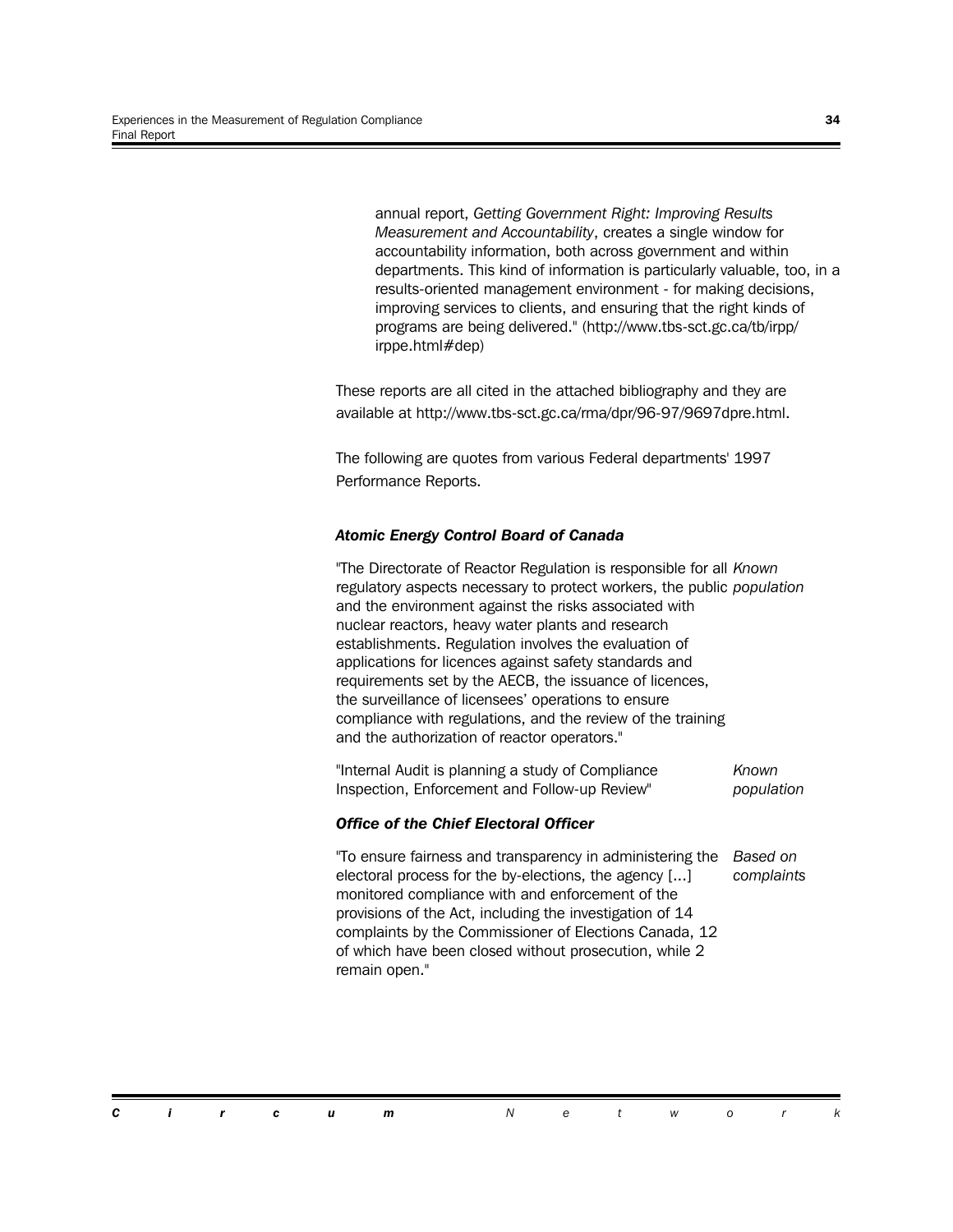annual report, *Getting Government Right: Improving Results Measurement and Accountability*, creates a single window for accountability information, both across government and within departments. This kind of information is particularly valuable, too, in a results-oriented management environment - for making decisions, improving services to clients, and ensuring that the right kinds of programs are being delivered." (http://www.tbs-sct.gc.ca/tb/irpp/irppe.html#dep)

These reports are all cited in the attached bibliography and they are available at http://www.tbs-sct.gc.ca/rma/dpr/96-97/9697dpre.html.

The following are quotes from various Federal departments' 1997 Performance Reports.

### *Atomic Energy Control Board of Canada*

"The Directorate of Reactor Regulation is responsible for all regulatory aspects necessary to protect workers, the public and the environment against the risks associated with nuclear reactors, heavy water plants and research establishments. Regulation involves the evaluation of applications for licences against safety standards and requirements set by the AECB, the issuance of licences, the surveillance of licensees' operations to ensure compliance with regulations, and the review of the training and the authorization of reactor operators." *Known population*

"Internal Audit is planning a study of Compliance Inspection, Enforcement and Follow-up Review" *Known population*

### *Office of the Chief Electoral Officer*

"To ensure fairness and transparency in administering the electoral process for the by-elections, the agency [...] monitored compliance with and enforcement of the provisions of the Act, including the investigation of 14 complaints by the Commissioner of Elections Canada, 12 of which have been closed without prosecution, while 2 remain open." *Based on complaints*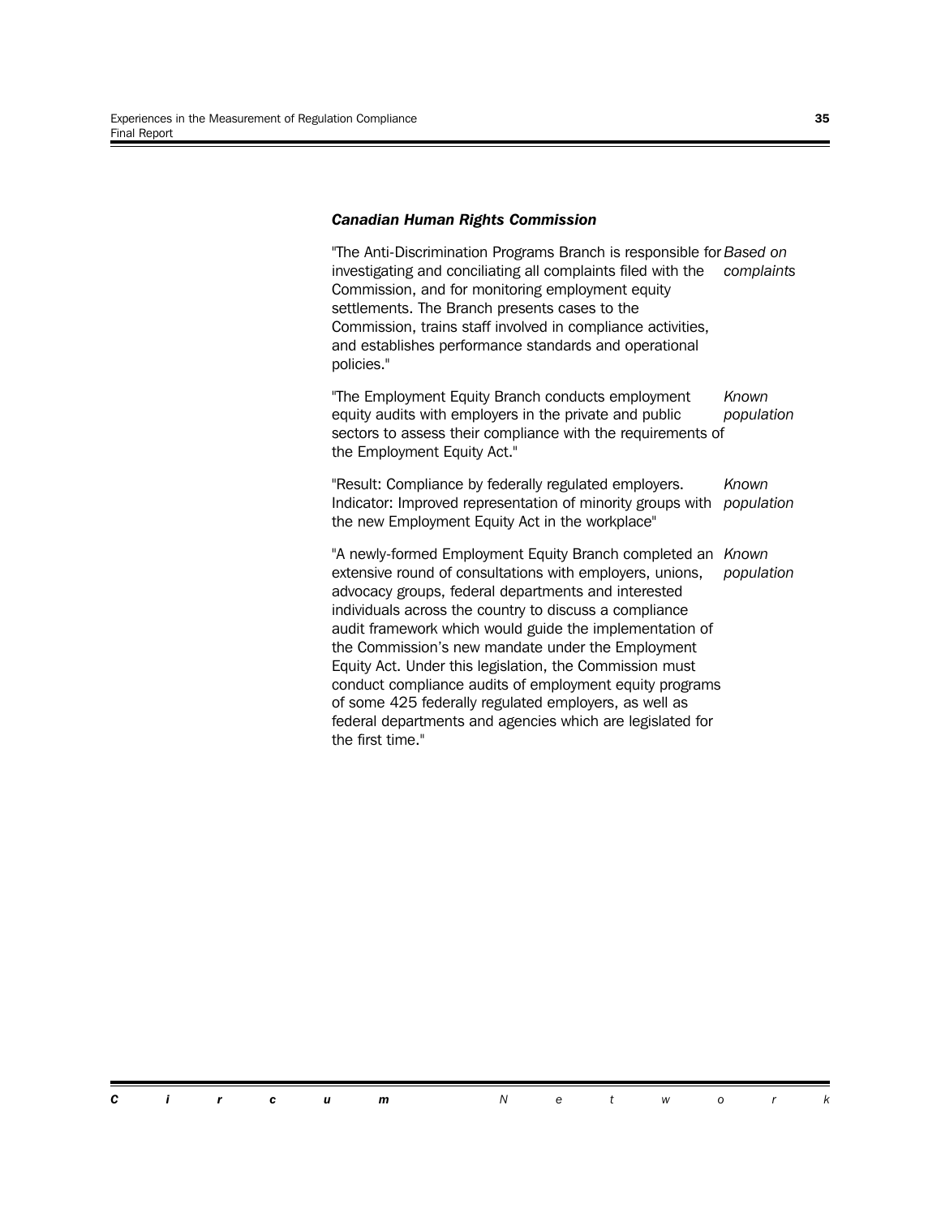### *Canadian Human Rights Commission*

"The Anti-Discrimination Programs Branch is responsible for investigating and conciliating all complaints filed with the Commission, and for monitoring employment equity settlements. The Branch presents cases to the Commission, trains staff involved in compliance activities, and establishes performance standards and operational policies."

*Based on complaints*

"The Employment Equity Branch conducts employment equity audits with employers in the private and public sectors to assess their compliance with the requirements of the Employment Equity Act."

*Known population*

"Result: Compliance by federally regulated employers. Indicator: Improved representation of minority groups with the new Employment Equity Act in the workplace"

*Known population*

"A newly-formed Employment Equity Branch completed an extensive round of consultations with employers, unions, advocacy groups, federal departments and interested individuals across the country to discuss a compliance audit framework which would guide the implementation of the Commission's new mandate under the Employment Equity Act. Under this legislation, the Commission must conduct compliance audits of employment equity programs of some 425 federally regulated employers, as well as federal departments and agencies which are legislated for the first time."

*Known population*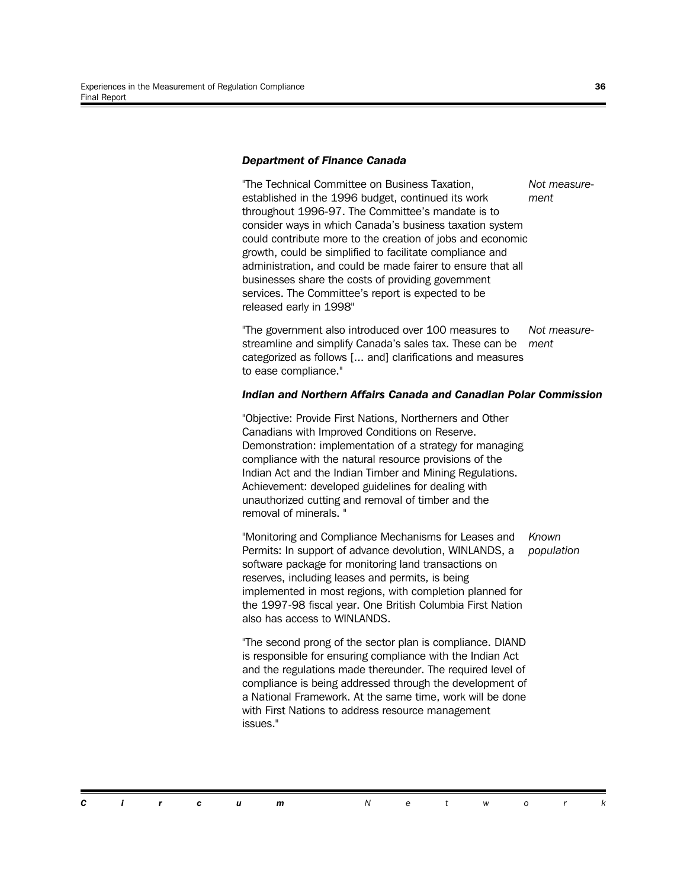***Department of Finance Canada***

| | |
|---|---|
| "The Technical Committee on Business Taxation, established in the 1996 budget, continued its work throughout 1996-97. The Committee's mandate is to consider ways in which Canada's business taxation system could contribute more to the creation of jobs and economic growth, could be simplified to facilitate compliance and administration, and could be made fairer to ensure that all businesses share the costs of providing government services. The Committee's report is expected to be released early in 1998" | *Not measurement* |
| "The government also introduced over 100 measures to streamline and simplify Canada's sales tax. These can be categorized as follows [... and] clarifications and measures to ease compliance." | *Not measurement* |

***Indian and Northern Affairs Canada and Canadian Polar Commission***

| | |
|---|---|
| "Objective: Provide First Nations, Northerners and Other Canadians with Improved Conditions on Reserve. Demonstration: implementation of a strategy for managing compliance with the natural resource provisions of the Indian Act and the Indian Timber and Mining Regulations. Achievement: developed guidelines for dealing with unauthorized cutting and removal of timber and the removal of minerals. " | |
| "Monitoring and Compliance Mechanisms for Leases and Permits: In support of advance devolution, WINLANDS, a software package for monitoring land transactions on reserves, including leases and permits, is being implemented in most regions, with completion planned for the 1997-98 fiscal year. One British Columbia First Nation also has access to WINLANDS. | *Known population* |
| "The second prong of the sector plan is compliance. DIAND is responsible for ensuring compliance with the Indian Act and the regulations made thereunder. The required level of compliance is being addressed through the development of a National Framework. At the same time, work will be done with First Nations to address resource management issues." | |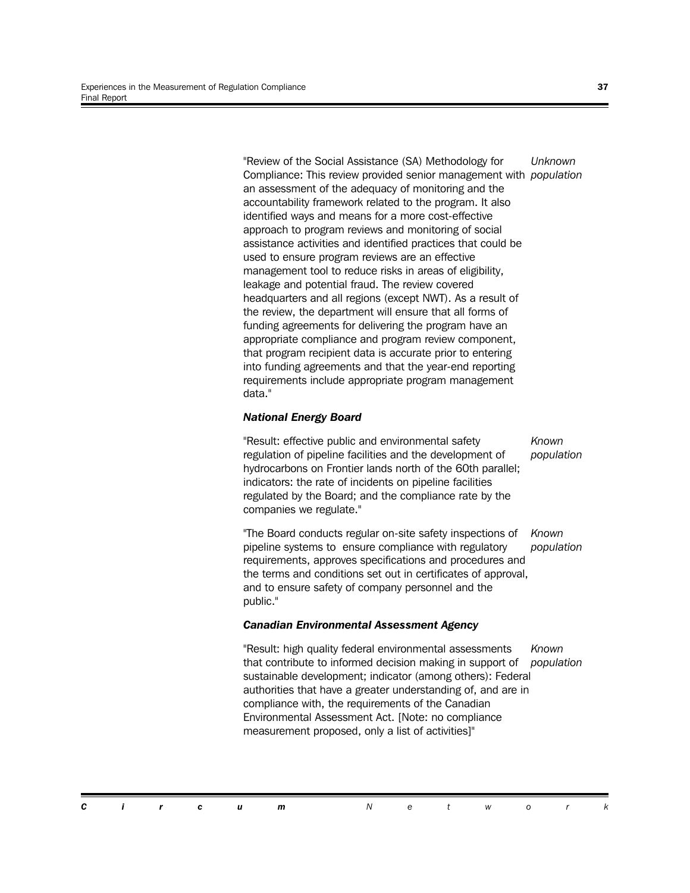| | |
|---|---|
| "Review of the Social Assistance (SA) Methodology for Compliance: This review provided senior management with an assessment of the adequacy of monitoring and the accountability framework related to the program. It also identified ways and means for a more cost-effective approach to program reviews and monitoring of social assistance activities and identified practices that could be used to ensure program reviews are an effective management tool to reduce risks in areas of eligibility, leakage and potential fraud. The review covered headquarters and all regions (except NWT). As a result of the review, the department will ensure that all forms of funding agreements for delivering the program have an appropriate compliance and program review component, that program recipient data is accurate prior to entering into funding agreements and that the year-end reporting requirements include appropriate program management data." | *Unknown population* |

***National Energy Board***

| | |
|---|---|
| "Result: effective public and environmental safety regulation of pipeline facilities and the development of hydrocarbons on Frontier lands north of the 60th parallel; indicators: the rate of incidents on pipeline facilities regulated by the Board; and the compliance rate by the companies we regulate." | *Known population* |
| "The Board conducts regular on-site safety inspections of pipeline systems to ensure compliance with regulatory requirements, approves specifications and procedures and the terms and conditions set out in certificates of approval, and to ensure safety of company personnel and the public." | *Known population* |

***Canadian Environmental Assessment Agency***

| | |
|---|---|
| "Result: high quality federal environmental assessments that contribute to informed decision making in support of sustainable development; indicator (among others): Federal authorities that have a greater understanding of, and are in compliance with, the requirements of the Canadian Environmental Assessment Act. [Note: no compliance measurement proposed, only a list of activities]" | *Known population* |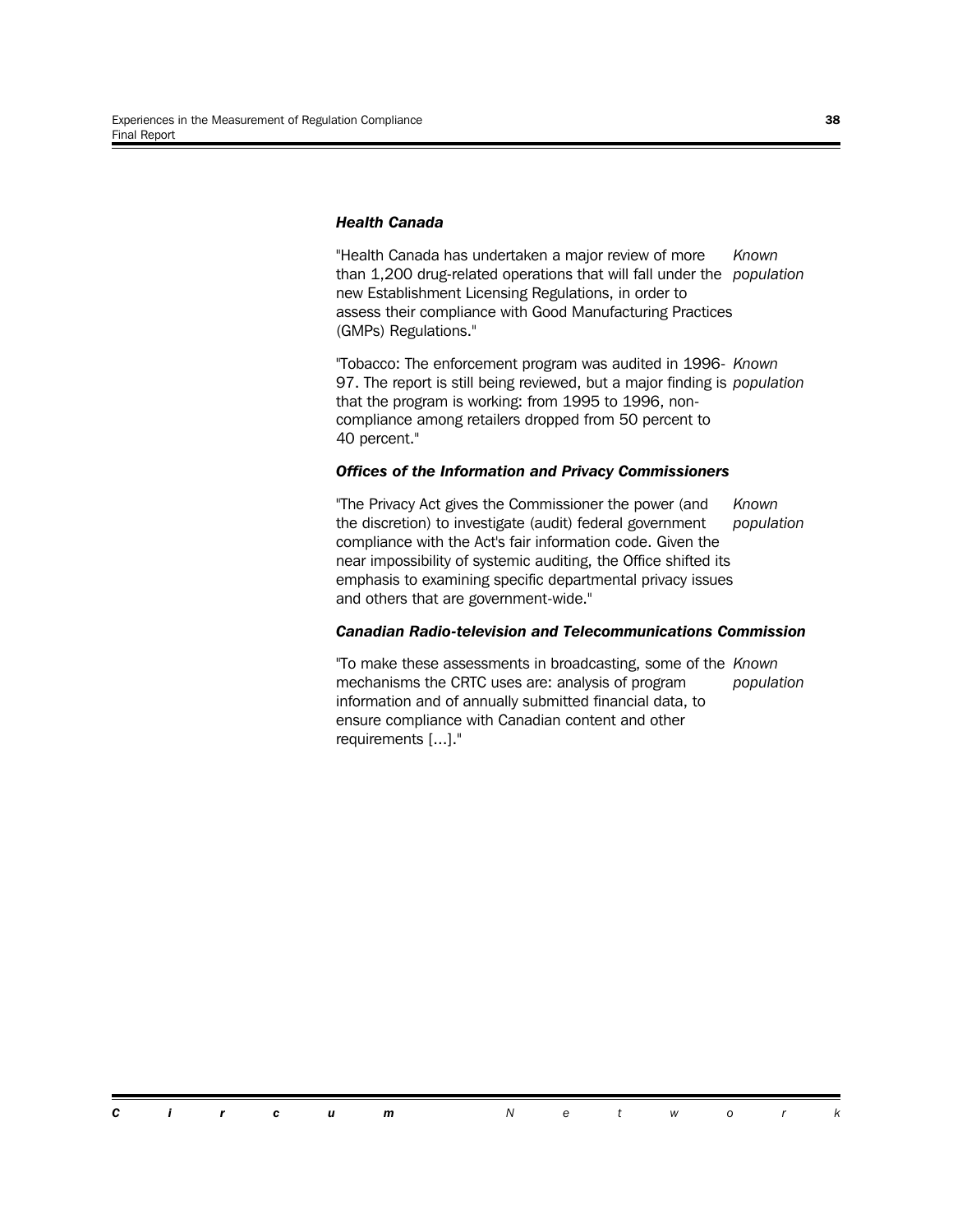### *Health Canada*

"Health Canada has undertaken a major review of more than 1,200 drug-related operations that will fall under the new Establishment Licensing Regulations, in order to assess their compliance with Good Manufacturing Practices (GMPs) Regulations."

*Known population*

"Tobacco: The enforcement program was audited in 1996-97. The report is still being reviewed, but a major finding is that the program is working: from 1995 to 1996, non-compliance among retailers dropped from 50 percent to 40 percent."

*Known population*

### *Offices of the Information and Privacy Commissioners*

"The Privacy Act gives the Commissioner the power (and the discretion) to investigate (audit) federal government compliance with the Act's fair information code. Given the near impossibility of systemic auditing, the Office shifted its emphasis to examining specific departmental privacy issues and others that are government-wide."

*Known population*

### *Canadian Radio-television and Telecommunications Commission*

"To make these assessments in broadcasting, some of the mechanisms the CRTC uses are: analysis of program information and of annually submitted financial data, to ensure compliance with Canadian content and other requirements [...]."

*Known population*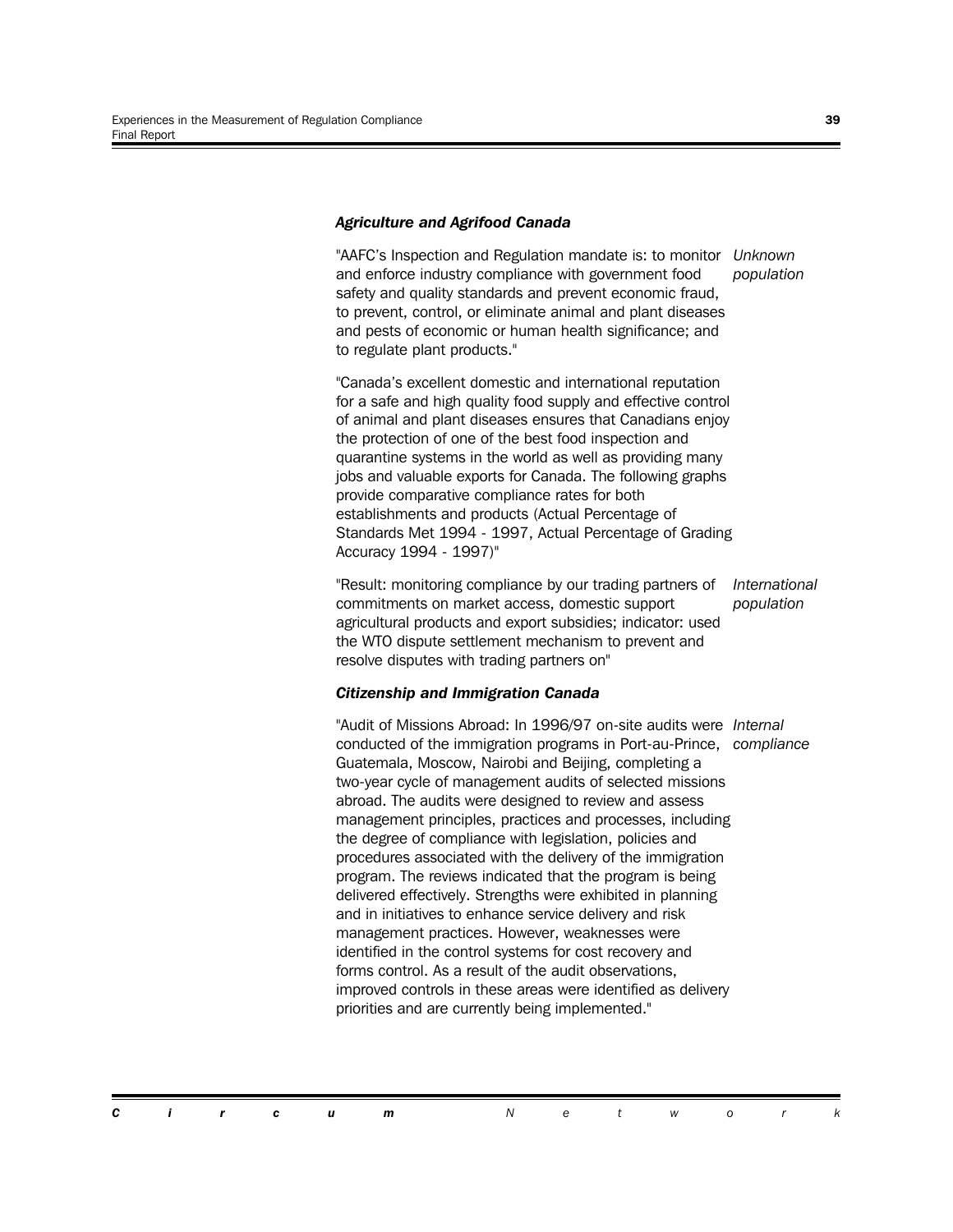***Agriculture and Agrifood Canada***

"AAFC's Inspection and Regulation mandate is: to monitor and enforce industry compliance with government food safety and quality standards and prevent economic fraud, to prevent, control, or eliminate animal and plant diseases and pests of economic or human health significance; and to regulate plant products."

*Unknown population*

"Canada's excellent domestic and international reputation for a safe and high quality food supply and effective control of animal and plant diseases ensures that Canadians enjoy the protection of one of the best food inspection and quarantine systems in the world as well as providing many jobs and valuable exports for Canada. The following graphs provide comparative compliance rates for both establishments and products (Actual Percentage of Standards Met 1994 - 1997, Actual Percentage of Grading Accuracy 1994 - 1997)"

"Result: monitoring compliance by our trading partners of commitments on market access, domestic support agricultural products and export subsidies; indicator: used the WTO dispute settlement mechanism to prevent and resolve disputes with trading partners on"

*International population*

***Citizenship and Immigration Canada***

"Audit of Missions Abroad: In 1996/97 on-site audits were conducted of the immigration programs in Port-au-Prince, Guatemala, Moscow, Nairobi and Beijing, completing a two-year cycle of management audits of selected missions abroad. The audits were designed to review and assess management principles, practices and processes, including the degree of compliance with legislation, policies and procedures associated with the delivery of the immigration program. The reviews indicated that the program is being delivered effectively. Strengths were exhibited in planning and in initiatives to enhance service delivery and risk management practices. However, weaknesses were identified in the control systems for cost recovery and forms control. As a result of the audit observations, improved controls in these areas were identified as delivery priorities and are currently being implemented."

*Internal compliance*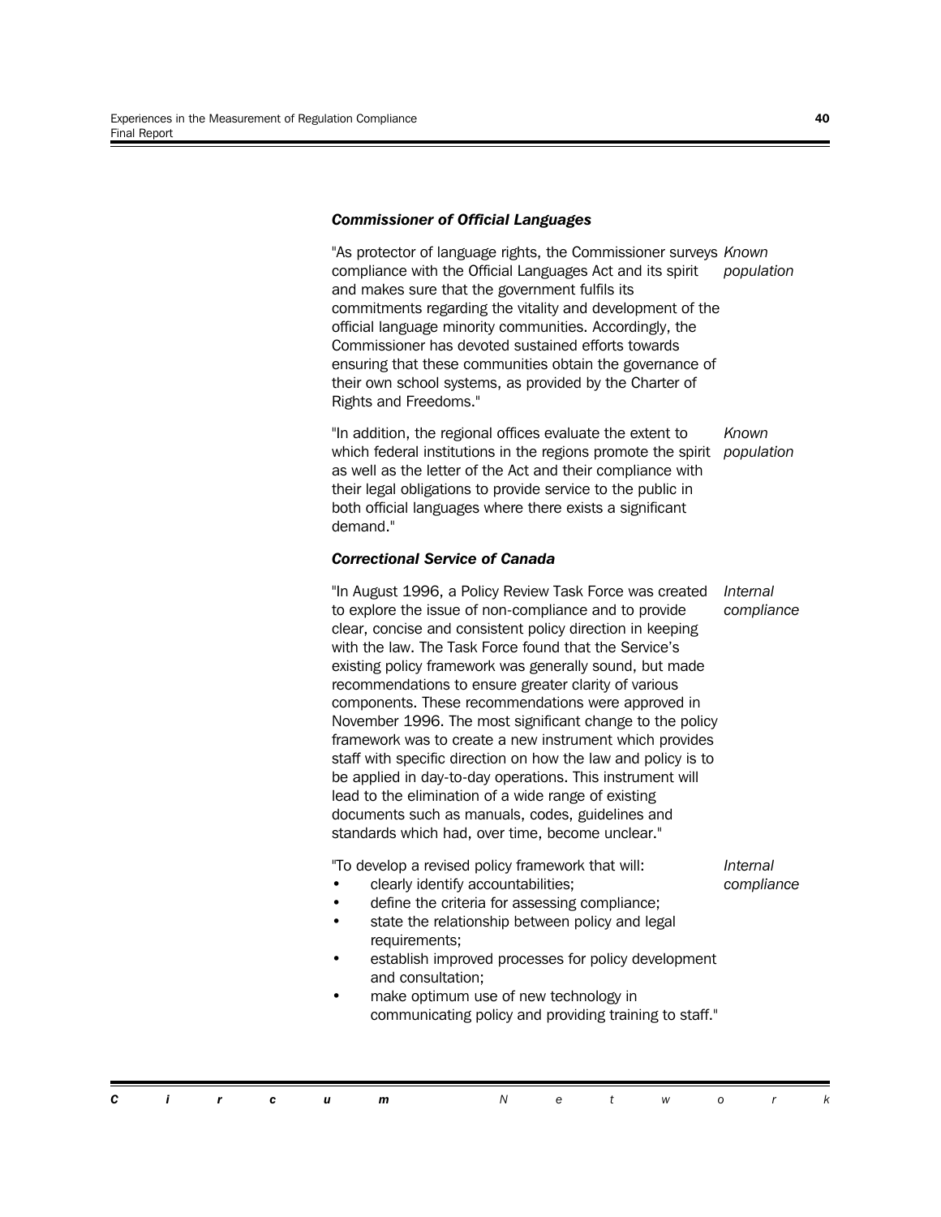### *Commissioner of Official Languages*

"As protector of language rights, the Commissioner surveys compliance with the Official Languages Act and its spirit and makes sure that the government fulfils its commitments regarding the vitality and development of the official language minority communities. Accordingly, the Commissioner has devoted sustained efforts towards ensuring that these communities obtain the governance of their own school systems, as provided by the Charter of Rights and Freedoms."

*Known population*

"In addition, the regional offices evaluate the extent to which federal institutions in the regions promote the spirit as well as the letter of the Act and their compliance with their legal obligations to provide service to the public in both official languages where there exists a significant demand."

*Known population*

### *Correctional Service of Canada*

"In August 1996, a Policy Review Task Force was created to explore the issue of non-compliance and to provide clear, concise and consistent policy direction in keeping with the law. The Task Force found that the Service's existing policy framework was generally sound, but made recommendations to ensure greater clarity of various components. These recommendations were approved in November 1996. The most significant change to the policy framework was to create a new instrument which provides staff with specific direction on how the law and policy is to be applied in day-to-day operations. This instrument will lead to the elimination of a wide range of existing documents such as manuals, codes, guidelines and standards which had, over time, become unclear."

*Internal compliance*

"To develop a revised policy framework that will:

- clearly identify accountabilities;
- define the criteria for assessing compliance;
- state the relationship between policy and legal requirements;
- establish improved processes for policy development and consultation;
- make optimum use of new technology in communicating policy and providing training to staff."

*Internal compliance*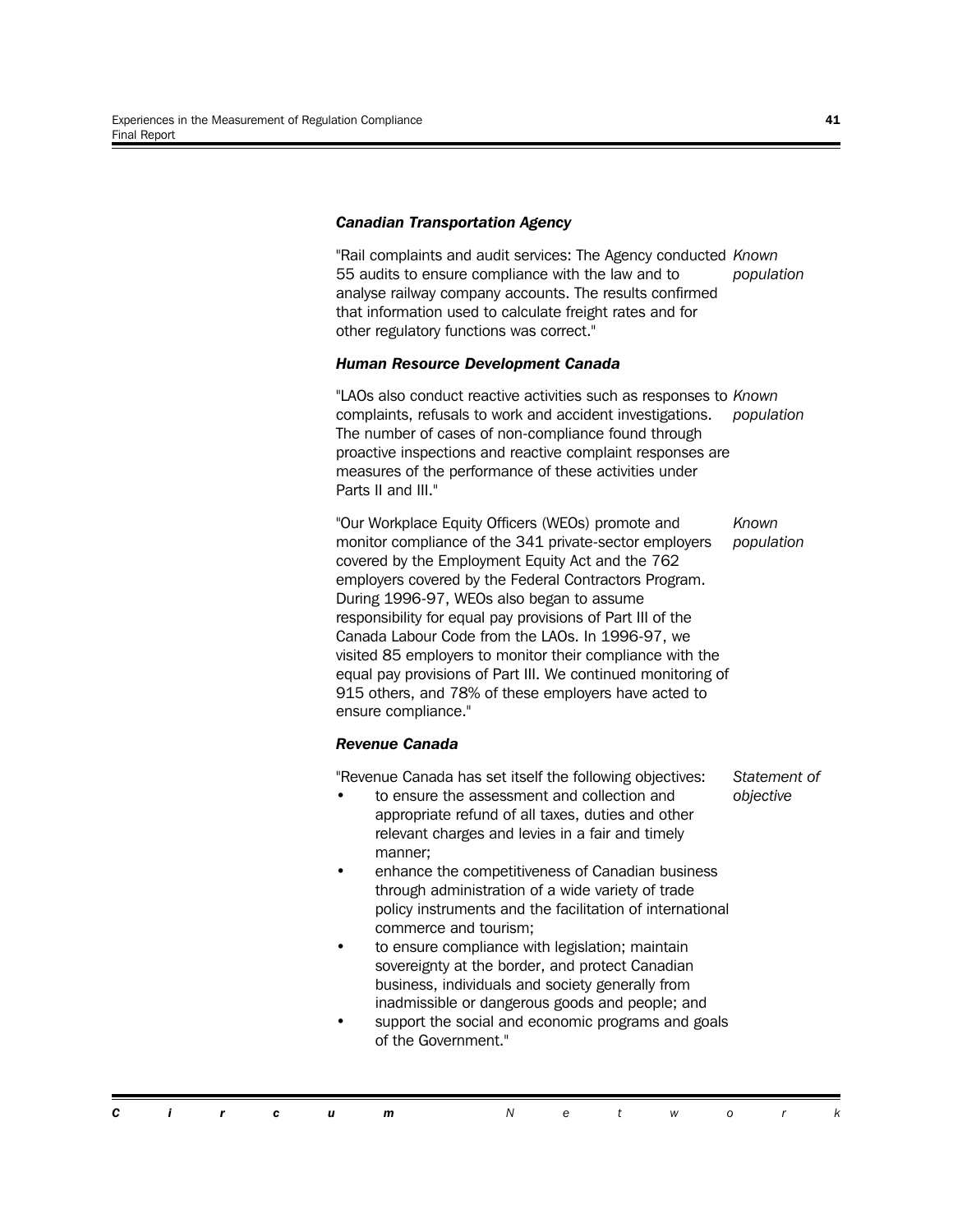***Canadian Transportation Agency***

"Rail complaints and audit services: The Agency conducted 55 audits to ensure compliance with the law and to analyse railway company accounts. The results confirmed that information used to calculate freight rates and for other regulatory functions was correct."

*Known population*

***Human Resource Development Canada***

"LAOs also conduct reactive activities such as responses to complaints, refusals to work and accident investigations. The number of cases of non-compliance found through proactive inspections and reactive complaint responses are measures of the performance of these activities under Parts II and III."

*Known population*

"Our Workplace Equity Officers (WEOs) promote and monitor compliance of the 341 private-sector employers covered by the Employment Equity Act and the 762 employers covered by the Federal Contractors Program. During 1996-97, WEOs also began to assume responsibility for equal pay provisions of Part III of the Canada Labour Code from the LAOs. In 1996-97, we visited 85 employers to monitor their compliance with the equal pay provisions of Part III. We continued monitoring of 915 others, and 78% of these employers have acted to ensure compliance."

*Known population*

***Revenue Canada***

"Revenue Canada has set itself the following objectives:

- to ensure the assessment and collection and appropriate refund of all taxes, duties and other relevant charges and levies in a fair and timely manner;
- enhance the competitiveness of Canadian business through administration of a wide variety of trade policy instruments and the facilitation of international commerce and tourism;
- to ensure compliance with legislation; maintain sovereignty at the border, and protect Canadian business, individuals and society generally from inadmissible or dangerous goods and people; and
- support the social and economic programs and goals of the Government."

*Statement of objective*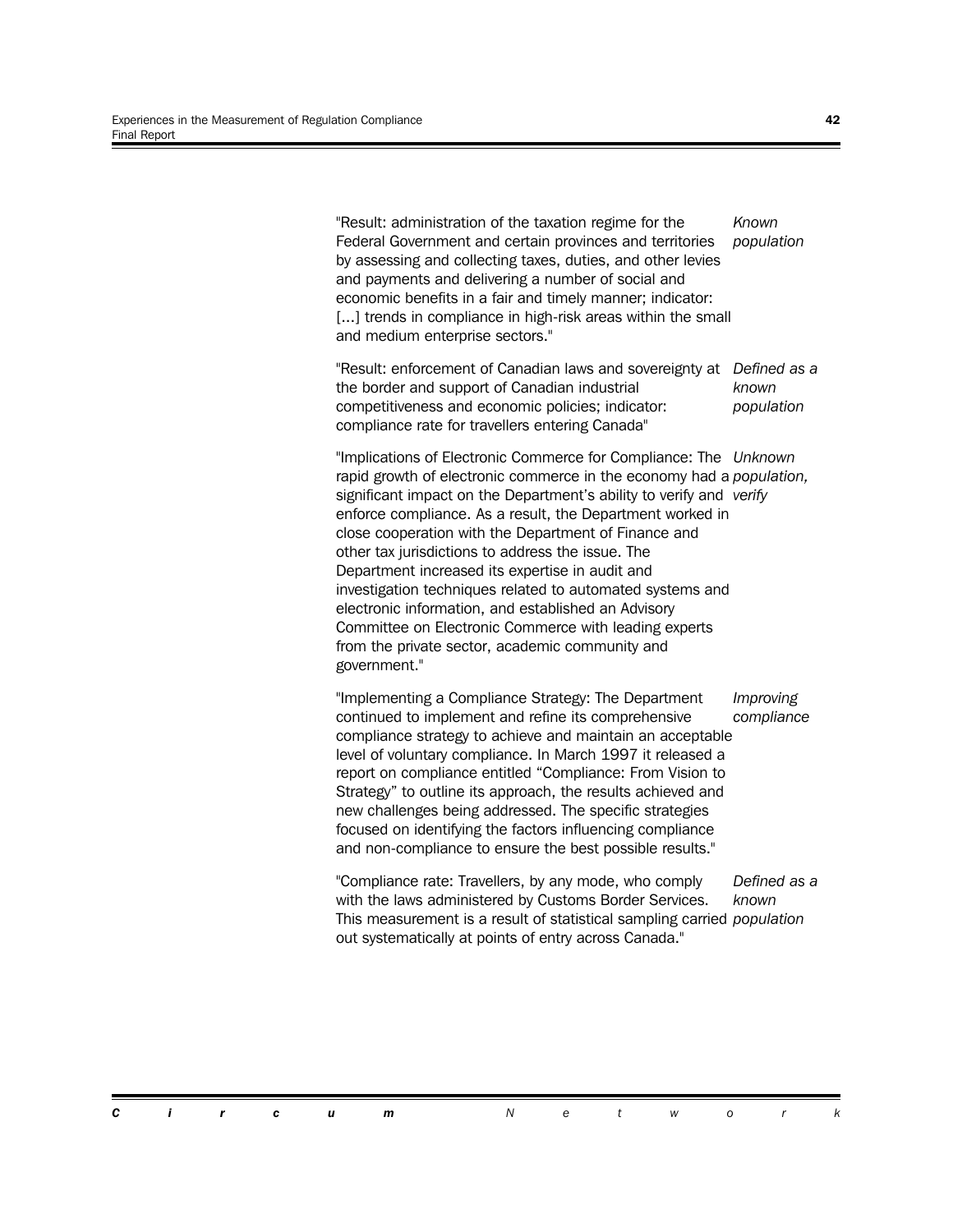| | |
|---|---|
| "Result: administration of the taxation regime for the Federal Government and certain provinces and territories by assessing and collecting taxes, duties, and other levies and payments and delivering a number of social and economic benefits in a fair and timely manner; indicator: [...] trends in compliance in high-risk areas within the small and medium enterprise sectors." | *Known population* |
| "Result: enforcement of Canadian laws and sovereignty at the border and support of Canadian industrial competitiveness and economic policies; indicator: compliance rate for travellers entering Canada" | *Defined as a known population* |
| "Implications of Electronic Commerce for Compliance: The rapid growth of electronic commerce in the economy had a significant impact on the Department's ability to verify and enforce compliance. As a result, the Department worked in close cooperation with the Department of Finance and other tax jurisdictions to address the issue. The Department increased its expertise in audit and investigation techniques related to automated systems and electronic information, and established an Advisory Committee on Electronic Commerce with leading experts from the private sector, academic community and government." | *Unknown population, verify* |
| "Implementing a Compliance Strategy: The Department continued to implement and refine its comprehensive compliance strategy to achieve and maintain an acceptable level of voluntary compliance. In March 1997 it released a report on compliance entitled "Compliance: From Vision to Strategy" to outline its approach, the results achieved and new challenges being addressed. The specific strategies focused on identifying the factors influencing compliance and non-compliance to ensure the best possible results." | *Improving compliance* |
| "Compliance rate: Travellers, by any mode, who comply with the laws administered by Customs Border Services. This measurement is a result of statistical sampling carried out systematically at points of entry across Canada." | *Defined as a known population* |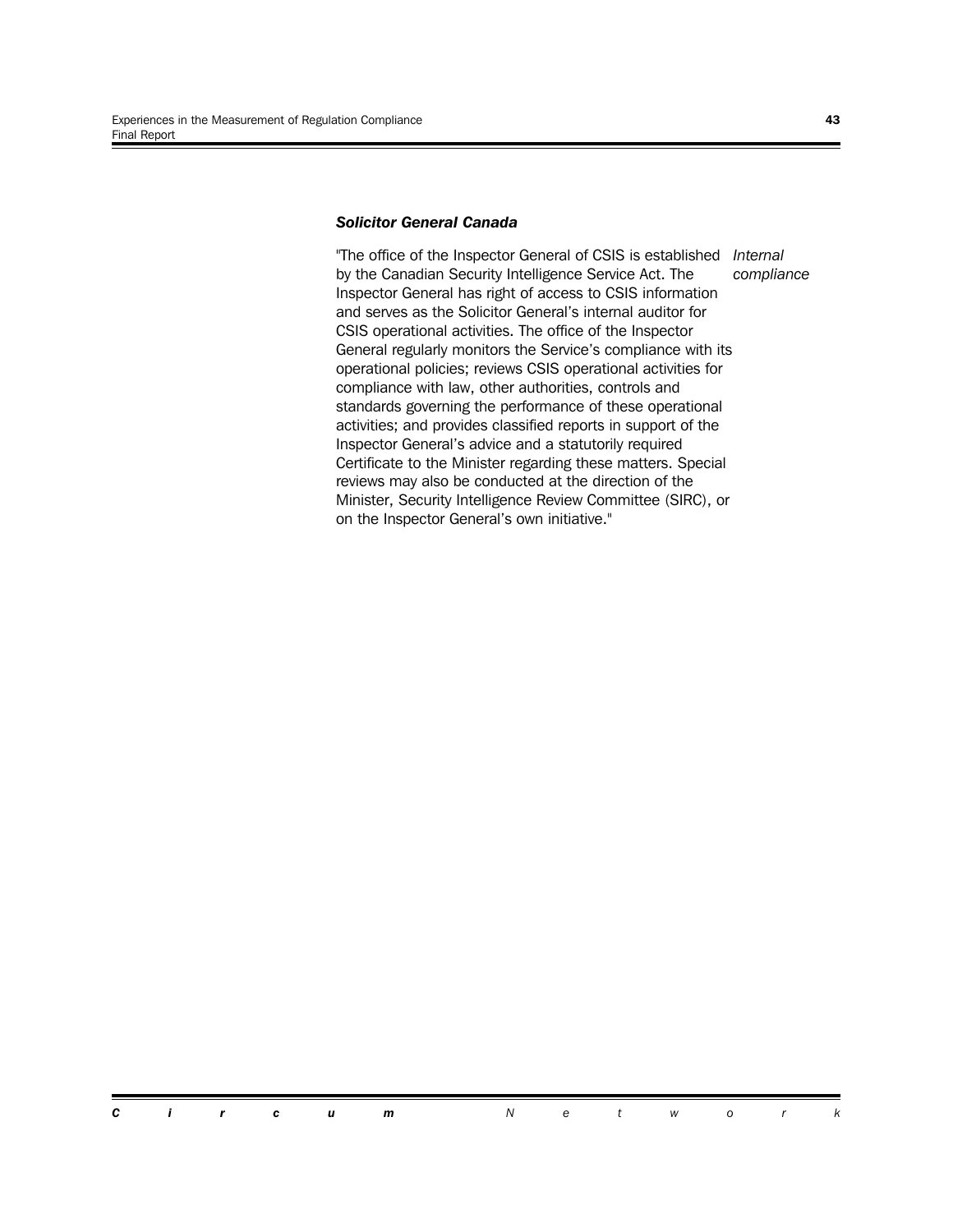### *Solicitor General Canada*

*Internal compliance*

"The office of the Inspector General of CSIS is established by the Canadian Security Intelligence Service Act. The Inspector General has right of access to CSIS information and serves as the Solicitor General's internal auditor for CSIS operational activities. The office of the Inspector General regularly monitors the Service's compliance with its operational policies; reviews CSIS operational activities for compliance with law, other authorities, controls and standards governing the performance of these operational activities; and provides classified reports in support of the Inspector General's advice and a statutorily required Certificate to the Minister regarding these matters. Special reviews may also be conducted at the direction of the Minister, Security Intelligence Review Committee (SIRC), or on the Inspector General's own initiative."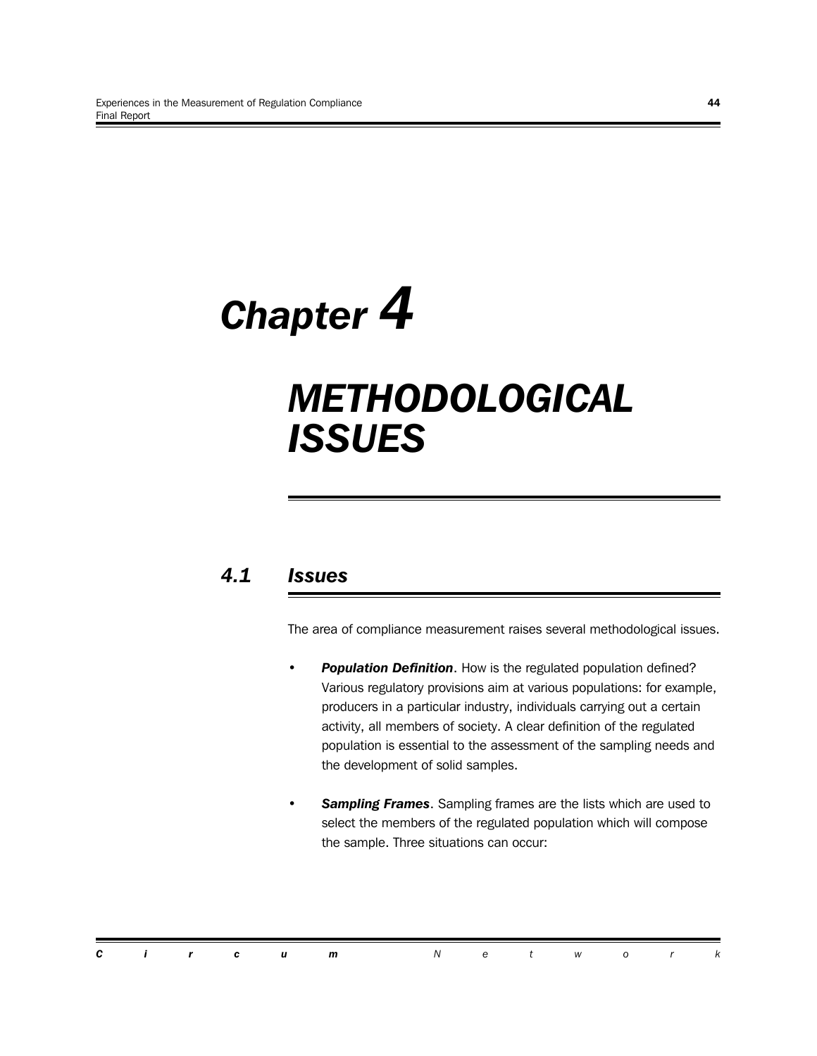# Chapter 4

# METHODOLOGICAL ISSUES

## 4.1 Issues

The area of compliance measurement raises several methodological issues.

- ***Population Definition***. How is the regulated population defined? Various regulatory provisions aim at various populations: for example, producers in a particular industry, individuals carrying out a certain activity, all members of society. A clear definition of the regulated population is essential to the assessment of the sampling needs and the development of solid samples.

- ***Sampling Frames***. Sampling frames are the lists which are used to select the members of the regulated population which will compose the sample. Three situations can occur: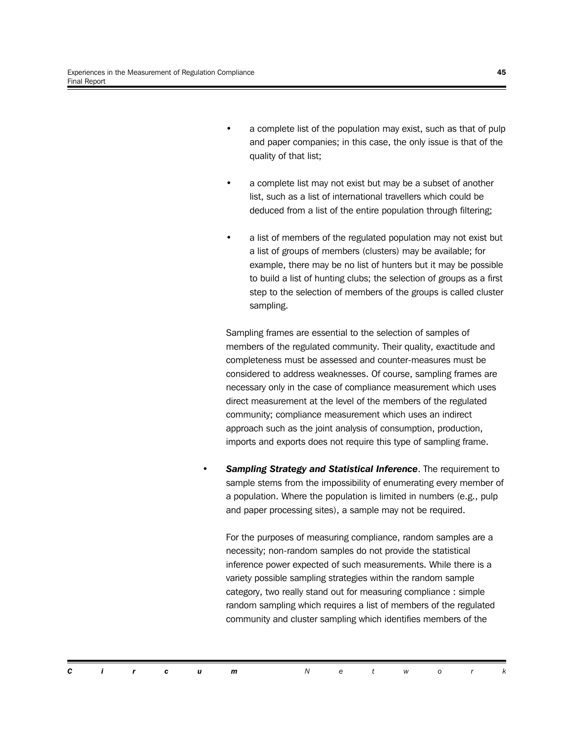- a complete list of the population may exist, such as that of pulp and paper companies; in this case, the only issue is that of the quality of that list;

- a complete list may not exist but may be a subset of another list, such as a list of international travellers which could be deduced from a list of the entire population through filtering;

- a list of members of the regulated population may not exist but a list of groups of members (clusters) may be available; for example, there may be no list of hunters but it may be possible to build a list of hunting clubs; the selection of groups as a first step to the selection of members of the groups is called cluster sampling.

Sampling frames are essential to the selection of samples of members of the regulated community. Their quality, exactitude and completeness must be assessed and counter-measures must be considered to address weaknesses. Of course, sampling frames are necessary only in the case of compliance measurement which uses direct measurement at the level of the members of the regulated community; compliance measurement which uses an indirect approach such as the joint analysis of consumption, production, imports and exports does not require this type of sampling frame.

- ***Sampling Strategy and Statistical Inference***. The requirement to sample stems from the impossibility of enumerating every member of a population. Where the population is limited in numbers (e.g., pulp and paper processing sites), a sample may not be required.

  For the purposes of measuring compliance, random samples are a necessity; non-random samples do not provide the statistical inference power expected of such measurements. While there is a variety possible sampling strategies within the random sample category, two really stand out for measuring compliance : simple random sampling which requires a list of members of the regulated community and cluster sampling which identifies members of the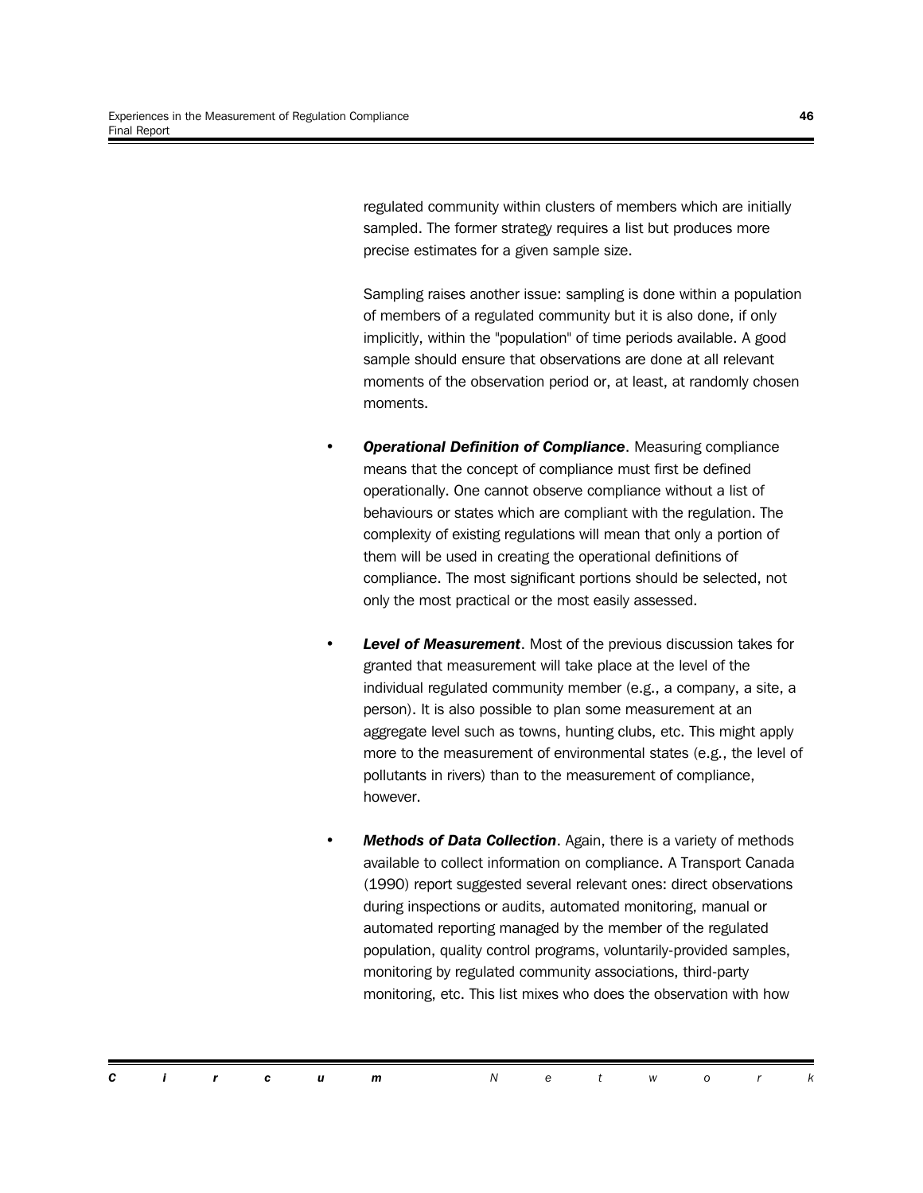regulated community within clusters of members which are initially sampled. The former strategy requires a list but produces more precise estimates for a given sample size.

Sampling raises another issue: sampling is done within a population of members of a regulated community but it is also done, if only implicitly, within the "population" of time periods available. A good sample should ensure that observations are done at all relevant moments of the observation period or, at least, at randomly chosen moments.

- ***Operational Definition of Compliance***. Measuring compliance means that the concept of compliance must first be defined operationally. One cannot observe compliance without a list of behaviours or states which are compliant with the regulation. The complexity of existing regulations will mean that only a portion of them will be used in creating the operational definitions of compliance. The most significant portions should be selected, not only the most practical or the most easily assessed.

- ***Level of Measurement***. Most of the previous discussion takes for granted that measurement will take place at the level of the individual regulated community member (e.g., a company, a site, a person). It is also possible to plan some measurement at an aggregate level such as towns, hunting clubs, etc. This might apply more to the measurement of environmental states (e.g., the level of pollutants in rivers) than to the measurement of compliance, however.

- ***Methods of Data Collection***. Again, there is a variety of methods available to collect information on compliance. A Transport Canada (1990) report suggested several relevant ones: direct observations during inspections or audits, automated monitoring, manual or automated reporting managed by the member of the regulated population, quality control programs, voluntarily-provided samples, monitoring by regulated community associations, third-party monitoring, etc. This list mixes who does the observation with how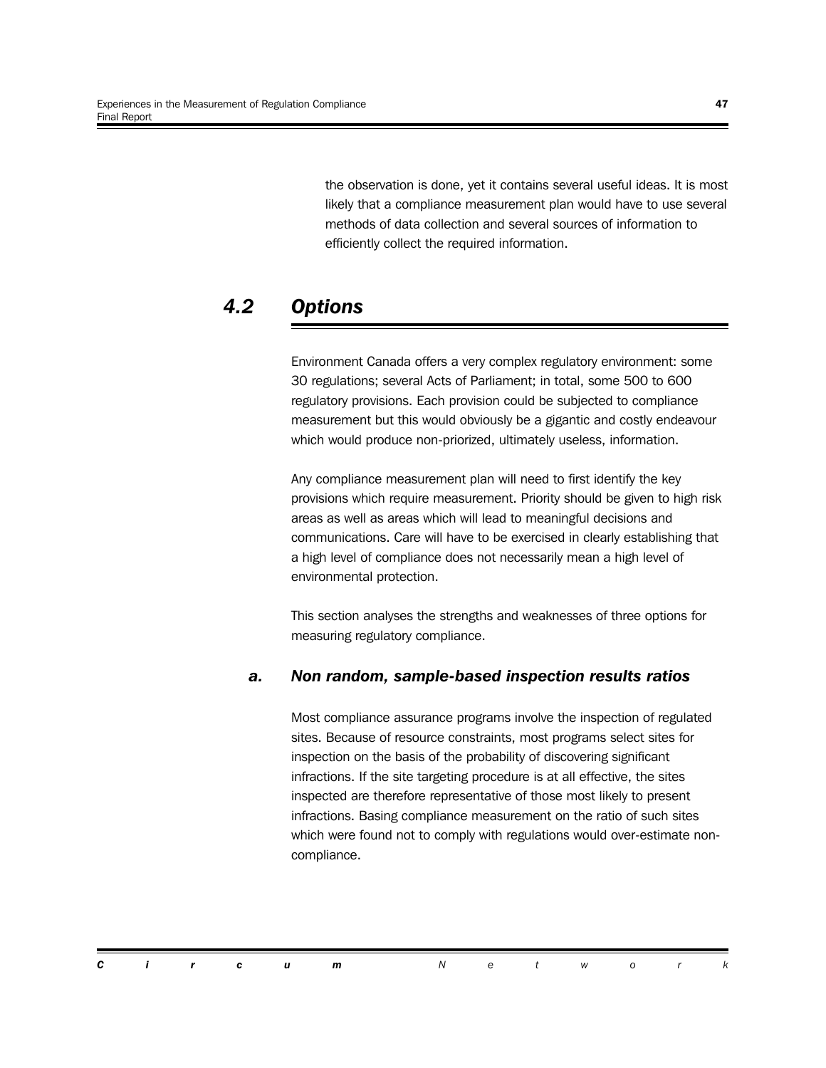the observation is done, yet it contains several useful ideas. It is most likely that a compliance measurement plan would have to use several methods of data collection and several sources of information to efficiently collect the required information.

## *4.2 Options*

Environment Canada offers a very complex regulatory environment: some 30 regulations; several Acts of Parliament; in total, some 500 to 600 regulatory provisions. Each provision could be subjected to compliance measurement but this would obviously be a gigantic and costly endeavour which would produce non-priorized, ultimately useless, information.

Any compliance measurement plan will need to first identify the key provisions which require measurement. Priority should be given to high risk areas as well as areas which will lead to meaningful decisions and communications. Care will have to be exercised in clearly establishing that a high level of compliance does not necessarily mean a high level of environmental protection.

This section analyses the strengths and weaknesses of three options for measuring regulatory compliance.

### *a. Non random, sample-based inspection results ratios*

Most compliance assurance programs involve the inspection of regulated sites. Because of resource constraints, most programs select sites for inspection on the basis of the probability of discovering significant infractions. If the site targeting procedure is at all effective, the sites inspected are therefore representative of those most likely to present infractions. Basing compliance measurement on the ratio of such sites which were found not to comply with regulations would over-estimate non-compliance.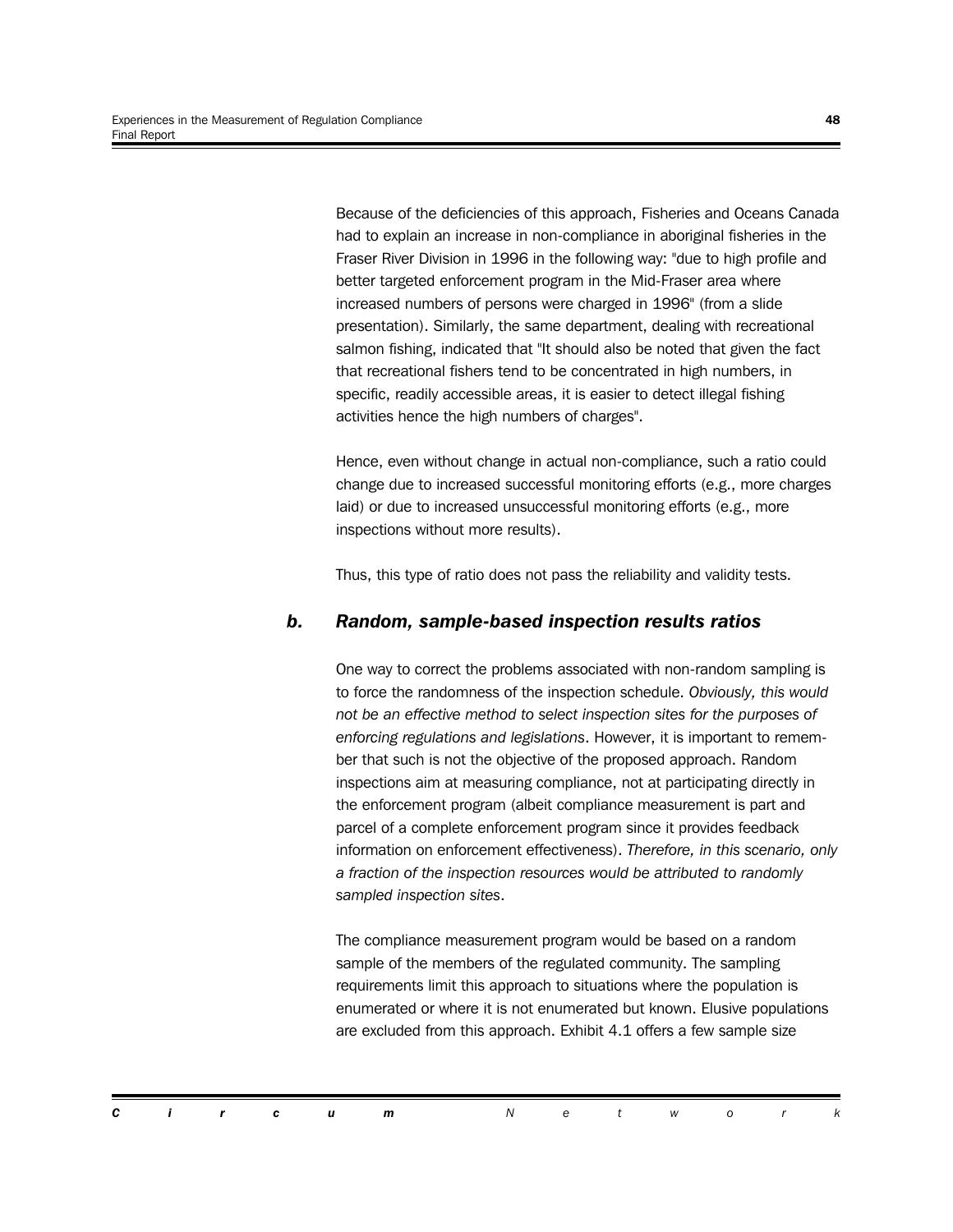Because of the deficiencies of this approach, Fisheries and Oceans Canada had to explain an increase in non-compliance in aboriginal fisheries in the Fraser River Division in 1996 in the following way: "due to high profile and better targeted enforcement program in the Mid-Fraser area where increased numbers of persons were charged in 1996" (from a slide presentation). Similarly, the same department, dealing with recreational salmon fishing, indicated that "It should also be noted that given the fact that recreational fishers tend to be concentrated in high numbers, in specific, readily accessible areas, it is easier to detect illegal fishing activities hence the high numbers of charges".

Hence, even without change in actual non-compliance, such a ratio could change due to increased successful monitoring efforts (e.g., more charges laid) or due to increased unsuccessful monitoring efforts (e.g., more inspections without more results).

Thus, this type of ratio does not pass the reliability and validity tests.

### *b. Random, sample-based inspection results ratios*

One way to correct the problems associated with non-random sampling is to force the randomness of the inspection schedule. *Obviously, this would not be an effective method to select inspection sites for the purposes of enforcing regulations and legislations*. However, it is important to remember that such is not the objective of the proposed approach. Random inspections aim at measuring compliance, not at participating directly in the enforcement program (albeit compliance measurement is part and parcel of a complete enforcement program since it provides feedback information on enforcement effectiveness). *Therefore, in this scenario, only a fraction of the inspection resources would be attributed to randomly sampled inspection sites*.

The compliance measurement program would be based on a random sample of the members of the regulated community. The sampling requirements limit this approach to situations where the population is enumerated or where it is not enumerated but known. Elusive populations are excluded from this approach. Exhibit 4.1 offers a few sample size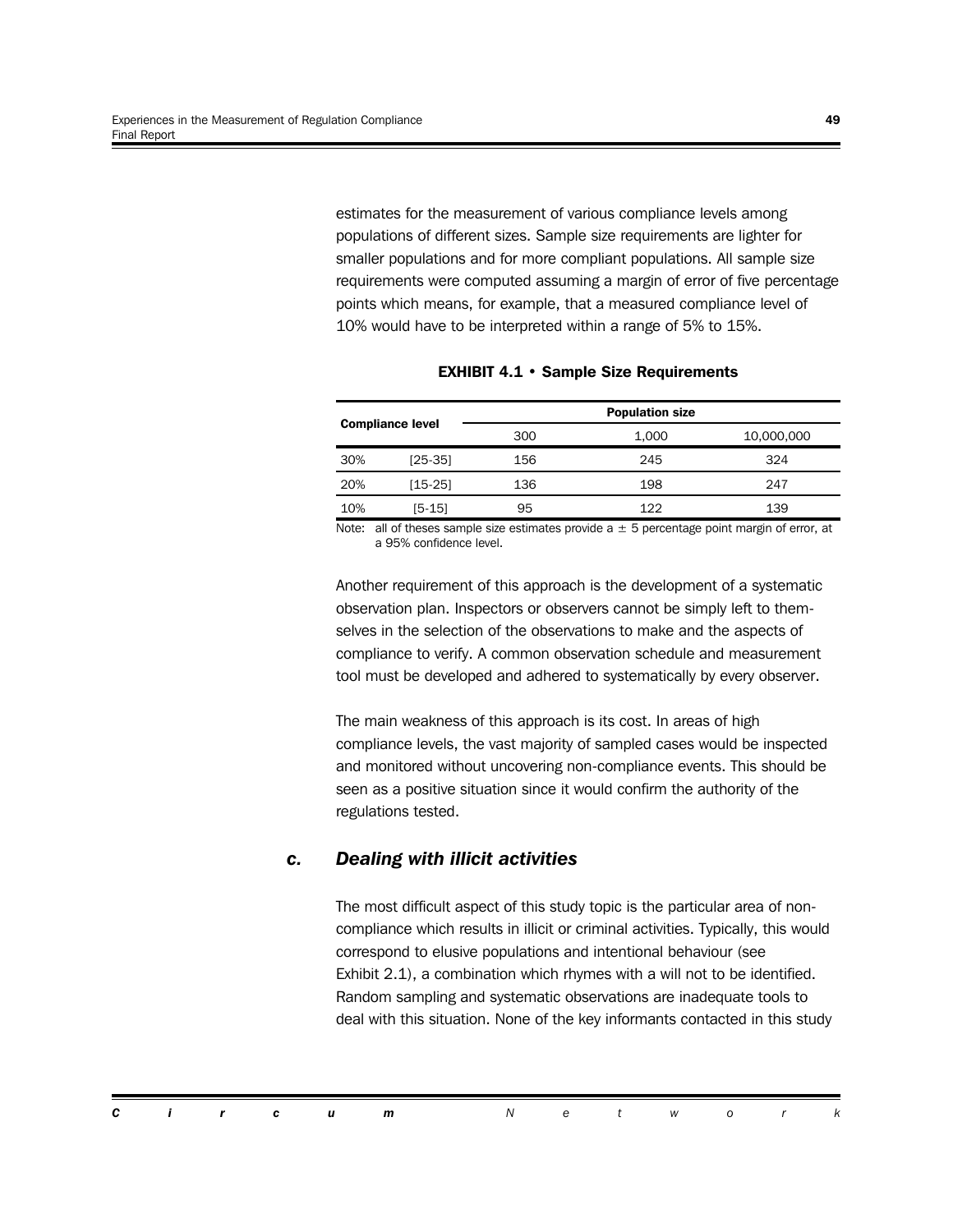estimates for the measurement of various compliance levels among populations of different sizes. Sample size requirements are lighter for smaller populations and for more compliant populations. All sample size requirements were computed assuming a margin of error of five percentage points which means, for example, that a measured compliance level of 10% would have to be interpreted within a range of 5% to 15%.

**EXHIBIT 4.1 • Sample Size Requirements**

| Compliance level | | Population size | | |
|---|---|---|---|---|
| | | 300 | 1,000 | 10,000,000 |
| 30% | [25-35] | 156 | 245 | 324 |
| 20% | [15-25] | 136 | 198 | 247 |
| 10% | [5-15] | 95 | 122 | 139 |

Note: all of theses sample size estimates provide a ± 5 percentage point margin of error, at a 95% confidence level.

Another requirement of this approach is the development of a systematic observation plan. Inspectors or observers cannot be simply left to themselves in the selection of the observations to make and the aspects of compliance to verify. A common observation schedule and measurement tool must be developed and adhered to systematically by every observer.

The main weakness of this approach is its cost. In areas of high compliance levels, the vast majority of sampled cases would be inspected and monitored without uncovering non-compliance events. This should be seen as a positive situation since it would confirm the authority of the regulations tested.

### *c. Dealing with illicit activities*

The most difficult aspect of this study topic is the particular area of non-compliance which results in illicit or criminal activities. Typically, this would correspond to elusive populations and intentional behaviour (see Exhibit 2.1), a combination which rhymes with a will not to be identified. Random sampling and systematic observations are inadequate tools to deal with this situation. None of the key informants contacted in this study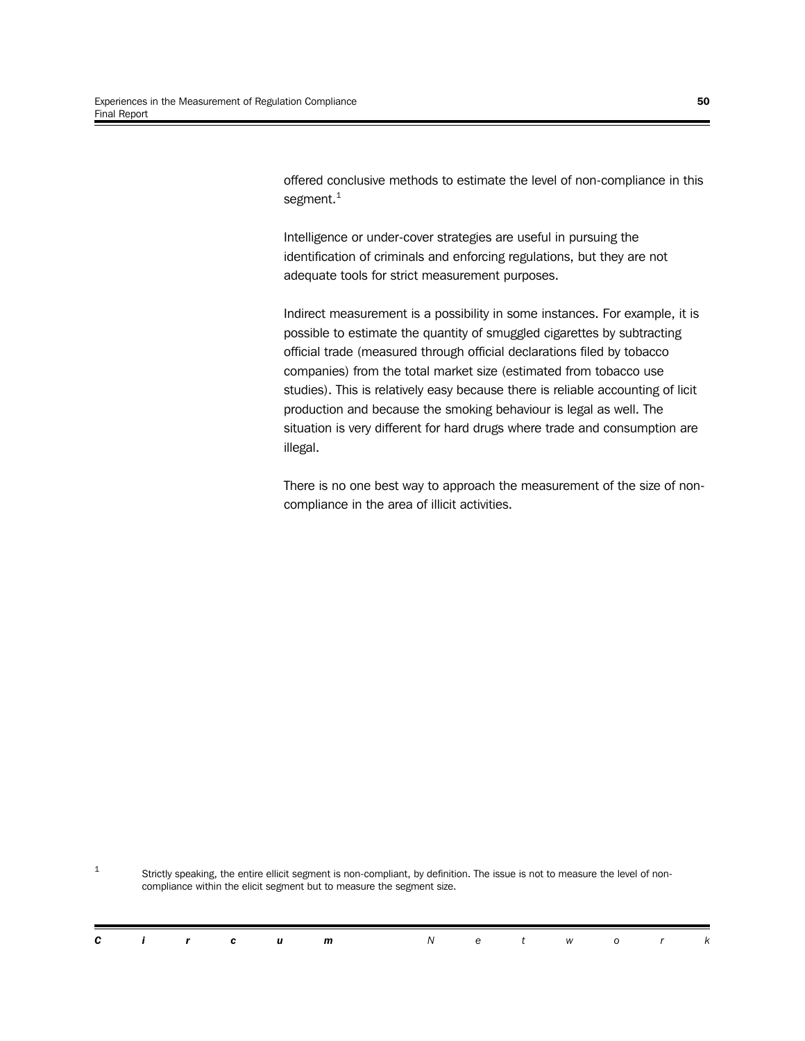offered conclusive methods to estimate the level of non-compliance in this segment.[1]

Intelligence or under-cover strategies are useful in pursuing the identification of criminals and enforcing regulations, but they are not adequate tools for strict measurement purposes.

Indirect measurement is a possibility in some instances. For example, it is possible to estimate the quantity of smuggled cigarettes by subtracting official trade (measured through official declarations filed by tobacco companies) from the total market size (estimated from tobacco use studies). This is relatively easy because there is reliable accounting of licit production and because the smoking behaviour is legal as well. The situation is very different for hard drugs where trade and consumption are illegal.

There is no one best way to approach the measurement of the size of non-compliance in the area of illicit activities.

---

[1] Strictly speaking, the entire ellicit segment is non-compliant, by definition. The issue is not to measure the level of non-compliance within the elicit segment but to measure the segment size.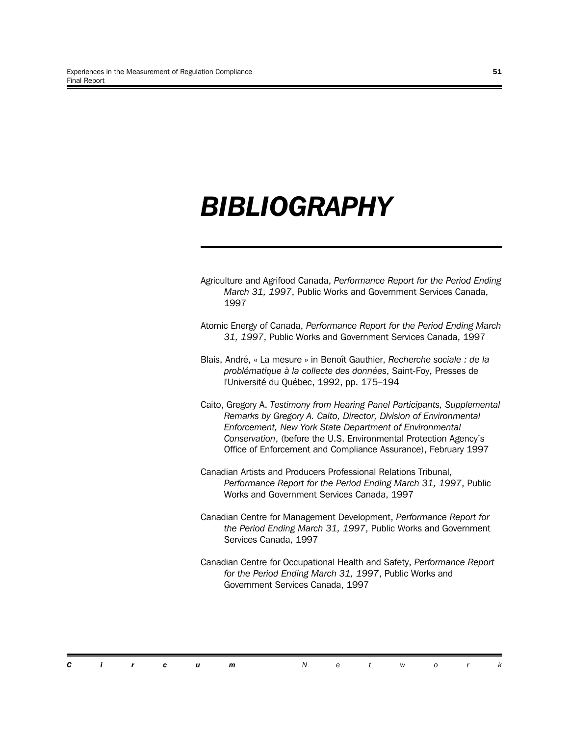# BIBLIOGRAPHY

Agriculture and Agrifood Canada, *Performance Report for the Period Ending March 31, 1997*, Public Works and Government Services Canada, 1997

Atomic Energy of Canada, *Performance Report for the Period Ending March 31, 1997*, Public Works and Government Services Canada, 1997

Blais, André, « La mesure » in Benoît Gauthier, *Recherche sociale : de la problématique à la collecte des données*, Saint-Foy, Presses de l'Université du Québec, 1992, pp. 175–194

Caito, Gregory A. *Testimony from Hearing Panel Participants, Supplemental Remarks by Gregory A. Caito, Director, Division of Environmental Enforcement, New York State Department of Environmental Conservation*, (before the U.S. Environmental Protection Agency's Office of Enforcement and Compliance Assurance), February 1997

Canadian Artists and Producers Professional Relations Tribunal, *Performance Report for the Period Ending March 31, 1997*, Public Works and Government Services Canada, 1997

Canadian Centre for Management Development, *Performance Report for the Period Ending March 31, 1997*, Public Works and Government Services Canada, 1997

Canadian Centre for Occupational Health and Safety, *Performance Report for the Period Ending March 31, 1997*, Public Works and Government Services Canada, 1997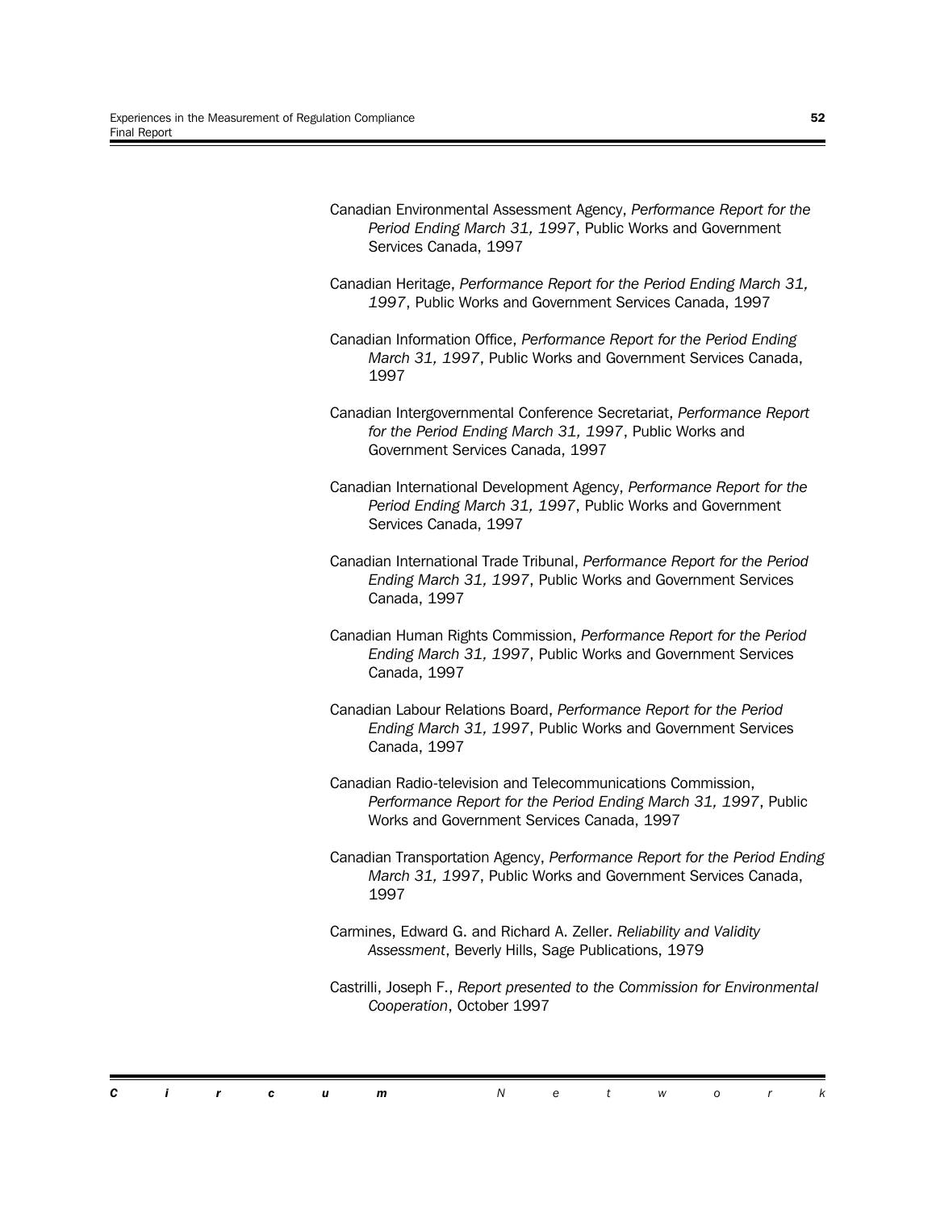Canadian Environmental Assessment Agency, *Performance Report for the Period Ending March 31, 1997*, Public Works and Government Services Canada, 1997

Canadian Heritage, *Performance Report for the Period Ending March 31, 1997*, Public Works and Government Services Canada, 1997

Canadian Information Office, *Performance Report for the Period Ending March 31, 1997*, Public Works and Government Services Canada, 1997

Canadian Intergovernmental Conference Secretariat, *Performance Report for the Period Ending March 31, 1997*, Public Works and Government Services Canada, 1997

Canadian International Development Agency, *Performance Report for the Period Ending March 31, 1997*, Public Works and Government Services Canada, 1997

Canadian International Trade Tribunal, *Performance Report for the Period Ending March 31, 1997*, Public Works and Government Services Canada, 1997

Canadian Human Rights Commission, *Performance Report for the Period Ending March 31, 1997*, Public Works and Government Services Canada, 1997

Canadian Labour Relations Board, *Performance Report for the Period Ending March 31, 1997*, Public Works and Government Services Canada, 1997

Canadian Radio-television and Telecommunications Commission, *Performance Report for the Period Ending March 31, 1997*, Public Works and Government Services Canada, 1997

Canadian Transportation Agency, *Performance Report for the Period Ending March 31, 1997*, Public Works and Government Services Canada, 1997

Carmines, Edward G. and Richard A. Zeller. *Reliability and Validity Assessment*, Beverly Hills, Sage Publications, 1979

Castrilli, Joseph F., *Report presented to the Commission for Environmental Cooperation*, October 1997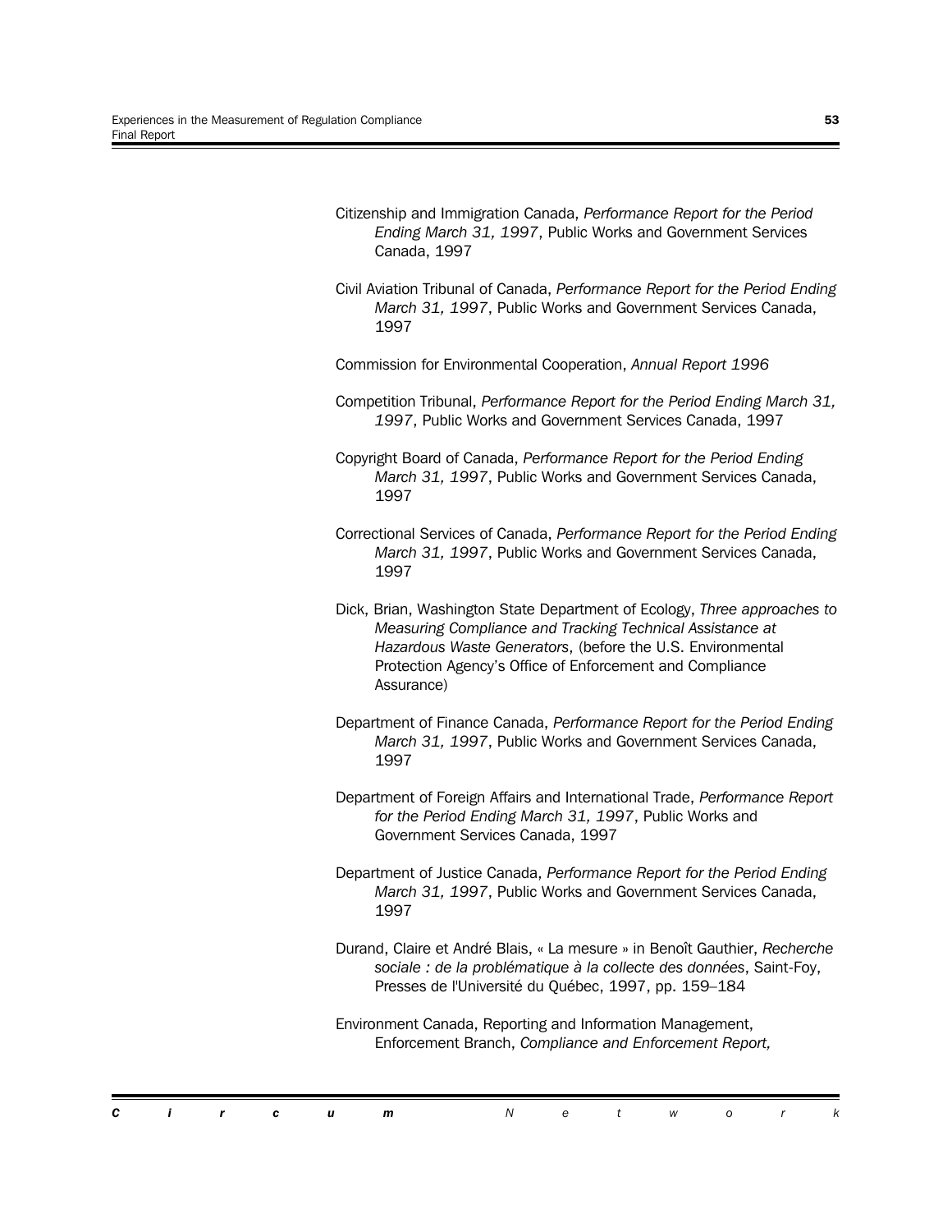Citizenship and Immigration Canada, *Performance Report for the Period Ending March 31, 1997*, Public Works and Government Services Canada, 1997

Civil Aviation Tribunal of Canada, *Performance Report for the Period Ending March 31, 1997*, Public Works and Government Services Canada, 1997

Commission for Environmental Cooperation, *Annual Report 1996*

Competition Tribunal, *Performance Report for the Period Ending March 31, 1997*, Public Works and Government Services Canada, 1997

Copyright Board of Canada, *Performance Report for the Period Ending March 31, 1997*, Public Works and Government Services Canada, 1997

Correctional Services of Canada, *Performance Report for the Period Ending March 31, 1997*, Public Works and Government Services Canada, 1997

Dick, Brian, Washington State Department of Ecology, *Three approaches to Measuring Compliance and Tracking Technical Assistance at Hazardous Waste Generators*, (before the U.S. Environmental Protection Agency's Office of Enforcement and Compliance Assurance)

Department of Finance Canada, *Performance Report for the Period Ending March 31, 1997*, Public Works and Government Services Canada, 1997

Department of Foreign Affairs and International Trade, *Performance Report for the Period Ending March 31, 1997*, Public Works and Government Services Canada, 1997

Department of Justice Canada, *Performance Report for the Period Ending March 31, 1997*, Public Works and Government Services Canada, 1997

Durand, Claire et André Blais, « La mesure » in Benoît Gauthier, *Recherche sociale : de la problématique à la collecte des données*, Saint-Foy, Presses de l'Université du Québec, 1997, pp. 159–184

Environment Canada, Reporting and Information Management, Enforcement Branch, *Compliance and Enforcement Report,*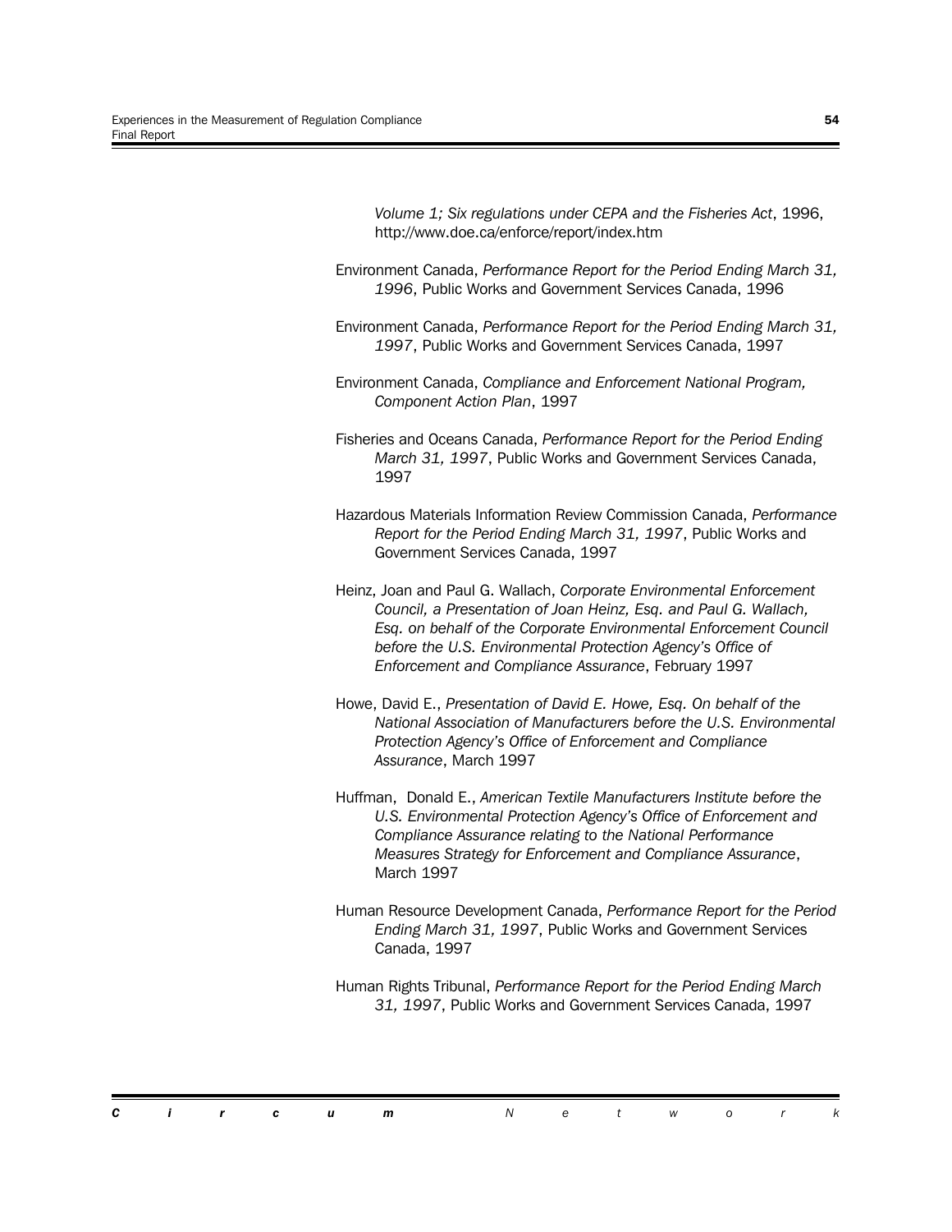*Volume 1; Six regulations under CEPA and the Fisheries Act*, 1996, http://www.doe.ca/enforce/report/index.htm

Environment Canada, *Performance Report for the Period Ending March 31, 1996*, Public Works and Government Services Canada, 1996

Environment Canada, *Performance Report for the Period Ending March 31, 1997*, Public Works and Government Services Canada, 1997

Environment Canada, *Compliance and Enforcement National Program, Component Action Plan*, 1997

Fisheries and Oceans Canada, *Performance Report for the Period Ending March 31, 1997*, Public Works and Government Services Canada, 1997

Hazardous Materials Information Review Commission Canada, *Performance Report for the Period Ending March 31, 1997*, Public Works and Government Services Canada, 1997

Heinz, Joan and Paul G. Wallach, *Corporate Environmental Enforcement Council, a Presentation of Joan Heinz, Esq. and Paul G. Wallach, Esq. on behalf of the Corporate Environmental Enforcement Council before the U.S. Environmental Protection Agency's Office of Enforcement and Compliance Assurance*, February 1997

Howe, David E., *Presentation of David E. Howe, Esq. On behalf of the National Association of Manufacturers before the U.S. Environmental Protection Agency's Office of Enforcement and Compliance Assurance*, March 1997

Huffman, Donald E., *American Textile Manufacturers Institute before the U.S. Environmental Protection Agency's Office of Enforcement and Compliance Assurance relating to the National Performance Measures Strategy for Enforcement and Compliance Assurance*, March 1997

Human Resource Development Canada, *Performance Report for the Period Ending March 31, 1997*, Public Works and Government Services Canada, 1997

Human Rights Tribunal, *Performance Report for the Period Ending March 31, 1997*, Public Works and Government Services Canada, 1997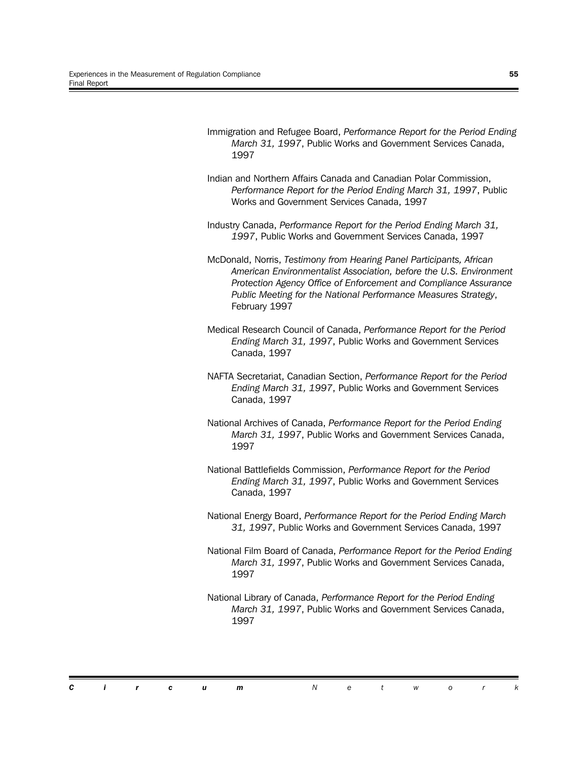Immigration and Refugee Board, *Performance Report for the Period Ending March 31, 1997*, Public Works and Government Services Canada, 1997

Indian and Northern Affairs Canada and Canadian Polar Commission, *Performance Report for the Period Ending March 31, 1997*, Public Works and Government Services Canada, 1997

Industry Canada, *Performance Report for the Period Ending March 31, 1997*, Public Works and Government Services Canada, 1997

McDonald, Norris, *Testimony from Hearing Panel Participants, African American Environmentalist Association, before the U.S. Environment Protection Agency Office of Enforcement and Compliance Assurance Public Meeting for the National Performance Measures Strategy*, February 1997

Medical Research Council of Canada, *Performance Report for the Period Ending March 31, 1997*, Public Works and Government Services Canada, 1997

NAFTA Secretariat, Canadian Section, *Performance Report for the Period Ending March 31, 1997*, Public Works and Government Services Canada, 1997

National Archives of Canada, *Performance Report for the Period Ending March 31, 1997*, Public Works and Government Services Canada, 1997

National Battlefields Commission, *Performance Report for the Period Ending March 31, 1997*, Public Works and Government Services Canada, 1997

National Energy Board, *Performance Report for the Period Ending March 31, 1997*, Public Works and Government Services Canada, 1997

National Film Board of Canada, *Performance Report for the Period Ending March 31, 1997*, Public Works and Government Services Canada, 1997

National Library of Canada, *Performance Report for the Period Ending March 31, 1997*, Public Works and Government Services Canada, 1997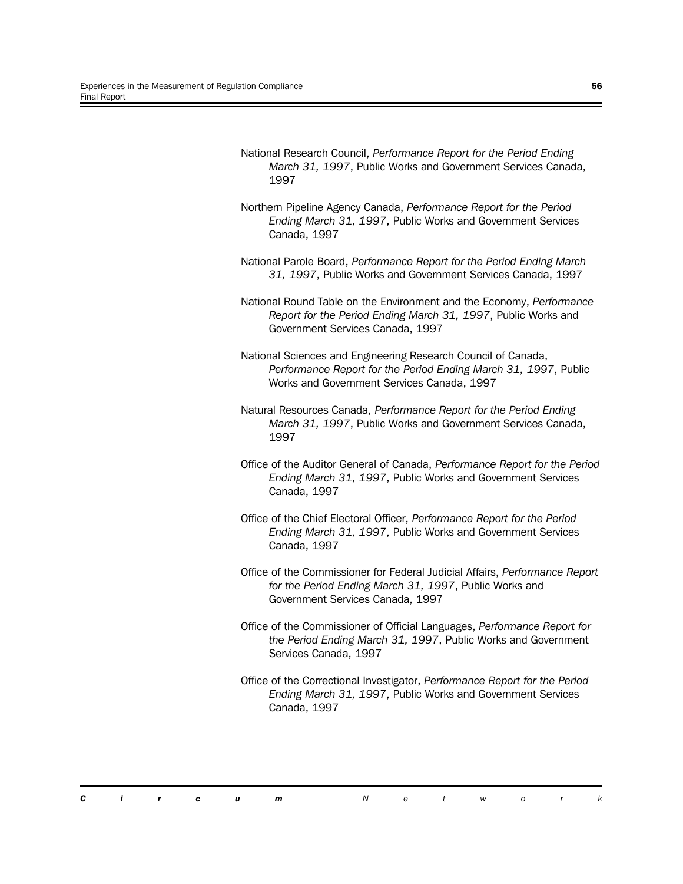National Research Council, *Performance Report for the Period Ending March 31, 1997*, Public Works and Government Services Canada, 1997

Northern Pipeline Agency Canada, *Performance Report for the Period Ending March 31, 1997*, Public Works and Government Services Canada, 1997

National Parole Board, *Performance Report for the Period Ending March 31, 1997*, Public Works and Government Services Canada, 1997

National Round Table on the Environment and the Economy, *Performance Report for the Period Ending March 31, 1997*, Public Works and Government Services Canada, 1997

National Sciences and Engineering Research Council of Canada, *Performance Report for the Period Ending March 31, 1997*, Public Works and Government Services Canada, 1997

Natural Resources Canada, *Performance Report for the Period Ending March 31, 1997*, Public Works and Government Services Canada, 1997

Office of the Auditor General of Canada, *Performance Report for the Period Ending March 31, 1997*, Public Works and Government Services Canada, 1997

Office of the Chief Electoral Officer, *Performance Report for the Period Ending March 31, 1997*, Public Works and Government Services Canada, 1997

Office of the Commissioner for Federal Judicial Affairs, *Performance Report for the Period Ending March 31, 1997*, Public Works and Government Services Canada, 1997

Office of the Commissioner of Official Languages, *Performance Report for the Period Ending March 31, 1997*, Public Works and Government Services Canada, 1997

Office of the Correctional Investigator, *Performance Report for the Period Ending March 31, 1997*, Public Works and Government Services Canada, 1997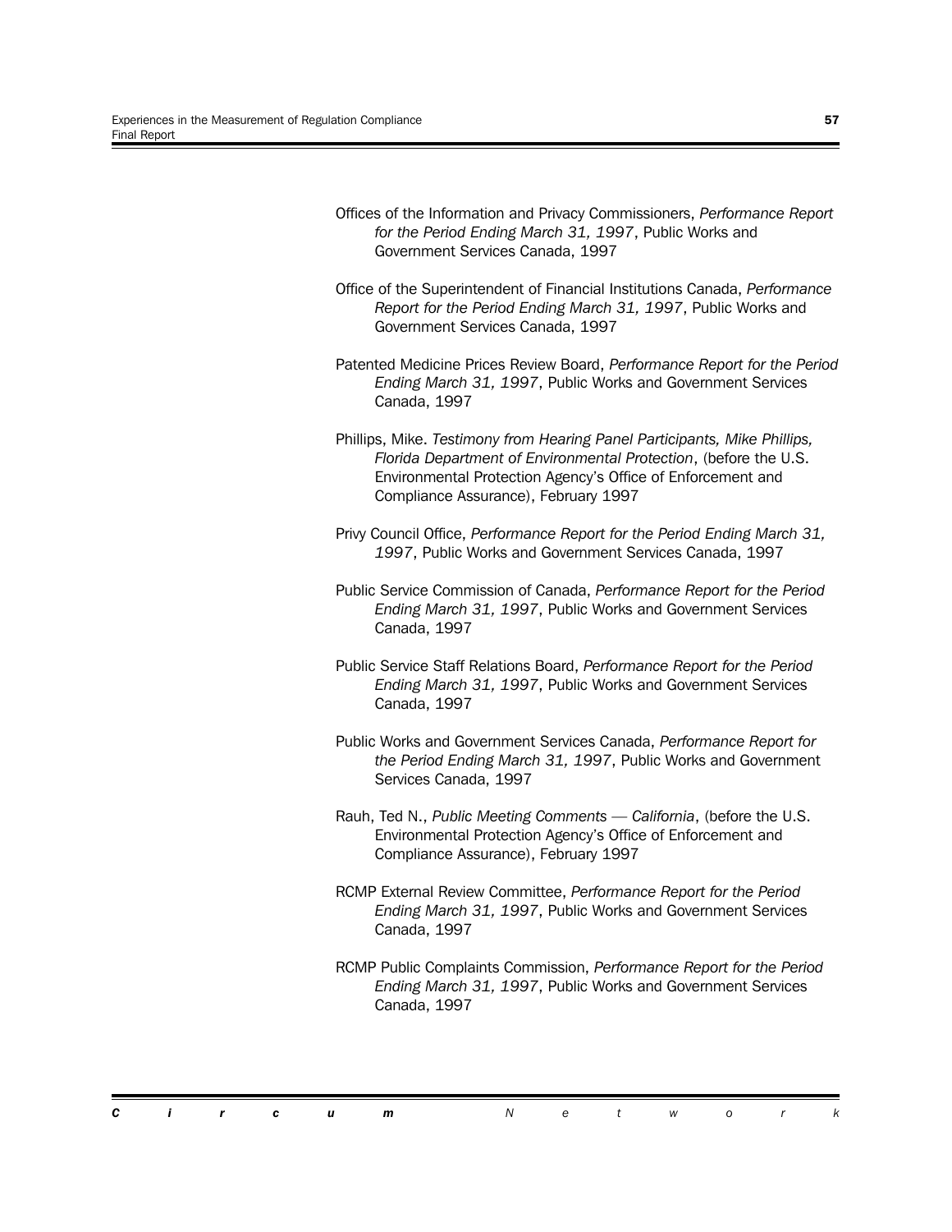Offices of the Information and Privacy Commissioners, *Performance Report for the Period Ending March 31, 1997*, Public Works and Government Services Canada, 1997

Office of the Superintendent of Financial Institutions Canada, *Performance Report for the Period Ending March 31, 1997*, Public Works and Government Services Canada, 1997

Patented Medicine Prices Review Board, *Performance Report for the Period Ending March 31, 1997*, Public Works and Government Services Canada, 1997

Phillips, Mike. *Testimony from Hearing Panel Participants, Mike Phillips, Florida Department of Environmental Protection*, (before the U.S. Environmental Protection Agency's Office of Enforcement and Compliance Assurance), February 1997

Privy Council Office, *Performance Report for the Period Ending March 31, 1997*, Public Works and Government Services Canada, 1997

Public Service Commission of Canada, *Performance Report for the Period Ending March 31, 1997*, Public Works and Government Services Canada, 1997

Public Service Staff Relations Board, *Performance Report for the Period Ending March 31, 1997*, Public Works and Government Services Canada, 1997

Public Works and Government Services Canada, *Performance Report for the Period Ending March 31, 1997*, Public Works and Government Services Canada, 1997

Rauh, Ted N., *Public Meeting Comments — California*, (before the U.S. Environmental Protection Agency's Office of Enforcement and Compliance Assurance), February 1997

RCMP External Review Committee, *Performance Report for the Period Ending March 31, 1997*, Public Works and Government Services Canada, 1997

RCMP Public Complaints Commission, *Performance Report for the Period Ending March 31, 1997*, Public Works and Government Services Canada, 1997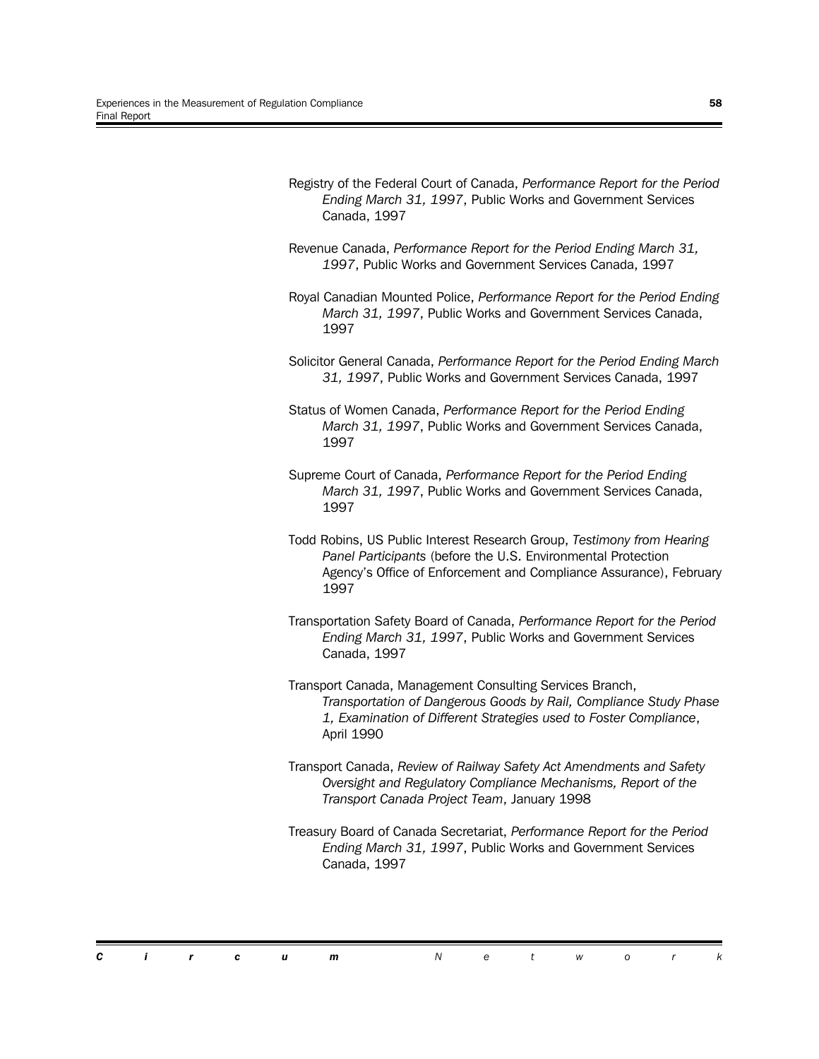Registry of the Federal Court of Canada, *Performance Report for the Period Ending March 31, 1997*, Public Works and Government Services Canada, 1997

Revenue Canada, *Performance Report for the Period Ending March 31, 1997*, Public Works and Government Services Canada, 1997

Royal Canadian Mounted Police, *Performance Report for the Period Ending March 31, 1997*, Public Works and Government Services Canada, 1997

Solicitor General Canada, *Performance Report for the Period Ending March 31, 1997*, Public Works and Government Services Canada, 1997

Status of Women Canada, *Performance Report for the Period Ending March 31, 1997*, Public Works and Government Services Canada, 1997

Supreme Court of Canada, *Performance Report for the Period Ending March 31, 1997*, Public Works and Government Services Canada, 1997

Todd Robins, US Public Interest Research Group, *Testimony from Hearing Panel Participants* (before the U.S. Environmental Protection Agency's Office of Enforcement and Compliance Assurance), February 1997

Transportation Safety Board of Canada, *Performance Report for the Period Ending March 31, 1997*, Public Works and Government Services Canada, 1997

Transport Canada, Management Consulting Services Branch, *Transportation of Dangerous Goods by Rail, Compliance Study Phase 1, Examination of Different Strategies used to Foster Compliance*, April 1990

Transport Canada, *Review of Railway Safety Act Amendments and Safety Oversight and Regulatory Compliance Mechanisms, Report of the Transport Canada Project Team*, January 1998

Treasury Board of Canada Secretariat, *Performance Report for the Period Ending March 31, 1997*, Public Works and Government Services Canada, 1997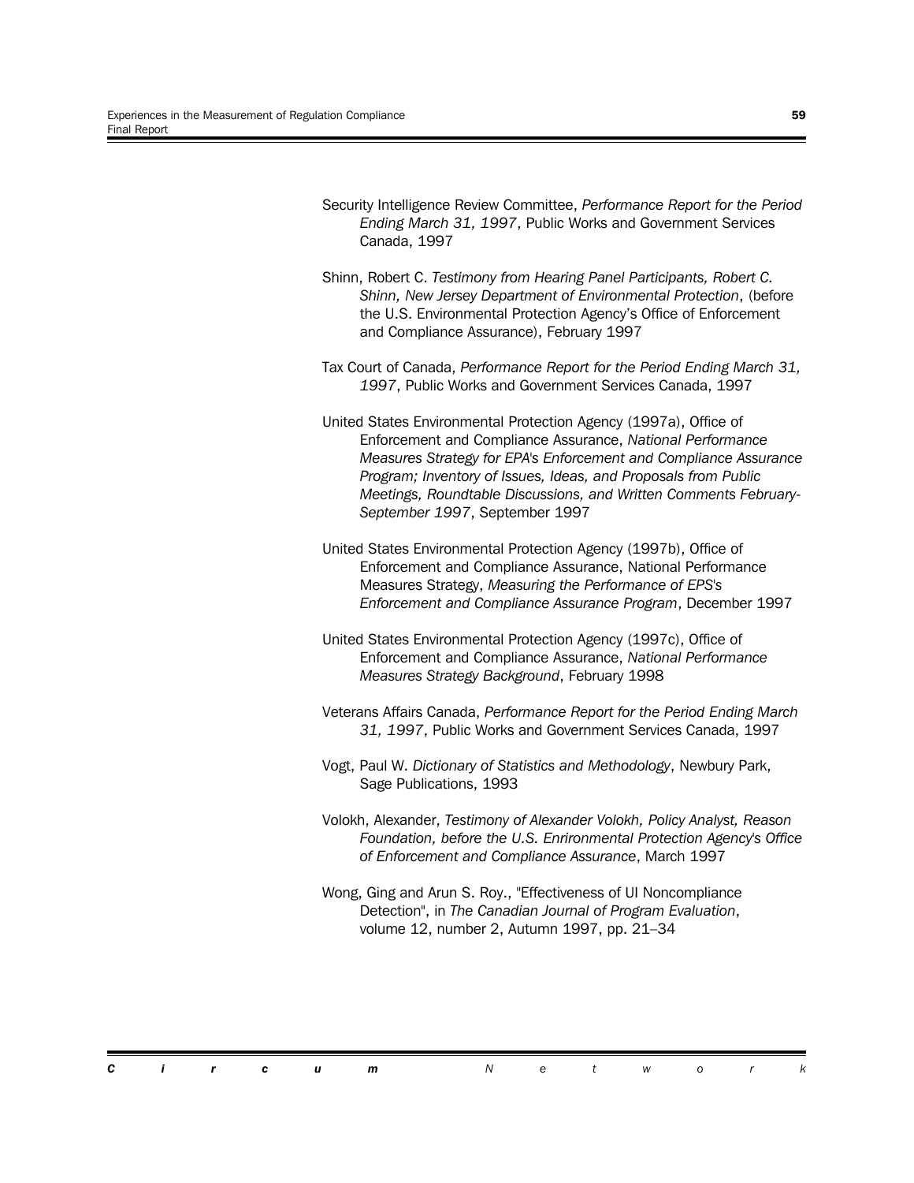Security Intelligence Review Committee, *Performance Report for the Period Ending March 31, 1997*, Public Works and Government Services Canada, 1997

Shinn, Robert C. *Testimony from Hearing Panel Participants, Robert C. Shinn, New Jersey Department of Environmental Protection*, (before the U.S. Environmental Protection Agency's Office of Enforcement and Compliance Assurance), February 1997

Tax Court of Canada, *Performance Report for the Period Ending March 31, 1997*, Public Works and Government Services Canada, 1997

United States Environmental Protection Agency (1997a), Office of Enforcement and Compliance Assurance, *National Performance Measures Strategy for EPA's Enforcement and Compliance Assurance Program; Inventory of Issues, Ideas, and Proposals from Public Meetings, Roundtable Discussions, and Written Comments February-September 1997*, September 1997

United States Environmental Protection Agency (1997b), Office of Enforcement and Compliance Assurance, National Performance Measures Strategy, *Measuring the Performance of EPS's Enforcement and Compliance Assurance Program*, December 1997

United States Environmental Protection Agency (1997c), Office of Enforcement and Compliance Assurance, *National Performance Measures Strategy Background*, February 1998

Veterans Affairs Canada, *Performance Report for the Period Ending March 31, 1997*, Public Works and Government Services Canada, 1997

Vogt, Paul W. *Dictionary of Statistics and Methodology*, Newbury Park, Sage Publications, 1993

Volokh, Alexander, *Testimony of Alexander Volokh, Policy Analyst, Reason Foundation, before the U.S. Enrironmental Protection Agency's Office of Enforcement and Compliance Assurance*, March 1997

Wong, Ging and Arun S. Roy., "Effectiveness of UI Noncompliance Detection", in *The Canadian Journal of Program Evaluation*, volume 12, number 2, Autumn 1997, pp. 21–34